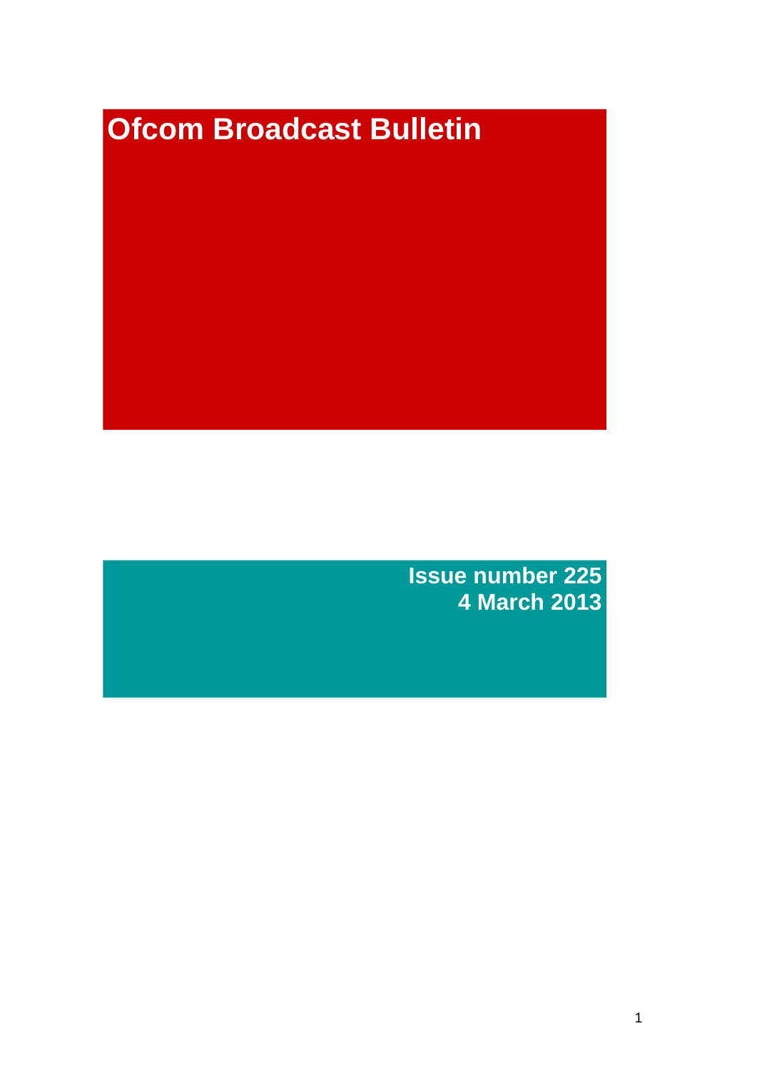# Ofcom Broadcast Bulletin

**Issue number 225**
**4 March 2013**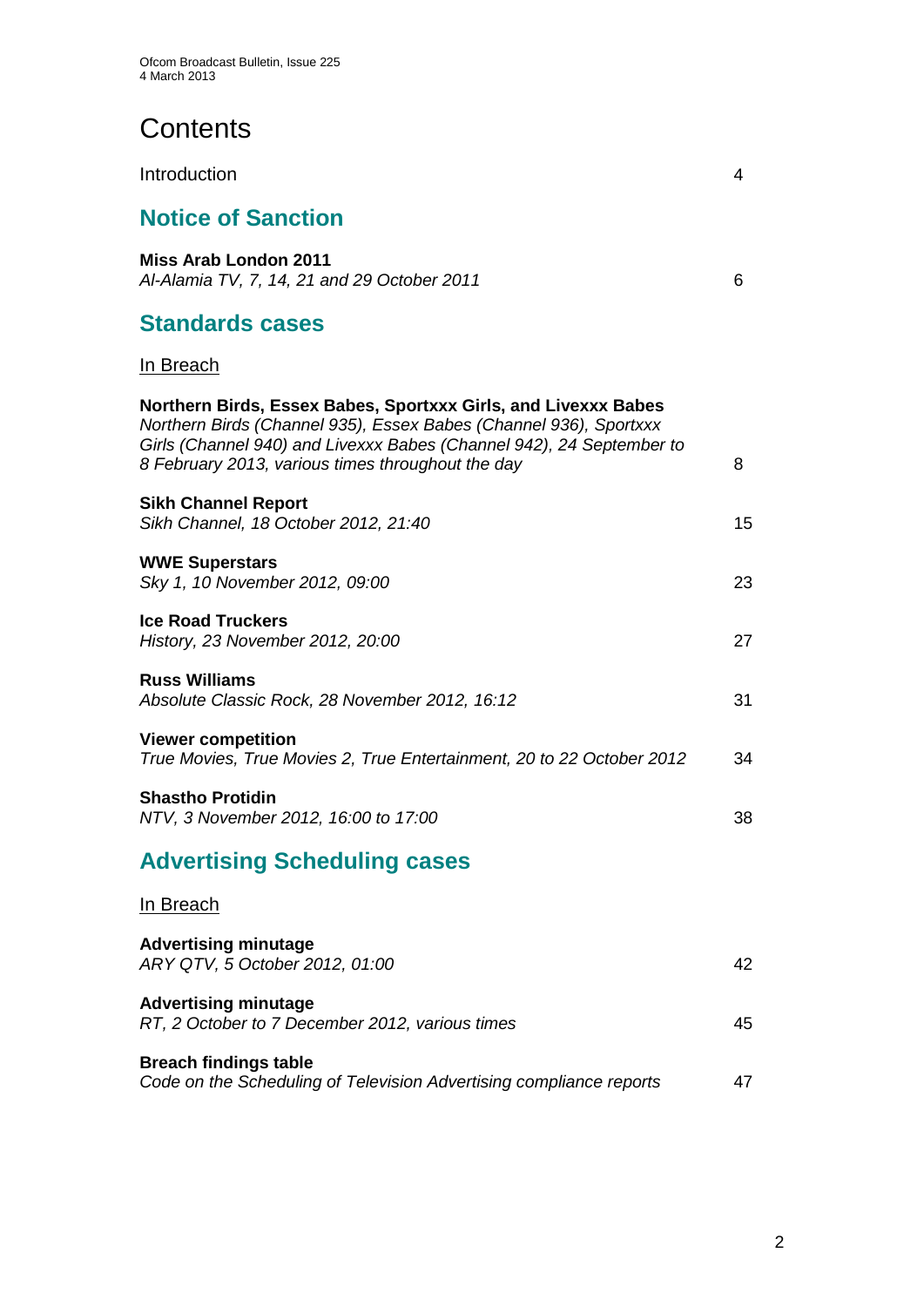# Contents

Introduction 4

## Notice of Sanction

**Miss Arab London 2011**
*Al-Alamia TV, 7, 14, 21 and 29 October 2011* 6

## Standards cases

<u>In Breach</u>

**Northern Birds, Essex Babes, Sportxxx Girls, and Livexxx Babes**
*Northern Birds (Channel 935), Essex Babes (Channel 936), Sportxxx Girls (Channel 940) and Livexxx Babes (Channel 942), 24 September to 8 February 2013, various times throughout the day* 8

**Sikh Channel Report**
*Sikh Channel, 18 October 2012, 21:40* 15

**WWE Superstars**
*Sky 1, 10 November 2012, 09:00* 23

**Ice Road Truckers**
*History, 23 November 2012, 20:00* 27

**Russ Williams**
*Absolute Classic Rock, 28 November 2012, 16:12* 31

**Viewer competition**
*True Movies, True Movies 2, True Entertainment, 20 to 22 October 2012* 34

**Shastho Protidin**
*NTV, 3 November 2012, 16:00 to 17:00* 38

## Advertising Scheduling cases

<u>In Breach</u>

**Advertising minutage**
*ARY QTV, 5 October 2012, 01:00* 42

**Advertising minutage**
*RT, 2 October to 7 December 2012, various times* 45

**Breach findings table**
*Code on the Scheduling of Television Advertising compliance reports* 47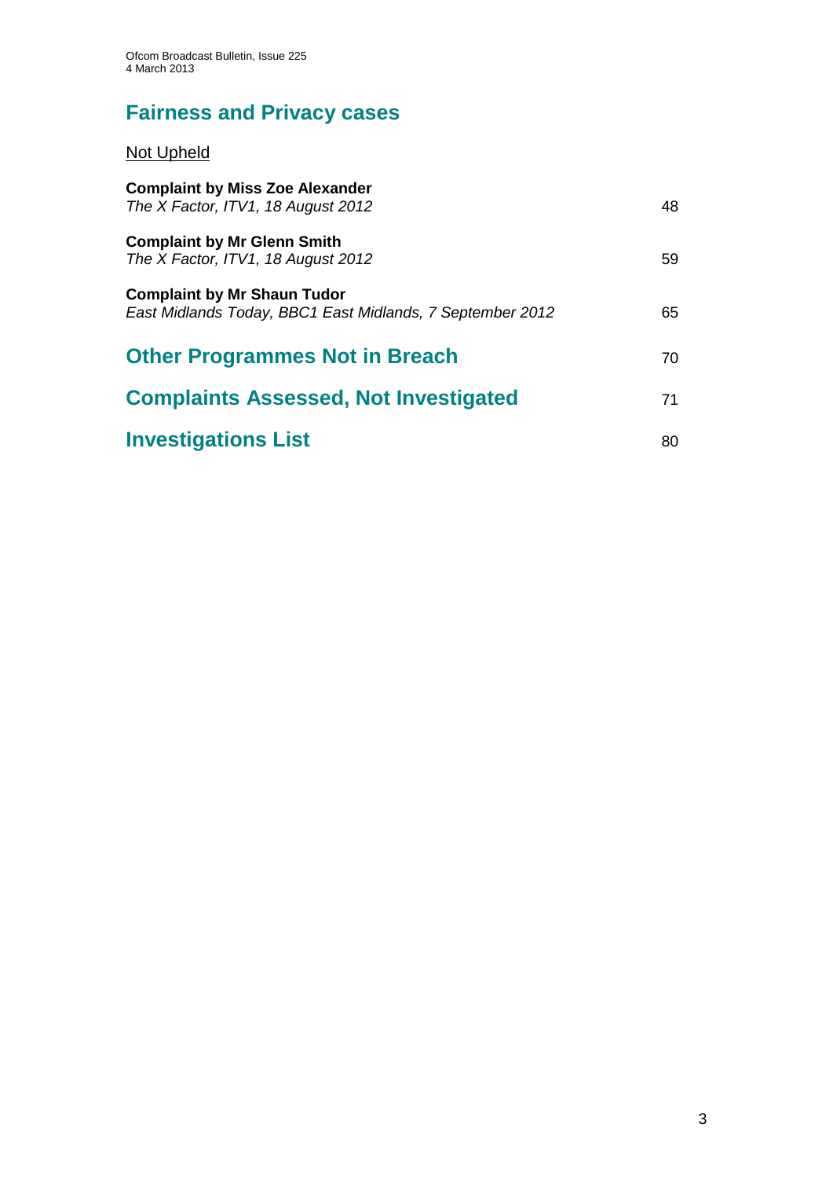## Fairness and Privacy cases

Not Upheld

**Complaint by Miss Zoe Alexander**
*The X Factor, ITV1, 18 August 2012* 48

**Complaint by Mr Glenn Smith**
*The X Factor, ITV1, 18 August 2012* 59

**Complaint by Mr Shaun Tudor**
*East Midlands Today, BBC1 East Midlands, 7 September 2012* 65

## Other Programmes Not in Breach 70

## Complaints Assessed, Not Investigated 71

## Investigations List 80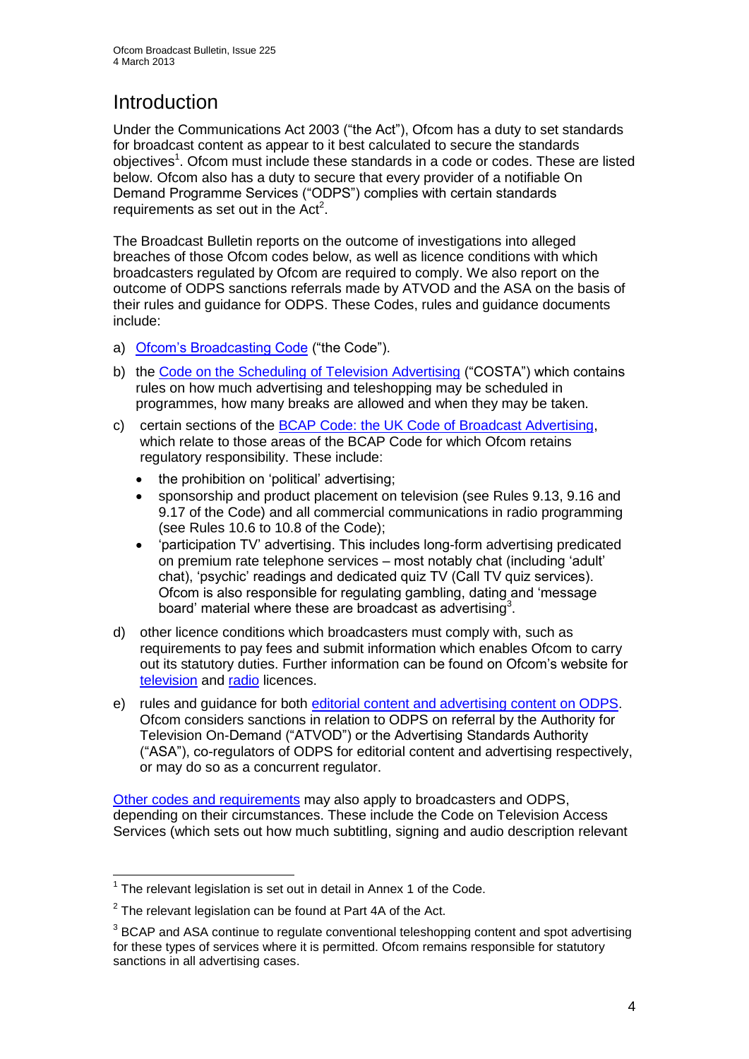# Introduction

Under the Communications Act 2003 ("the Act"), Ofcom has a duty to set standards for broadcast content as appear to it best calculated to secure the standards objectives[1]. Ofcom must include these standards in a code or codes. These are listed below. Ofcom also has a duty to secure that every provider of a notifiable On Demand Programme Services ("ODPS") complies with certain standards requirements as set out in the Act[2].

The Broadcast Bulletin reports on the outcome of investigations into alleged breaches of those Ofcom codes below, as well as licence conditions with which broadcasters regulated by Ofcom are required to comply. We also report on the outcome of ODPS sanctions referrals made by ATVOD and the ASA on the basis of their rules and guidance for ODPS. These Codes, rules and guidance documents include:

a) Ofcom's Broadcasting Code ("the Code").

b) the Code on the Scheduling of Television Advertising ("COSTA") which contains rules on how much advertising and teleshopping may be scheduled in programmes, how many breaks are allowed and when they may be taken.

c) certain sections of the BCAP Code: the UK Code of Broadcast Advertising, which relate to those areas of the BCAP Code for which Ofcom retains regulatory responsibility. These include:

- the prohibition on 'political' advertising;
- sponsorship and product placement on television (see Rules 9.13, 9.16 and 9.17 of the Code) and all commercial communications in radio programming (see Rules 10.6 to 10.8 of the Code);
- 'participation TV' advertising. This includes long-form advertising predicated on premium rate telephone services – most notably chat (including 'adult' chat), 'psychic' readings and dedicated quiz TV (Call TV quiz services). Ofcom is also responsible for regulating gambling, dating and 'message board' material where these are broadcast as advertising[3].

d) other licence conditions which broadcasters must comply with, such as requirements to pay fees and submit information which enables Ofcom to carry out its statutory duties. Further information can be found on Ofcom's website for television and radio licences.

e) rules and guidance for both editorial content and advertising content on ODPS. Ofcom considers sanctions in relation to ODPS on referral by the Authority for Television On-Demand ("ATVOD") or the Advertising Standards Authority ("ASA"), co-regulators of ODPS for editorial content and advertising respectively, or may do so as a concurrent regulator.

Other codes and requirements may also apply to broadcasters and ODPS, depending on their circumstances. These include the Code on Television Access Services (which sets out how much subtitling, signing and audio description relevant

---

[1] The relevant legislation is set out in detail in Annex 1 of the Code.

[2] The relevant legislation can be found at Part 4A of the Act.

[3] BCAP and ASA continue to regulate conventional teleshopping content and spot advertising for these types of services where it is permitted. Ofcom remains responsible for statutory sanctions in all advertising cases.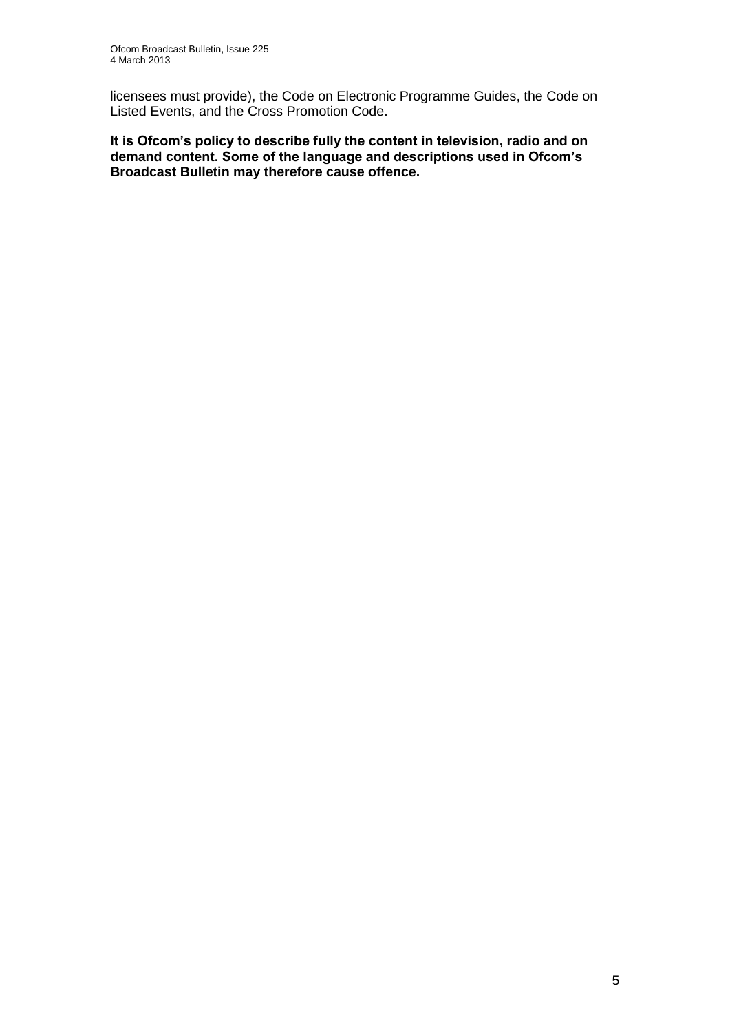licensees must provide), the Code on Electronic Programme Guides, the Code on Listed Events, and the Cross Promotion Code.

**It is Ofcom's policy to describe fully the content in television, radio and on demand content. Some of the language and descriptions used in Ofcom's Broadcast Bulletin may therefore cause offence.**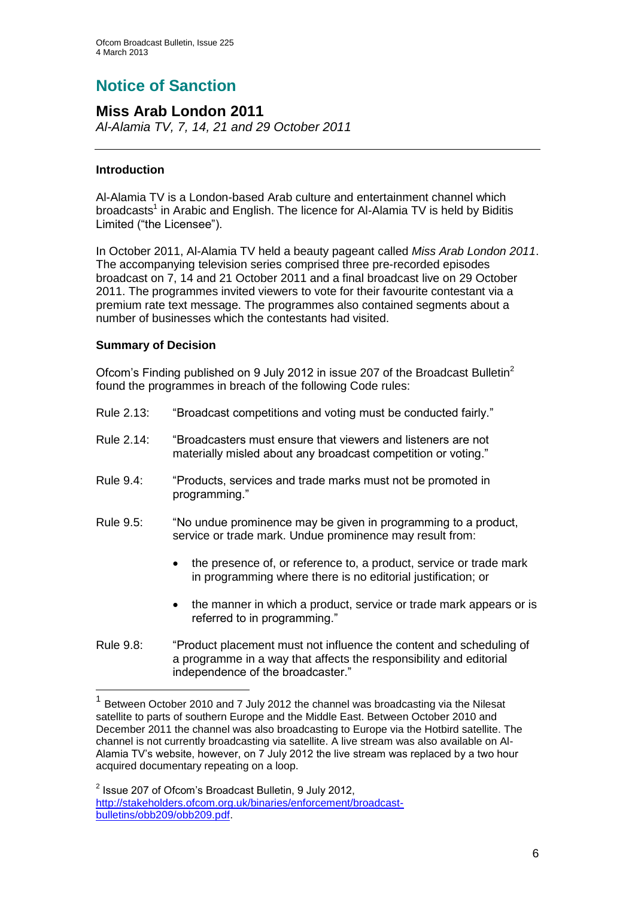# Notice of Sanction

## Miss Arab London 2011

*Al-Alamia TV, 7, 14, 21 and 29 October 2011*

---

### Introduction

Al-Alamia TV is a London-based Arab culture and entertainment channel which broadcasts[1] in Arabic and English. The licence for Al-Alamia TV is held by Biditis Limited ("the Licensee").

In October 2011, Al-Alamia TV held a beauty pageant called *Miss Arab London 2011*. The accompanying television series comprised three pre-recorded episodes broadcast on 7, 14 and 21 October 2011 and a final broadcast live on 29 October 2011. The programmes invited viewers to vote for their favourite contestant via a premium rate text message. The programmes also contained segments about a number of businesses which the contestants had visited.

### Summary of Decision

Ofcom's Finding published on 9 July 2012 in issue 207 of the Broadcast Bulletin[2] found the programmes in breach of the following Code rules:

Rule 2.13: "Broadcast competitions and voting must be conducted fairly."

Rule 2.14: "Broadcasters must ensure that viewers and listeners are not materially misled about any broadcast competition or voting."

Rule 9.4: "Products, services and trade marks must not be promoted in programming."

Rule 9.5: "No undue prominence may be given in programming to a product, service or trade mark. Undue prominence may result from:

- the presence of, or reference to, a product, service or trade mark in programming where there is no editorial justification; or
- the manner in which a product, service or trade mark appears or is referred to in programming."

Rule 9.8: "Product placement must not influence the content and scheduling of a programme in a way that affects the responsibility and editorial independence of the broadcaster."

---

[1] Between October 2010 and 7 July 2012 the channel was broadcasting via the Nilesat satellite to parts of southern Europe and the Middle East. Between October 2010 and December 2011 the channel was also broadcasting to Europe via the Hotbird satellite. The channel is not currently broadcasting via satellite. A live stream was also available on Al-Alamia TV's website, however, on 7 July 2012 the live stream was replaced by a two hour acquired documentary repeating on a loop.

[2] Issue 207 of Ofcom's Broadcast Bulletin, 9 July 2012, http://stakeholders.ofcom.org.uk/binaries/enforcement/broadcast-bulletins/obb209/obb209.pdf.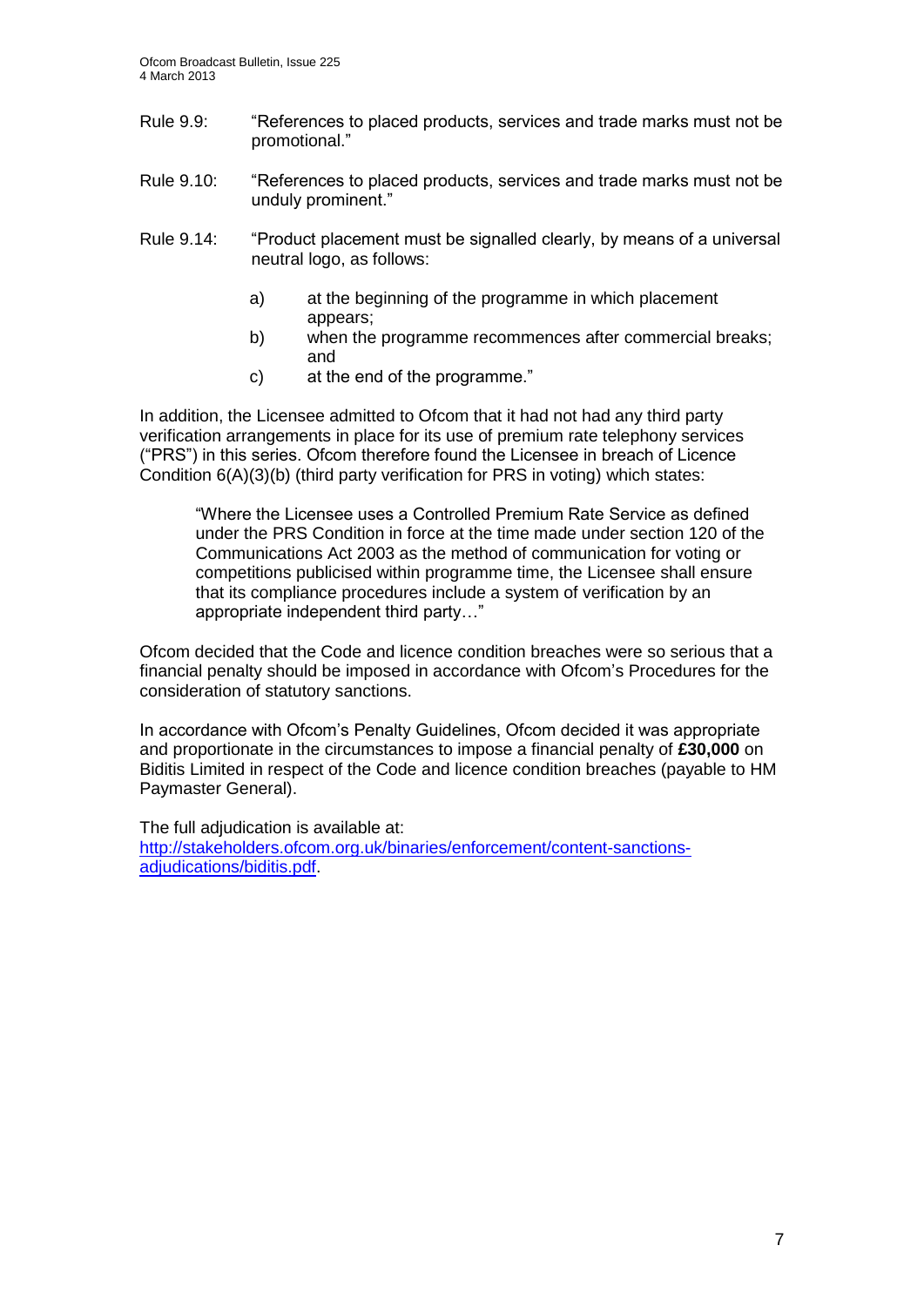Rule 9.9: "References to placed products, services and trade marks must not be promotional."

Rule 9.10: "References to placed products, services and trade marks must not be unduly prominent."

Rule 9.14: "Product placement must be signalled clearly, by means of a universal neutral logo, as follows:

a) at the beginning of the programme in which placement appears;
b) when the programme recommences after commercial breaks; and
c) at the end of the programme."

In addition, the Licensee admitted to Ofcom that it had not had any third party verification arrangements in place for its use of premium rate telephony services ("PRS") in this series. Ofcom therefore found the Licensee in breach of Licence Condition 6(A)(3)(b) (third party verification for PRS in voting) which states:

> "Where the Licensee uses a Controlled Premium Rate Service as defined under the PRS Condition in force at the time made under section 120 of the Communications Act 2003 as the method of communication for voting or competitions publicised within programme time, the Licensee shall ensure that its compliance procedures include a system of verification by an appropriate independent third party…"

Ofcom decided that the Code and licence condition breaches were so serious that a financial penalty should be imposed in accordance with Ofcom's Procedures for the consideration of statutory sanctions.

In accordance with Ofcom's Penalty Guidelines, Ofcom decided it was appropriate and proportionate in the circumstances to impose a financial penalty of **£30,000** on Biditis Limited in respect of the Code and licence condition breaches (payable to HM Paymaster General).

The full adjudication is available at:
[http://stakeholders.ofcom.org.uk/binaries/enforcement/content-sanctions-adjudications/biditis.pdf](http://stakeholders.ofcom.org.uk/binaries/enforcement/content-sanctions-adjudications/biditis.pdf).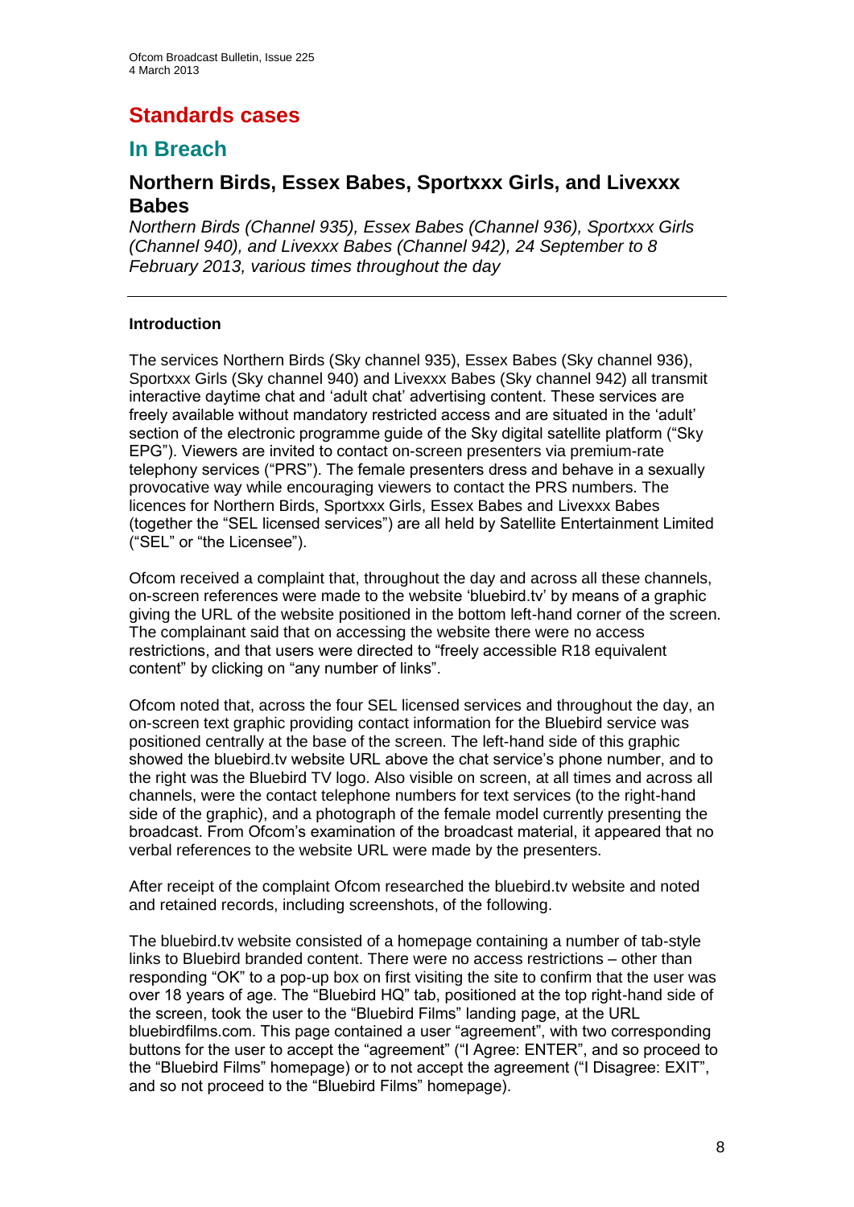# Standards cases

## In Breach

### Northern Birds, Essex Babes, Sportxxx Girls, and Livexxx Babes

*Northern Birds (Channel 935), Essex Babes (Channel 936), Sportxxx Girls (Channel 940), and Livexxx Babes (Channel 942), 24 September to 8 February 2013, various times throughout the day*

---

**Introduction**

The services Northern Birds (Sky channel 935), Essex Babes (Sky channel 936), Sportxxx Girls (Sky channel 940) and Livexxx Babes (Sky channel 942) all transmit interactive daytime chat and 'adult chat' advertising content. These services are freely available without mandatory restricted access and are situated in the 'adult' section of the electronic programme guide of the Sky digital satellite platform ("Sky EPG"). Viewers are invited to contact on-screen presenters via premium-rate telephony services ("PRS"). The female presenters dress and behave in a sexually provocative way while encouraging viewers to contact the PRS numbers. The licences for Northern Birds, Sportxxx Girls, Essex Babes and Livexxx Babes (together the "SEL licensed services") are all held by Satellite Entertainment Limited ("SEL" or "the Licensee").

Ofcom received a complaint that, throughout the day and across all these channels, on-screen references were made to the website 'bluebird.tv' by means of a graphic giving the URL of the website positioned in the bottom left-hand corner of the screen. The complainant said that on accessing the website there were no access restrictions, and that users were directed to "freely accessible R18 equivalent content" by clicking on "any number of links".

Ofcom noted that, across the four SEL licensed services and throughout the day, an on-screen text graphic providing contact information for the Bluebird service was positioned centrally at the base of the screen. The left-hand side of this graphic showed the bluebird.tv website URL above the chat service's phone number, and to the right was the Bluebird TV logo. Also visible on screen, at all times and across all channels, were the contact telephone numbers for text services (to the right-hand side of the graphic), and a photograph of the female model currently presenting the broadcast. From Ofcom's examination of the broadcast material, it appeared that no verbal references to the website URL were made by the presenters.

After receipt of the complaint Ofcom researched the bluebird.tv website and noted and retained records, including screenshots, of the following.

The bluebird.tv website consisted of a homepage containing a number of tab-style links to Bluebird branded content. There were no access restrictions – other than responding "OK" to a pop-up box on first visiting the site to confirm that the user was over 18 years of age. The "Bluebird HQ" tab, positioned at the top right-hand side of the screen, took the user to the "Bluebird Films" landing page, at the URL bluebirdfilms.com. This page contained a user "agreement", with two corresponding buttons for the user to accept the "agreement" ("I Agree: ENTER", and so proceed to the "Bluebird Films" homepage) or to not accept the agreement ("I Disagree: EXIT", and so not proceed to the "Bluebird Films" homepage).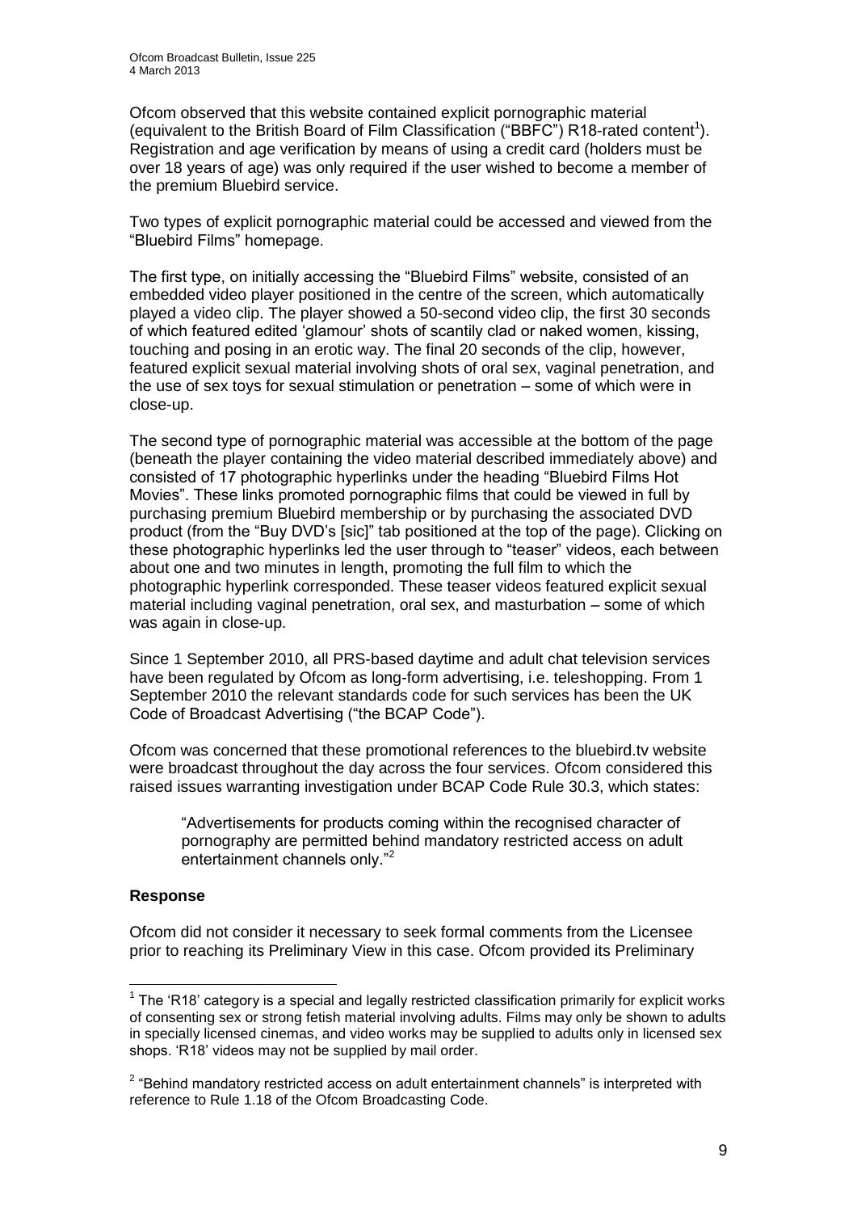Ofcom observed that this website contained explicit pornographic material (equivalent to the British Board of Film Classification ("BBFC") R18-rated content[1]). Registration and age verification by means of using a credit card (holders must be over 18 years of age) was only required if the user wished to become a member of the premium Bluebird service.

Two types of explicit pornographic material could be accessed and viewed from the "Bluebird Films" homepage.

The first type, on initially accessing the "Bluebird Films" website, consisted of an embedded video player positioned in the centre of the screen, which automatically played a video clip. The player showed a 50-second video clip, the first 30 seconds of which featured edited 'glamour' shots of scantily clad or naked women, kissing, touching and posing in an erotic way. The final 20 seconds of the clip, however, featured explicit sexual material involving shots of oral sex, vaginal penetration, and the use of sex toys for sexual stimulation or penetration – some of which were in close-up.

The second type of pornographic material was accessible at the bottom of the page (beneath the player containing the video material described immediately above) and consisted of 17 photographic hyperlinks under the heading "Bluebird Films Hot Movies". These links promoted pornographic films that could be viewed in full by purchasing premium Bluebird membership or by purchasing the associated DVD product (from the "Buy DVD's [sic]" tab positioned at the top of the page). Clicking on these photographic hyperlinks led the user through to "teaser" videos, each between about one and two minutes in length, promoting the full film to which the photographic hyperlink corresponded. These teaser videos featured explicit sexual material including vaginal penetration, oral sex, and masturbation – some of which was again in close-up.

Since 1 September 2010, all PRS-based daytime and adult chat television services have been regulated by Ofcom as long-form advertising, i.e. teleshopping. From 1 September 2010 the relevant standards code for such services has been the UK Code of Broadcast Advertising ("the BCAP Code").

Ofcom was concerned that these promotional references to the bluebird.tv website were broadcast throughout the day across the four services. Ofcom considered this raised issues warranting investigation under BCAP Code Rule 30.3, which states:

> "Advertisements for products coming within the recognised character of pornography are permitted behind mandatory restricted access on adult entertainment channels only."[2]

#### Response

Ofcom did not consider it necessary to seek formal comments from the Licensee prior to reaching its Preliminary View in this case. Ofcom provided its Preliminary

---

[1] The 'R18' category is a special and legally restricted classification primarily for explicit works of consenting sex or strong fetish material involving adults. Films may only be shown to adults in specially licensed cinemas, and video works may be supplied to adults only in licensed sex shops. 'R18' videos may not be supplied by mail order.

[2] "Behind mandatory restricted access on adult entertainment channels" is interpreted with reference to Rule 1.18 of the Ofcom Broadcasting Code.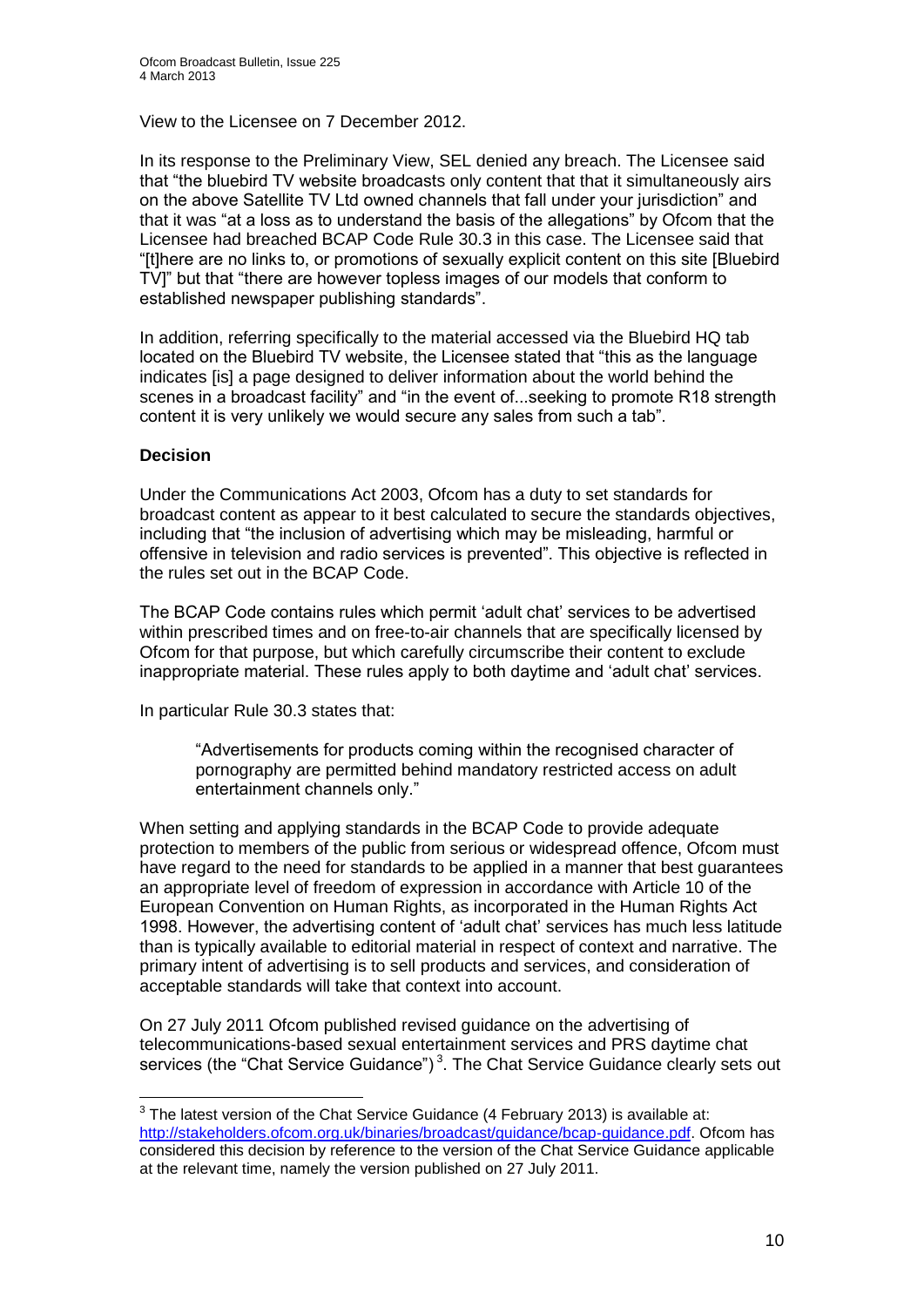View to the Licensee on 7 December 2012.

In its response to the Preliminary View, SEL denied any breach. The Licensee said that "the bluebird TV website broadcasts only content that that it simultaneously airs on the above Satellite TV Ltd owned channels that fall under your jurisdiction" and that it was "at a loss as to understand the basis of the allegations" by Ofcom that the Licensee had breached BCAP Code Rule 30.3 in this case. The Licensee said that "[t]here are no links to, or promotions of sexually explicit content on this site [Bluebird TV]" but that "there are however topless images of our models that conform to established newspaper publishing standards".

In addition, referring specifically to the material accessed via the Bluebird HQ tab located on the Bluebird TV website, the Licensee stated that "this as the language indicates [is] a page designed to deliver information about the world behind the scenes in a broadcast facility" and "in the event of...seeking to promote R18 strength content it is very unlikely we would secure any sales from such a tab".

**Decision**

Under the Communications Act 2003, Ofcom has a duty to set standards for broadcast content as appear to it best calculated to secure the standards objectives, including that "the inclusion of advertising which may be misleading, harmful or offensive in television and radio services is prevented". This objective is reflected in the rules set out in the BCAP Code.

The BCAP Code contains rules which permit 'adult chat' services to be advertised within prescribed times and on free-to-air channels that are specifically licensed by Ofcom for that purpose, but which carefully circumscribe their content to exclude inappropriate material. These rules apply to both daytime and 'adult chat' services.

In particular Rule 30.3 states that:

> "Advertisements for products coming within the recognised character of pornography are permitted behind mandatory restricted access on adult entertainment channels only."

When setting and applying standards in the BCAP Code to provide adequate protection to members of the public from serious or widespread offence, Ofcom must have regard to the need for standards to be applied in a manner that best guarantees an appropriate level of freedom of expression in accordance with Article 10 of the European Convention on Human Rights, as incorporated in the Human Rights Act 1998. However, the advertising content of 'adult chat' services has much less latitude than is typically available to editorial material in respect of context and narrative. The primary intent of advertising is to sell products and services, and consideration of acceptable standards will take that context into account.

On 27 July 2011 Ofcom published revised guidance on the advertising of telecommunications-based sexual entertainment services and PRS daytime chat services (the "Chat Service Guidance")[3]. The Chat Service Guidance clearly sets out

[3] The latest version of the Chat Service Guidance (4 February 2013) is available at: http://stakeholders.ofcom.org.uk/binaries/broadcast/guidance/bcap-guidance.pdf. Ofcom has considered this decision by reference to the version of the Chat Service Guidance applicable at the relevant time, namely the version published on 27 July 2011.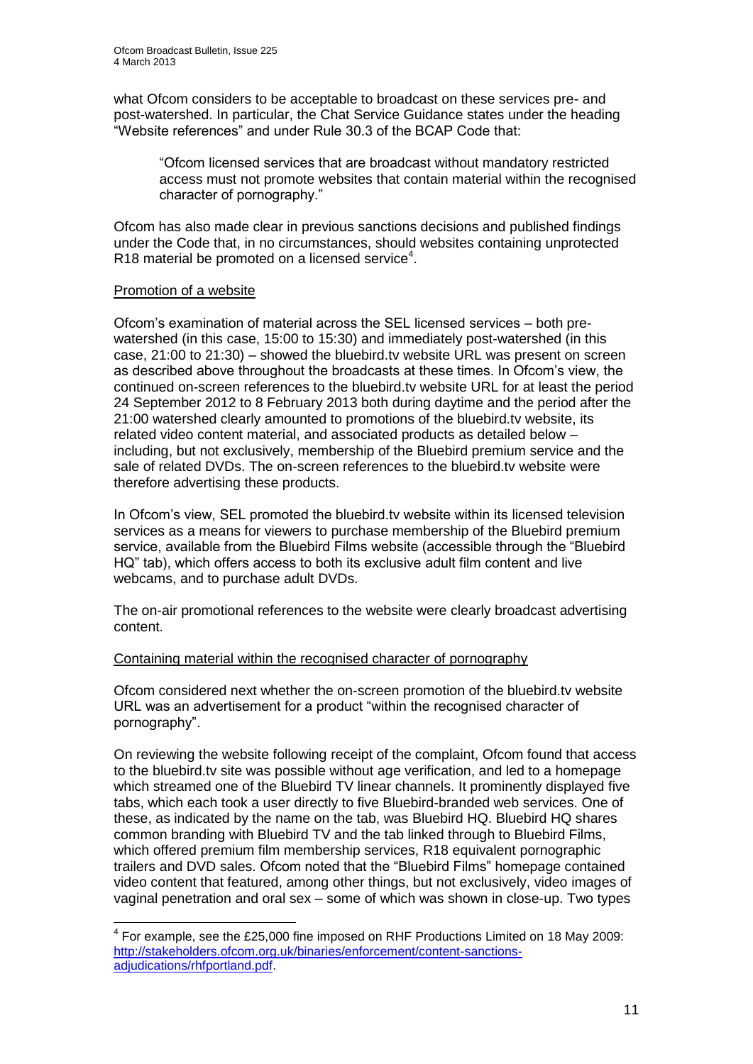what Ofcom considers to be acceptable to broadcast on these services pre- and post-watershed. In particular, the Chat Service Guidance states under the heading "Website references" and under Rule 30.3 of the BCAP Code that:

> "Ofcom licensed services that are broadcast without mandatory restricted access must not promote websites that contain material within the recognised character of pornography."

Ofcom has also made clear in previous sanctions decisions and published findings under the Code that, in no circumstances, should websites containing unprotected R18 material be promoted on a licensed service[4].

Promotion of a website

Ofcom's examination of material across the SEL licensed services – both pre-watershed (in this case, 15:00 to 15:30) and immediately post-watershed (in this case, 21:00 to 21:30) – showed the bluebird.tv website URL was present on screen as described above throughout the broadcasts at these times. In Ofcom's view, the continued on-screen references to the bluebird.tv website URL for at least the period 24 September 2012 to 8 February 2013 both during daytime and the period after the 21:00 watershed clearly amounted to promotions of the bluebird.tv website, its related video content material, and associated products as detailed below – including, but not exclusively, membership of the Bluebird premium service and the sale of related DVDs. The on-screen references to the bluebird.tv website were therefore advertising these products.

In Ofcom's view, SEL promoted the bluebird.tv website within its licensed television services as a means for viewers to purchase membership of the Bluebird premium service, available from the Bluebird Films website (accessible through the "Bluebird HQ" tab), which offers access to both its exclusive adult film content and live webcams, and to purchase adult DVDs.

The on-air promotional references to the website were clearly broadcast advertising content.

Containing material within the recognised character of pornography

Ofcom considered next whether the on-screen promotion of the bluebird.tv website URL was an advertisement for a product "within the recognised character of pornography".

On reviewing the website following receipt of the complaint, Ofcom found that access to the bluebird.tv site was possible without age verification, and led to a homepage which streamed one of the Bluebird TV linear channels. It prominently displayed five tabs, which each took a user directly to five Bluebird-branded web services. One of these, as indicated by the name on the tab, was Bluebird HQ. Bluebird HQ shares common branding with Bluebird TV and the tab linked through to Bluebird Films, which offered premium film membership services, R18 equivalent pornographic trailers and DVD sales. Ofcom noted that the "Bluebird Films" homepage contained video content that featured, among other things, but not exclusively, video images of vaginal penetration and oral sex – some of which was shown in close-up. Two types

---

[4] For example, see the £25,000 fine imposed on RHF Productions Limited on 18 May 2009: http://stakeholders.ofcom.org.uk/binaries/enforcement/content-sanctions-adjudications/rhfportland.pdf.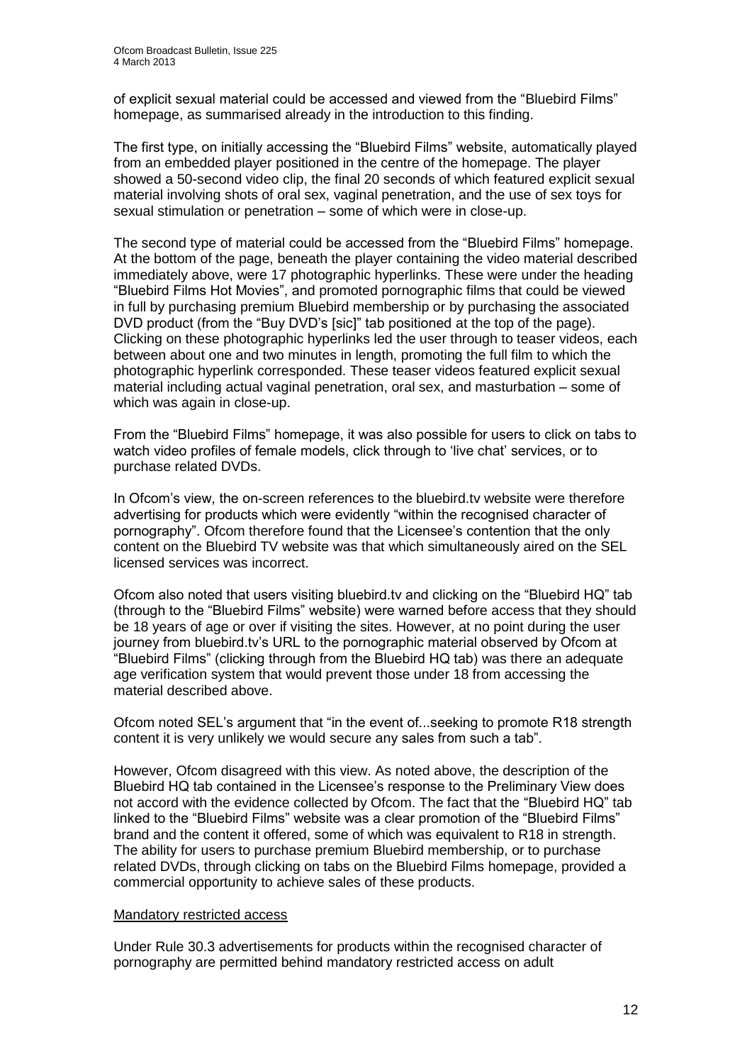of explicit sexual material could be accessed and viewed from the "Bluebird Films" homepage, as summarised already in the introduction to this finding.

The first type, on initially accessing the "Bluebird Films" website, automatically played from an embedded player positioned in the centre of the homepage. The player showed a 50-second video clip, the final 20 seconds of which featured explicit sexual material involving shots of oral sex, vaginal penetration, and the use of sex toys for sexual stimulation or penetration – some of which were in close-up.

The second type of material could be accessed from the "Bluebird Films" homepage. At the bottom of the page, beneath the player containing the video material described immediately above, were 17 photographic hyperlinks. These were under the heading "Bluebird Films Hot Movies", and promoted pornographic films that could be viewed in full by purchasing premium Bluebird membership or by purchasing the associated DVD product (from the "Buy DVD's [sic]" tab positioned at the top of the page). Clicking on these photographic hyperlinks led the user through to teaser videos, each between about one and two minutes in length, promoting the full film to which the photographic hyperlink corresponded. These teaser videos featured explicit sexual material including actual vaginal penetration, oral sex, and masturbation – some of which was again in close-up.

From the "Bluebird Films" homepage, it was also possible for users to click on tabs to watch video profiles of female models, click through to 'live chat' services, or to purchase related DVDs.

In Ofcom's view, the on-screen references to the bluebird.tv website were therefore advertising for products which were evidently "within the recognised character of pornography". Ofcom therefore found that the Licensee's contention that the only content on the Bluebird TV website was that which simultaneously aired on the SEL licensed services was incorrect.

Ofcom also noted that users visiting bluebird.tv and clicking on the "Bluebird HQ" tab (through to the "Bluebird Films" website) were warned before access that they should be 18 years of age or over if visiting the sites. However, at no point during the user journey from bluebird.tv's URL to the pornographic material observed by Ofcom at "Bluebird Films" (clicking through from the Bluebird HQ tab) was there an adequate age verification system that would prevent those under 18 from accessing the material described above.

Ofcom noted SEL's argument that "in the event of...seeking to promote R18 strength content it is very unlikely we would secure any sales from such a tab".

However, Ofcom disagreed with this view. As noted above, the description of the Bluebird HQ tab contained in the Licensee's response to the Preliminary View does not accord with the evidence collected by Ofcom. The fact that the "Bluebird HQ" tab linked to the "Bluebird Films" website was a clear promotion of the "Bluebird Films" brand and the content it offered, some of which was equivalent to R18 in strength. The ability for users to purchase premium Bluebird membership, or to purchase related DVDs, through clicking on tabs on the Bluebird Films homepage, provided a commercial opportunity to achieve sales of these products.

Mandatory restricted access

Under Rule 30.3 advertisements for products within the recognised character of pornography are permitted behind mandatory restricted access on adult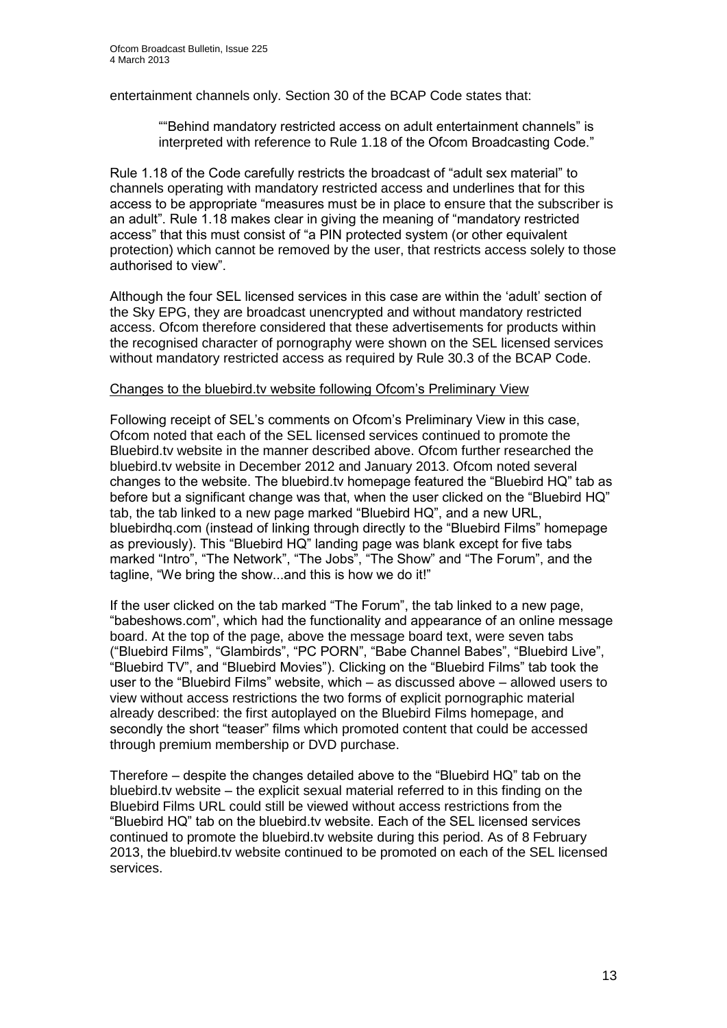entertainment channels only. Section 30 of the BCAP Code states that:

> ""Behind mandatory restricted access on adult entertainment channels" is interpreted with reference to Rule 1.18 of the Ofcom Broadcasting Code."

Rule 1.18 of the Code carefully restricts the broadcast of "adult sex material" to channels operating with mandatory restricted access and underlines that for this access to be appropriate "measures must be in place to ensure that the subscriber is an adult". Rule 1.18 makes clear in giving the meaning of "mandatory restricted access" that this must consist of "a PIN protected system (or other equivalent protection) which cannot be removed by the user, that restricts access solely to those authorised to view".

Although the four SEL licensed services in this case are within the 'adult' section of the Sky EPG, they are broadcast unencrypted and without mandatory restricted access. Ofcom therefore considered that these advertisements for products within the recognised character of pornography were shown on the SEL licensed services without mandatory restricted access as required by Rule 30.3 of the BCAP Code.

Changes to the bluebird.tv website following Ofcom's Preliminary View

Following receipt of SEL's comments on Ofcom's Preliminary View in this case, Ofcom noted that each of the SEL licensed services continued to promote the Bluebird.tv website in the manner described above. Ofcom further researched the bluebird.tv website in December 2012 and January 2013. Ofcom noted several changes to the website. The bluebird.tv homepage featured the "Bluebird HQ" tab as before but a significant change was that, when the user clicked on the "Bluebird HQ" tab, the tab linked to a new page marked "Bluebird HQ", and a new URL, bluebirdhq.com (instead of linking through directly to the "Bluebird Films" homepage as previously). This "Bluebird HQ" landing page was blank except for five tabs marked "Intro", "The Network", "The Jobs", "The Show" and "The Forum", and the tagline, "We bring the show...and this is how we do it!"

If the user clicked on the tab marked "The Forum", the tab linked to a new page, "babeshows.com", which had the functionality and appearance of an online message board. At the top of the page, above the message board text, were seven tabs ("Bluebird Films", "Glambirds", "PC PORN", "Babe Channel Babes", "Bluebird Live", "Bluebird TV", and "Bluebird Movies"). Clicking on the "Bluebird Films" tab took the user to the "Bluebird Films" website, which – as discussed above – allowed users to view without access restrictions the two forms of explicit pornographic material already described: the first autoplayed on the Bluebird Films homepage, and secondly the short "teaser" films which promoted content that could be accessed through premium membership or DVD purchase.

Therefore – despite the changes detailed above to the "Bluebird HQ" tab on the bluebird.tv website – the explicit sexual material referred to in this finding on the Bluebird Films URL could still be viewed without access restrictions from the "Bluebird HQ" tab on the bluebird.tv website. Each of the SEL licensed services continued to promote the bluebird.tv website during this period. As of 8 February 2013, the bluebird.tv website continued to be promoted on each of the SEL licensed services.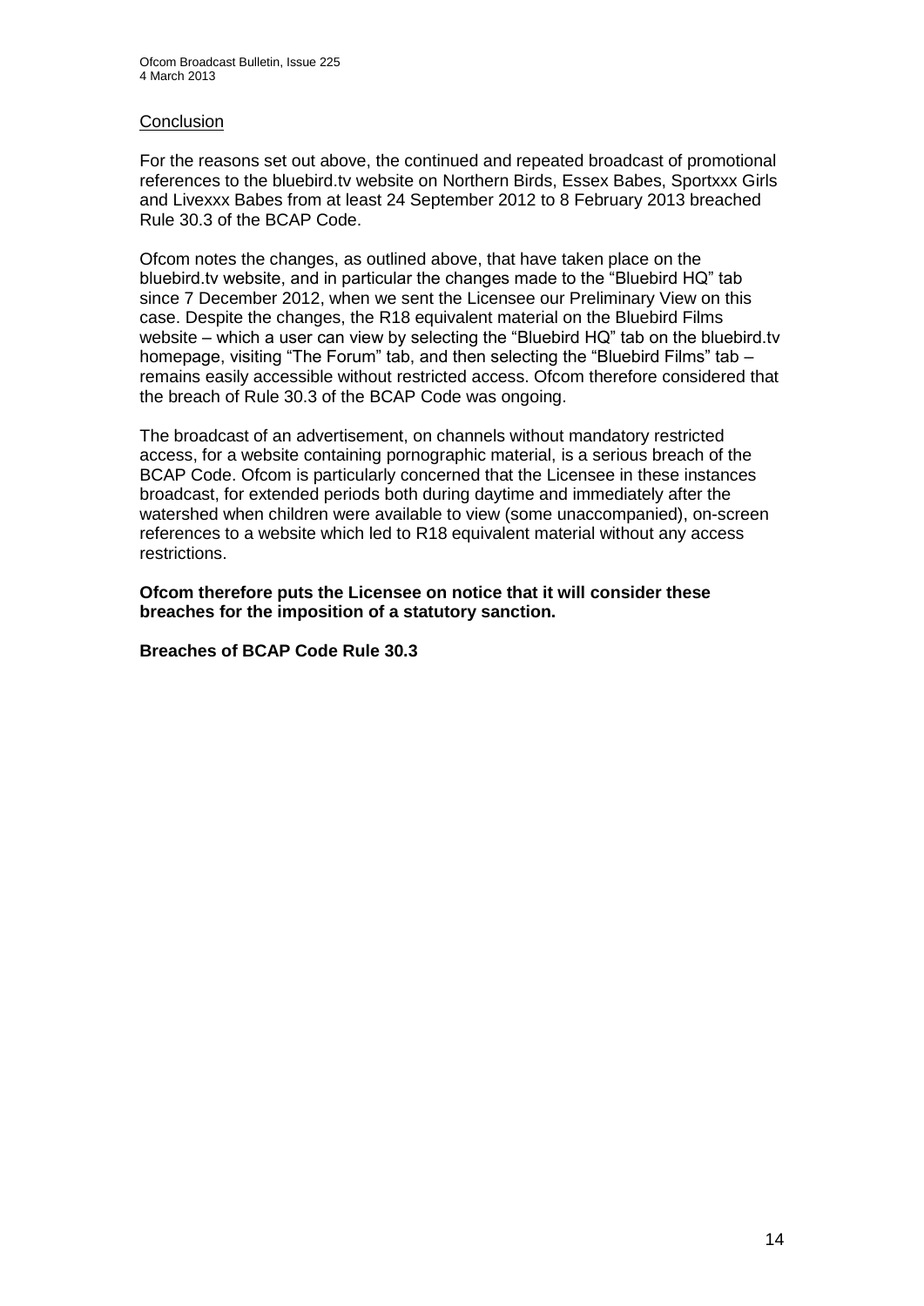Conclusion

For the reasons set out above, the continued and repeated broadcast of promotional references to the bluebird.tv website on Northern Birds, Essex Babes, Sportxxx Girls and Livexxx Babes from at least 24 September 2012 to 8 February 2013 breached Rule 30.3 of the BCAP Code.

Ofcom notes the changes, as outlined above, that have taken place on the bluebird.tv website, and in particular the changes made to the "Bluebird HQ" tab since 7 December 2012, when we sent the Licensee our Preliminary View on this case. Despite the changes, the R18 equivalent material on the Bluebird Films website – which a user can view by selecting the "Bluebird HQ" tab on the bluebird.tv homepage, visiting "The Forum" tab, and then selecting the "Bluebird Films" tab – remains easily accessible without restricted access. Ofcom therefore considered that the breach of Rule 30.3 of the BCAP Code was ongoing.

The broadcast of an advertisement, on channels without mandatory restricted access, for a website containing pornographic material, is a serious breach of the BCAP Code. Ofcom is particularly concerned that the Licensee in these instances broadcast, for extended periods both during daytime and immediately after the watershed when children were available to view (some unaccompanied), on-screen references to a website which led to R18 equivalent material without any access restrictions.

**Ofcom therefore puts the Licensee on notice that it will consider these breaches for the imposition of a statutory sanction.**

**Breaches of BCAP Code Rule 30.3**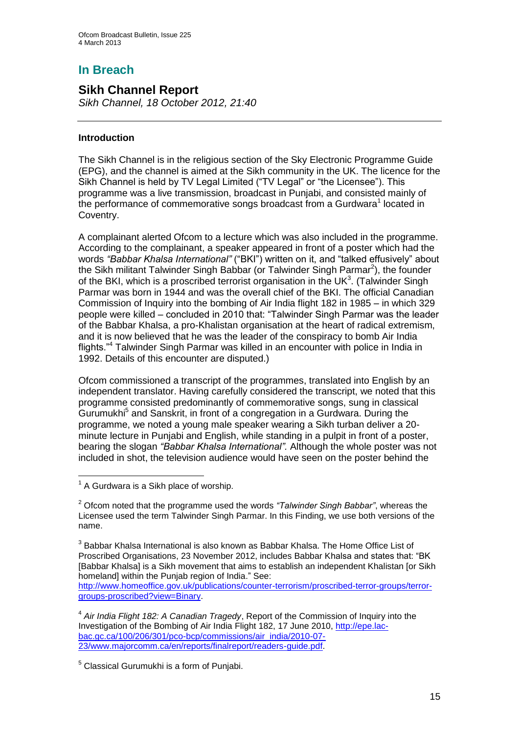# In Breach

## Sikh Channel Report

*Sikh Channel, 18 October 2012, 21:40*

### Introduction

The Sikh Channel is in the religious section of the Sky Electronic Programme Guide (EPG), and the channel is aimed at the Sikh community in the UK. The licence for the Sikh Channel is held by TV Legal Limited ("TV Legal" or "the Licensee"). This programme was a live transmission, broadcast in Punjabi, and consisted mainly of the performance of commemorative songs broadcast from a Gurdwara[1] located in Coventry.

A complainant alerted Ofcom to a lecture which was also included in the programme. According to the complainant, a speaker appeared in front of a poster which had the words *"Babbar Khalsa International"* ("BKI") written on it, and "talked effusively" about the Sikh militant Talwinder Singh Babbar (or Talwinder Singh Parmar[2]), the founder of the BKI, which is a proscribed terrorist organisation in the UK[3]. (Talwinder Singh Parmar was born in 1944 and was the overall chief of the BKI. The official Canadian Commission of Inquiry into the bombing of Air India flight 182 in 1985 – in which 329 people were killed – concluded in 2010 that: "Talwinder Singh Parmar was the leader of the Babbar Khalsa, a pro-Khalistan organisation at the heart of radical extremism, and it is now believed that he was the leader of the conspiracy to bomb Air India flights."[4] Talwinder Singh Parmar was killed in an encounter with police in India in 1992. Details of this encounter are disputed.)

Ofcom commissioned a transcript of the programmes, translated into English by an independent translator. Having carefully considered the transcript, we noted that this programme consisted predominantly of commemorative songs, sung in classical Gurumukhi[5] and Sanskrit, in front of a congregation in a Gurdwara. During the programme, we noted a young male speaker wearing a Sikh turban deliver a 20-minute lecture in Punjabi and English, while standing in a pulpit in front of a poster, bearing the slogan *"Babbar Khalsa International".* Although the whole poster was not included in shot, the television audience would have seen on the poster behind the

---

[1] A Gurdwara is a Sikh place of worship.

[2] Ofcom noted that the programme used the words *"Talwinder Singh Babbar"*, whereas the Licensee used the term Talwinder Singh Parmar. In this Finding, we use both versions of the name.

[3] Babbar Khalsa International is also known as Babbar Khalsa. The Home Office List of Proscribed Organisations, 23 November 2012, includes Babbar Khalsa and states that: "BK [Babbar Khalsa] is a Sikh movement that aims to establish an independent Khalistan [or Sikh homeland] within the Punjab region of India." See: http://www.homeoffice.gov.uk/publications/counter-terrorism/proscribed-terror-groups/terror-groups-proscribed?view=Binary.

[4] *Air India Flight 182: A Canadian Tragedy*, Report of the Commission of Inquiry into the Investigation of the Bombing of Air India Flight 182, 17 June 2010, http://epe.lac-bac.gc.ca/100/206/301/pco-bcp/commissions/air_india/2010-07-23/www.majorcomm.ca/en/reports/finalreport/readers-guide.pdf.

[5] Classical Gurumukhi is a form of Punjabi.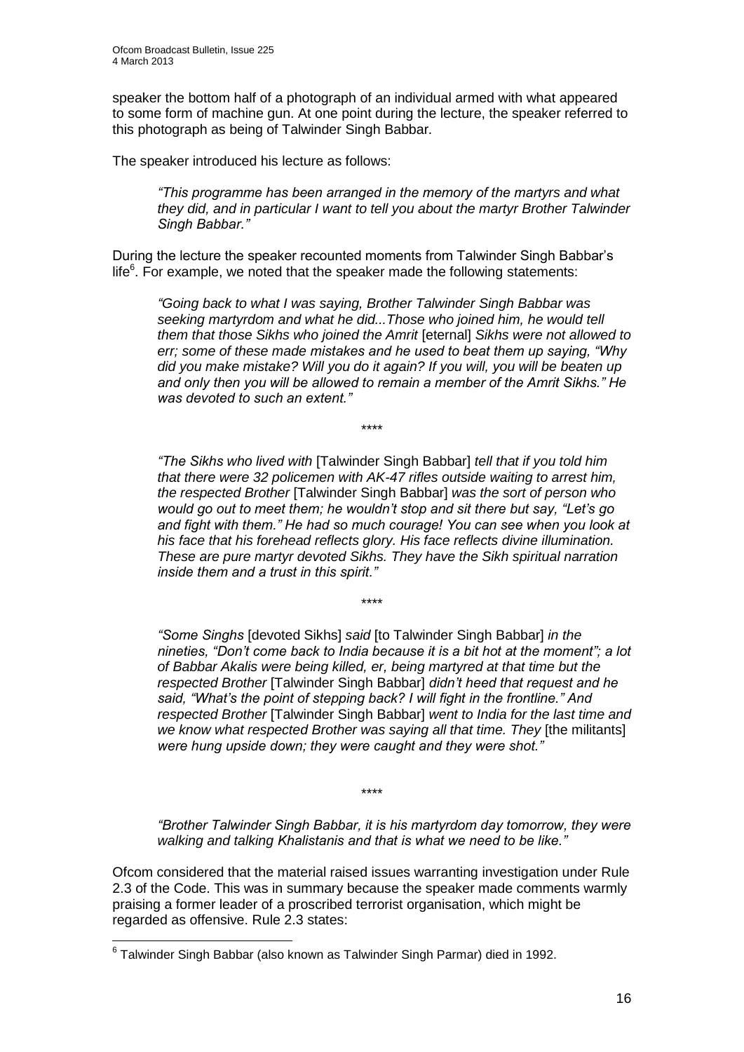speaker the bottom half of a photograph of an individual armed with what appeared to some form of machine gun. At one point during the lecture, the speaker referred to this photograph as being of Talwinder Singh Babbar.

The speaker introduced his lecture as follows:

> *"This programme has been arranged in the memory of the martyrs and what they did, and in particular I want to tell you about the martyr Brother Talwinder Singh Babbar."*

During the lecture the speaker recounted moments from Talwinder Singh Babbar's life[6]. For example, we noted that the speaker made the following statements:

> *"Going back to what I was saying, Brother Talwinder Singh Babbar was seeking martyrdom and what he did...Those who joined him, he would tell them that those Sikhs who joined the Amrit* [eternal] *Sikhs were not allowed to err; some of these made mistakes and he used to beat them up saying, "Why did you make mistake? Will you do it again? If you will, you will be beaten up and only then you will be allowed to remain a member of the Amrit Sikhs." He was devoted to such an extent."*
>
> \*\*\*\*
>
> *"The Sikhs who lived with* [Talwinder Singh Babbar] *tell that if you told him that there were 32 policemen with AK-47 rifles outside waiting to arrest him, the respected Brother* [Talwinder Singh Babbar] *was the sort of person who would go out to meet them; he wouldn't stop and sit there but say, "Let's go and fight with them." He had so much courage! You can see when you look at his face that his forehead reflects glory. His face reflects divine illumination. These are pure martyr devoted Sikhs. They have the Sikh spiritual narration inside them and a trust in this spirit."*
>
> \*\*\*\*
>
> *"Some Singhs* [devoted Sikhs] *said* [to Talwinder Singh Babbar] *in the nineties, "Don't come back to India because it is a bit hot at the moment"; a lot of Babbar Akalis were being killed, er, being martyred at that time but the respected Brother* [Talwinder Singh Babbar] *didn't heed that request and he said, "What's the point of stepping back? I will fight in the frontline." And respected Brother* [Talwinder Singh Babbar] *went to India for the last time and we know what respected Brother was saying all that time. They* [the militants] *were hung upside down; they were caught and they were shot."*
>
> \*\*\*\*
>
> *"Brother Talwinder Singh Babbar, it is his martyrdom day tomorrow, they were walking and talking Khalistanis and that is what we need to be like."*

Ofcom considered that the material raised issues warranting investigation under Rule 2.3 of the Code. This was in summary because the speaker made comments warmly praising a former leader of a proscribed terrorist organisation, which might be regarded as offensive. Rule 2.3 states:

---

[6] Talwinder Singh Babbar (also known as Talwinder Singh Parmar) died in 1992.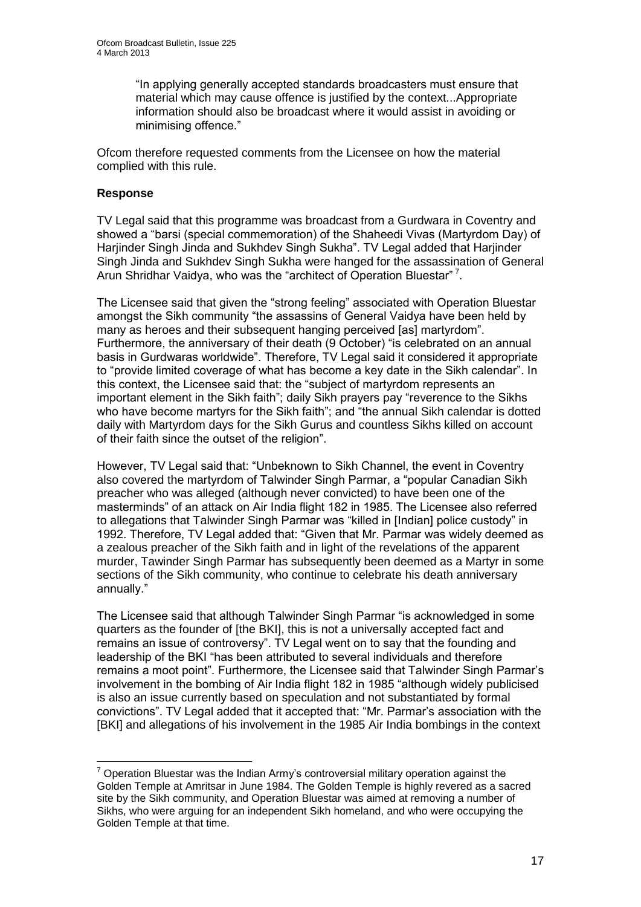"In applying generally accepted standards broadcasters must ensure that material which may cause offence is justified by the context...Appropriate information should also be broadcast where it would assist in avoiding or minimising offence."

Ofcom therefore requested comments from the Licensee on how the material complied with this rule.

**Response**

TV Legal said that this programme was broadcast from a Gurdwara in Coventry and showed a "barsi (special commemoration) of the Shaheedi Vivas (Martyrdom Day) of Harjinder Singh Jinda and Sukhdev Singh Sukha". TV Legal added that Harjinder Singh Jinda and Sukhdev Singh Sukha were hanged for the assassination of General Arun Shridhar Vaidya, who was the "architect of Operation Bluestar" [7].

The Licensee said that given the "strong feeling" associated with Operation Bluestar amongst the Sikh community "the assassins of General Vaidya have been held by many as heroes and their subsequent hanging perceived [as] martyrdom". Furthermore, the anniversary of their death (9 October) "is celebrated on an annual basis in Gurdwaras worldwide". Therefore, TV Legal said it considered it appropriate to "provide limited coverage of what has become a key date in the Sikh calendar". In this context, the Licensee said that: the "subject of martyrdom represents an important element in the Sikh faith"; daily Sikh prayers pay "reverence to the Sikhs who have become martyrs for the Sikh faith"; and "the annual Sikh calendar is dotted daily with Martyrdom days for the Sikh Gurus and countless Sikhs killed on account of their faith since the outset of the religion".

However, TV Legal said that: "Unbeknown to Sikh Channel, the event in Coventry also covered the martyrdom of Talwinder Singh Parmar, a "popular Canadian Sikh preacher who was alleged (although never convicted) to have been one of the masterminds" of an attack on Air India flight 182 in 1985. The Licensee also referred to allegations that Talwinder Singh Parmar was "killed in [Indian] police custody" in 1992. Therefore, TV Legal added that: "Given that Mr. Parmar was widely deemed as a zealous preacher of the Sikh faith and in light of the revelations of the apparent murder, Tawinder Singh Parmar has subsequently been deemed as a Martyr in some sections of the Sikh community, who continue to celebrate his death anniversary annually."

The Licensee said that although Talwinder Singh Parmar "is acknowledged in some quarters as the founder of [the BKI], this is not a universally accepted fact and remains an issue of controversy". TV Legal went on to say that the founding and leadership of the BKI "has been attributed to several individuals and therefore remains a moot point". Furthermore, the Licensee said that Talwinder Singh Parmar's involvement in the bombing of Air India flight 182 in 1985 "although widely publicised is also an issue currently based on speculation and not substantiated by formal convictions". TV Legal added that it accepted that: "Mr. Parmar's association with the [BKI] and allegations of his involvement in the 1985 Air India bombings in the context

[7] Operation Bluestar was the Indian Army's controversial military operation against the Golden Temple at Amritsar in June 1984. The Golden Temple is highly revered as a sacred site by the Sikh community, and Operation Bluestar was aimed at removing a number of Sikhs, who were arguing for an independent Sikh homeland, and who were occupying the Golden Temple at that time.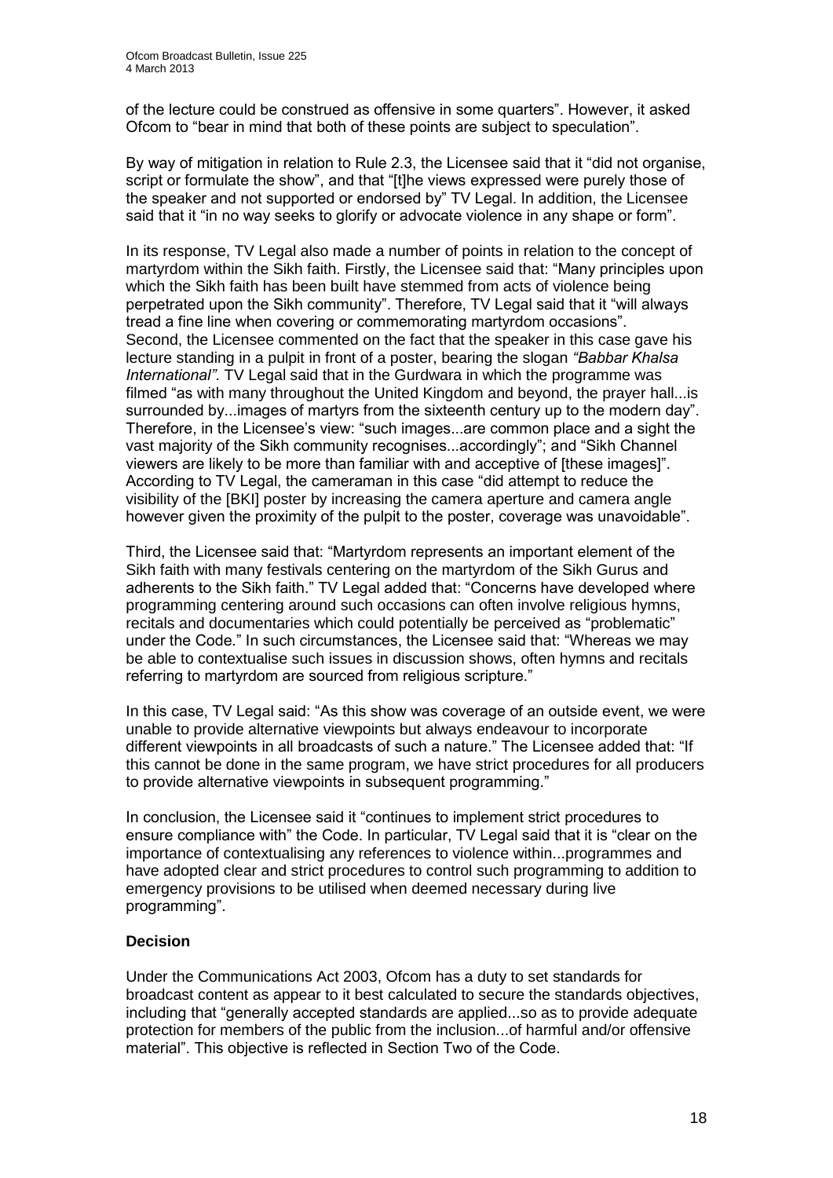of the lecture could be construed as offensive in some quarters". However, it asked Ofcom to "bear in mind that both of these points are subject to speculation".

By way of mitigation in relation to Rule 2.3, the Licensee said that it "did not organise, script or formulate the show", and that "[t]he views expressed were purely those of the speaker and not supported or endorsed by" TV Legal. In addition, the Licensee said that it "in no way seeks to glorify or advocate violence in any shape or form".

In its response, TV Legal also made a number of points in relation to the concept of martyrdom within the Sikh faith. Firstly, the Licensee said that: "Many principles upon which the Sikh faith has been built have stemmed from acts of violence being perpetrated upon the Sikh community". Therefore, TV Legal said that it "will always tread a fine line when covering or commemorating martyrdom occasions". Second, the Licensee commented on the fact that the speaker in this case gave his lecture standing in a pulpit in front of a poster, bearing the slogan *"Babbar Khalsa International"*. TV Legal said that in the Gurdwara in which the programme was filmed "as with many throughout the United Kingdom and beyond, the prayer hall...is surrounded by...images of martyrs from the sixteenth century up to the modern day". Therefore, in the Licensee's view: "such images...are common place and a sight the vast majority of the Sikh community recognises...accordingly"; and "Sikh Channel viewers are likely to be more than familiar with and acceptive of [these images]". According to TV Legal, the cameraman in this case "did attempt to reduce the visibility of the [BKI] poster by increasing the camera aperture and camera angle however given the proximity of the pulpit to the poster, coverage was unavoidable".

Third, the Licensee said that: "Martyrdom represents an important element of the Sikh faith with many festivals centering on the martyrdom of the Sikh Gurus and adherents to the Sikh faith." TV Legal added that: "Concerns have developed where programming centering around such occasions can often involve religious hymns, recitals and documentaries which could potentially be perceived as "problematic" under the Code." In such circumstances, the Licensee said that: "Whereas we may be able to contextualise such issues in discussion shows, often hymns and recitals referring to martyrdom are sourced from religious scripture."

In this case, TV Legal said: "As this show was coverage of an outside event, we were unable to provide alternative viewpoints but always endeavour to incorporate different viewpoints in all broadcasts of such a nature." The Licensee added that: "If this cannot be done in the same program, we have strict procedures for all producers to provide alternative viewpoints in subsequent programming."

In conclusion, the Licensee said it "continues to implement strict procedures to ensure compliance with" the Code. In particular, TV Legal said that it is "clear on the importance of contextualising any references to violence within...programmes and have adopted clear and strict procedures to control such programming to addition to emergency provisions to be utilised when deemed necessary during live programming".

**Decision**

Under the Communications Act 2003, Ofcom has a duty to set standards for broadcast content as appear to it best calculated to secure the standards objectives, including that "generally accepted standards are applied...so as to provide adequate protection for members of the public from the inclusion...of harmful and/or offensive material". This objective is reflected in Section Two of the Code.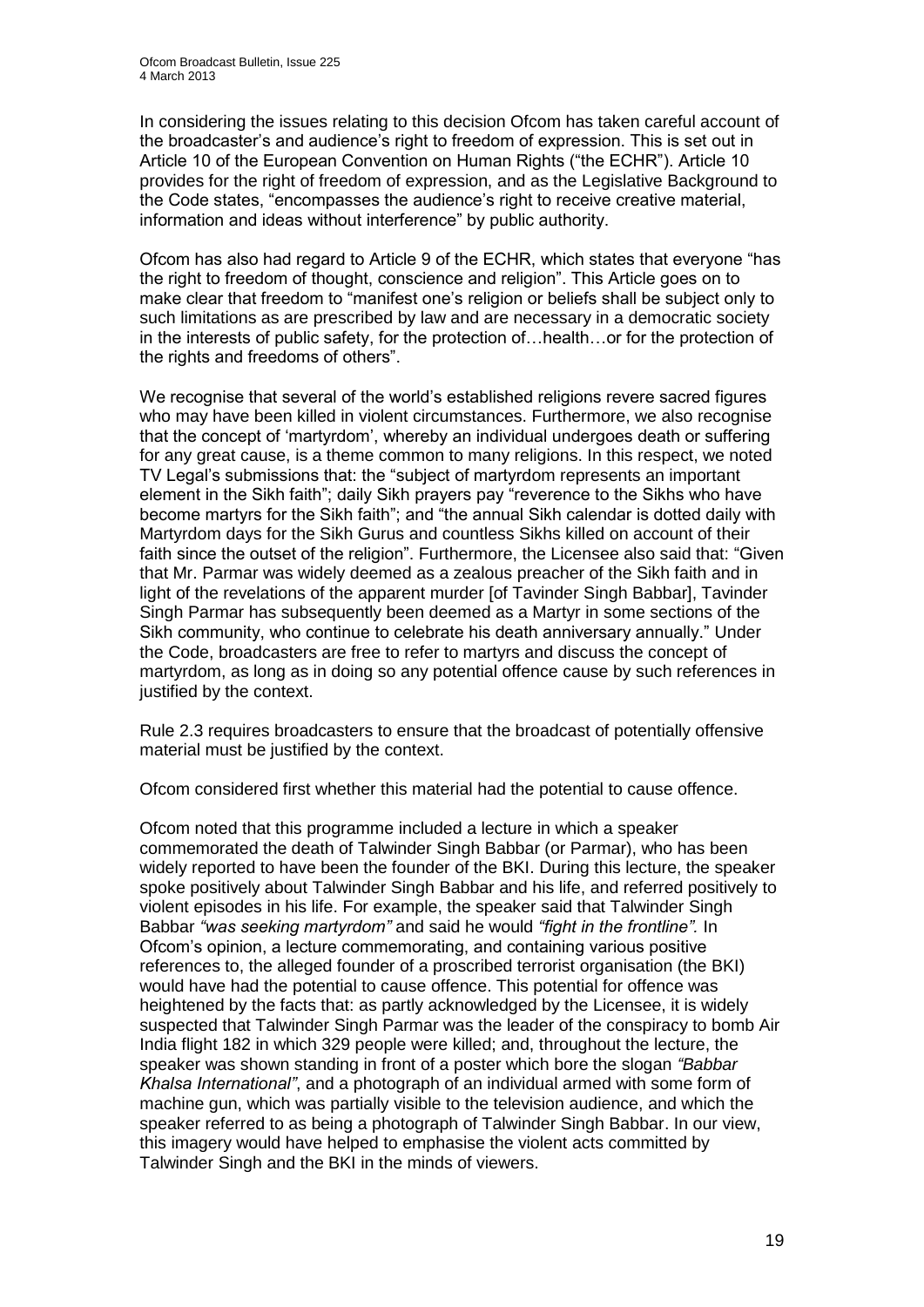In considering the issues relating to this decision Ofcom has taken careful account of the broadcaster's and audience's right to freedom of expression. This is set out in Article 10 of the European Convention on Human Rights ("the ECHR"). Article 10 provides for the right of freedom of expression, and as the Legislative Background to the Code states, "encompasses the audience's right to receive creative material, information and ideas without interference" by public authority.

Ofcom has also had regard to Article 9 of the ECHR, which states that everyone "has the right to freedom of thought, conscience and religion". This Article goes on to make clear that freedom to "manifest one's religion or beliefs shall be subject only to such limitations as are prescribed by law and are necessary in a democratic society in the interests of public safety, for the protection of…health…or for the protection of the rights and freedoms of others".

We recognise that several of the world's established religions revere sacred figures who may have been killed in violent circumstances. Furthermore, we also recognise that the concept of 'martyrdom', whereby an individual undergoes death or suffering for any great cause, is a theme common to many religions. In this respect, we noted TV Legal's submissions that: the "subject of martyrdom represents an important element in the Sikh faith"; daily Sikh prayers pay "reverence to the Sikhs who have become martyrs for the Sikh faith"; and "the annual Sikh calendar is dotted daily with Martyrdom days for the Sikh Gurus and countless Sikhs killed on account of their faith since the outset of the religion". Furthermore, the Licensee also said that: "Given that Mr. Parmar was widely deemed as a zealous preacher of the Sikh faith and in light of the revelations of the apparent murder [of Tavinder Singh Babbar], Tavinder Singh Parmar has subsequently been deemed as a Martyr in some sections of the Sikh community, who continue to celebrate his death anniversary annually." Under the Code, broadcasters are free to refer to martyrs and discuss the concept of martyrdom, as long as in doing so any potential offence cause by such references in justified by the context.

Rule 2.3 requires broadcasters to ensure that the broadcast of potentially offensive material must be justified by the context.

Ofcom considered first whether this material had the potential to cause offence.

Ofcom noted that this programme included a lecture in which a speaker commemorated the death of Talwinder Singh Babbar (or Parmar), who has been widely reported to have been the founder of the BKI. During this lecture, the speaker spoke positively about Talwinder Singh Babbar and his life, and referred positively to violent episodes in his life. For example, the speaker said that Talwinder Singh Babbar *"was seeking martyrdom"* and said he would *"fight in the frontline".* In Ofcom's opinion, a lecture commemorating, and containing various positive references to, the alleged founder of a proscribed terrorist organisation (the BKI) would have had the potential to cause offence. This potential for offence was heightened by the facts that: as partly acknowledged by the Licensee, it is widely suspected that Talwinder Singh Parmar was the leader of the conspiracy to bomb Air India flight 182 in which 329 people were killed; and, throughout the lecture, the speaker was shown standing in front of a poster which bore the slogan *"Babbar Khalsa International"*, and a photograph of an individual armed with some form of machine gun, which was partially visible to the television audience, and which the speaker referred to as being a photograph of Talwinder Singh Babbar. In our view, this imagery would have helped to emphasise the violent acts committed by Talwinder Singh and the BKI in the minds of viewers.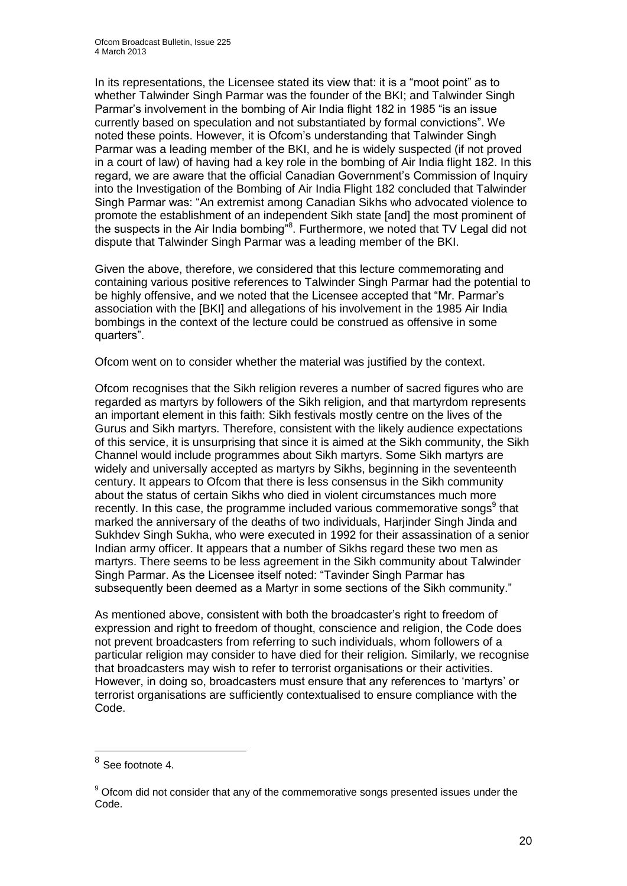In its representations, the Licensee stated its view that: it is a "moot point" as to whether Talwinder Singh Parmar was the founder of the BKI; and Talwinder Singh Parmar's involvement in the bombing of Air India flight 182 in 1985 "is an issue currently based on speculation and not substantiated by formal convictions". We noted these points. However, it is Ofcom's understanding that Talwinder Singh Parmar was a leading member of the BKI, and he is widely suspected (if not proved in a court of law) of having had a key role in the bombing of Air India flight 182. In this regard, we are aware that the official Canadian Government's Commission of Inquiry into the Investigation of the Bombing of Air India Flight 182 concluded that Talwinder Singh Parmar was: "An extremist among Canadian Sikhs who advocated violence to promote the establishment of an independent Sikh state [and] the most prominent of the suspects in the Air India bombing"[8]. Furthermore, we noted that TV Legal did not dispute that Talwinder Singh Parmar was a leading member of the BKI.

Given the above, therefore, we considered that this lecture commemorating and containing various positive references to Talwinder Singh Parmar had the potential to be highly offensive, and we noted that the Licensee accepted that "Mr. Parmar's association with the [BKI] and allegations of his involvement in the 1985 Air India bombings in the context of the lecture could be construed as offensive in some quarters".

Ofcom went on to consider whether the material was justified by the context.

Ofcom recognises that the Sikh religion reveres a number of sacred figures who are regarded as martyrs by followers of the Sikh religion, and that martyrdom represents an important element in this faith: Sikh festivals mostly centre on the lives of the Gurus and Sikh martyrs. Therefore, consistent with the likely audience expectations of this service, it is unsurprising that since it is aimed at the Sikh community, the Sikh Channel would include programmes about Sikh martyrs. Some Sikh martyrs are widely and universally accepted as martyrs by Sikhs, beginning in the seventeenth century. It appears to Ofcom that there is less consensus in the Sikh community about the status of certain Sikhs who died in violent circumstances much more recently. In this case, the programme included various commemorative songs[9] that marked the anniversary of the deaths of two individuals, Harjinder Singh Jinda and Sukhdev Singh Sukha, who were executed in 1992 for their assassination of a senior Indian army officer. It appears that a number of Sikhs regard these two men as martyrs. There seems to be less agreement in the Sikh community about Talwinder Singh Parmar. As the Licensee itself noted: "Tavinder Singh Parmar has subsequently been deemed as a Martyr in some sections of the Sikh community."

As mentioned above, consistent with both the broadcaster's right to freedom of expression and right to freedom of thought, conscience and religion, the Code does not prevent broadcasters from referring to such individuals, whom followers of a particular religion may consider to have died for their religion. Similarly, we recognise that broadcasters may wish to refer to terrorist organisations or their activities. However, in doing so, broadcasters must ensure that any references to 'martyrs' or terrorist organisations are sufficiently contextualised to ensure compliance with the Code.

---

[8] See footnote 4.

[9] Ofcom did not consider that any of the commemorative songs presented issues under the Code.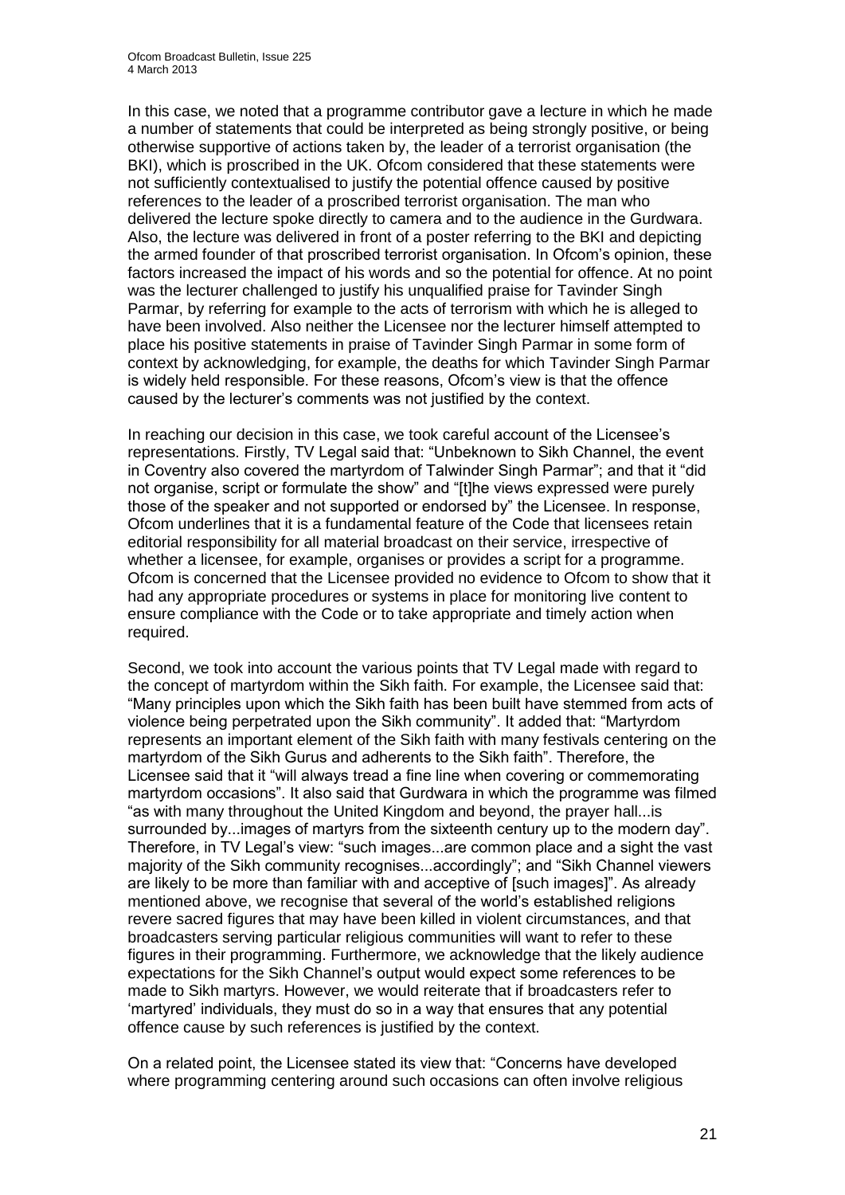In this case, we noted that a programme contributor gave a lecture in which he made a number of statements that could be interpreted as being strongly positive, or being otherwise supportive of actions taken by, the leader of a terrorist organisation (the BKI), which is proscribed in the UK. Ofcom considered that these statements were not sufficiently contextualised to justify the potential offence caused by positive references to the leader of a proscribed terrorist organisation. The man who delivered the lecture spoke directly to camera and to the audience in the Gurdwara. Also, the lecture was delivered in front of a poster referring to the BKI and depicting the armed founder of that proscribed terrorist organisation. In Ofcom's opinion, these factors increased the impact of his words and so the potential for offence. At no point was the lecturer challenged to justify his unqualified praise for Tavinder Singh Parmar, by referring for example to the acts of terrorism with which he is alleged to have been involved. Also neither the Licensee nor the lecturer himself attempted to place his positive statements in praise of Tavinder Singh Parmar in some form of context by acknowledging, for example, the deaths for which Tavinder Singh Parmar is widely held responsible. For these reasons, Ofcom's view is that the offence caused by the lecturer's comments was not justified by the context.

In reaching our decision in this case, we took careful account of the Licensee's representations. Firstly, TV Legal said that: "Unbeknown to Sikh Channel, the event in Coventry also covered the martyrdom of Talwinder Singh Parmar"; and that it "did not organise, script or formulate the show" and "[t]he views expressed were purely those of the speaker and not supported or endorsed by" the Licensee. In response, Ofcom underlines that it is a fundamental feature of the Code that licensees retain editorial responsibility for all material broadcast on their service, irrespective of whether a licensee, for example, organises or provides a script for a programme. Ofcom is concerned that the Licensee provided no evidence to Ofcom to show that it had any appropriate procedures or systems in place for monitoring live content to ensure compliance with the Code or to take appropriate and timely action when required.

Second, we took into account the various points that TV Legal made with regard to the concept of martyrdom within the Sikh faith. For example, the Licensee said that: "Many principles upon which the Sikh faith has been built have stemmed from acts of violence being perpetrated upon the Sikh community". It added that: "Martyrdom represents an important element of the Sikh faith with many festivals centering on the martyrdom of the Sikh Gurus and adherents to the Sikh faith". Therefore, the Licensee said that it "will always tread a fine line when covering or commemorating martyrdom occasions". It also said that Gurdwara in which the programme was filmed "as with many throughout the United Kingdom and beyond, the prayer hall...is surrounded by...images of martyrs from the sixteenth century up to the modern day". Therefore, in TV Legal's view: "such images...are common place and a sight the vast majority of the Sikh community recognises...accordingly"; and "Sikh Channel viewers are likely to be more than familiar with and acceptive of [such images]". As already mentioned above, we recognise that several of the world's established religions revere sacred figures that may have been killed in violent circumstances, and that broadcasters serving particular religious communities will want to refer to these figures in their programming. Furthermore, we acknowledge that the likely audience expectations for the Sikh Channel's output would expect some references to be made to Sikh martyrs. However, we would reiterate that if broadcasters refer to 'martyred' individuals, they must do so in a way that ensures that any potential offence cause by such references is justified by the context.

On a related point, the Licensee stated its view that: "Concerns have developed where programming centering around such occasions can often involve religious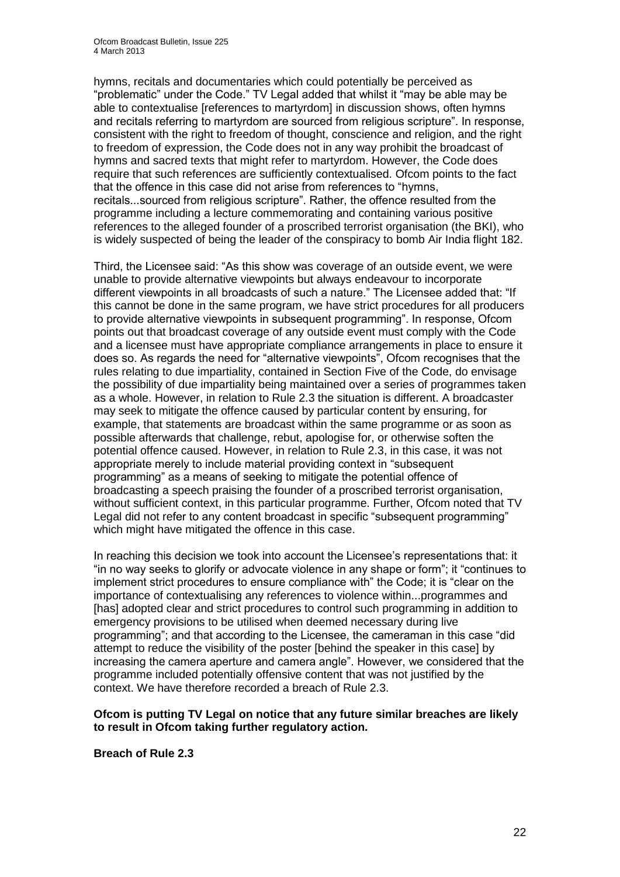hymns, recitals and documentaries which could potentially be perceived as "problematic" under the Code." TV Legal added that whilst it "may be able may be able to contextualise [references to martyrdom] in discussion shows, often hymns and recitals referring to martyrdom are sourced from religious scripture". In response, consistent with the right to freedom of thought, conscience and religion, and the right to freedom of expression, the Code does not in any way prohibit the broadcast of hymns and sacred texts that might refer to martyrdom. However, the Code does require that such references are sufficiently contextualised. Ofcom points to the fact that the offence in this case did not arise from references to "hymns, recitals...sourced from religious scripture". Rather, the offence resulted from the programme including a lecture commemorating and containing various positive references to the alleged founder of a proscribed terrorist organisation (the BKI), who is widely suspected of being the leader of the conspiracy to bomb Air India flight 182.

Third, the Licensee said: "As this show was coverage of an outside event, we were unable to provide alternative viewpoints but always endeavour to incorporate different viewpoints in all broadcasts of such a nature." The Licensee added that: "If this cannot be done in the same program, we have strict procedures for all producers to provide alternative viewpoints in subsequent programming". In response, Ofcom points out that broadcast coverage of any outside event must comply with the Code and a licensee must have appropriate compliance arrangements in place to ensure it does so. As regards the need for "alternative viewpoints", Ofcom recognises that the rules relating to due impartiality, contained in Section Five of the Code, do envisage the possibility of due impartiality being maintained over a series of programmes taken as a whole. However, in relation to Rule 2.3 the situation is different. A broadcaster may seek to mitigate the offence caused by particular content by ensuring, for example, that statements are broadcast within the same programme or as soon as possible afterwards that challenge, rebut, apologise for, or otherwise soften the potential offence caused. However, in relation to Rule 2.3, in this case, it was not appropriate merely to include material providing context in "subsequent programming" as a means of seeking to mitigate the potential offence of broadcasting a speech praising the founder of a proscribed terrorist organisation, without sufficient context, in this particular programme. Further, Ofcom noted that TV Legal did not refer to any content broadcast in specific "subsequent programming" which might have mitigated the offence in this case.

In reaching this decision we took into account the Licensee's representations that: it "in no way seeks to glorify or advocate violence in any shape or form"; it "continues to implement strict procedures to ensure compliance with" the Code; it is "clear on the importance of contextualising any references to violence within...programmes and [has] adopted clear and strict procedures to control such programming in addition to emergency provisions to be utilised when deemed necessary during live programming"; and that according to the Licensee, the cameraman in this case "did attempt to reduce the visibility of the poster [behind the speaker in this case] by increasing the camera aperture and camera angle". However, we considered that the programme included potentially offensive content that was not justified by the context. We have therefore recorded a breach of Rule 2.3.

**Ofcom is putting TV Legal on notice that any future similar breaches are likely to result in Ofcom taking further regulatory action.**

**Breach of Rule 2.3**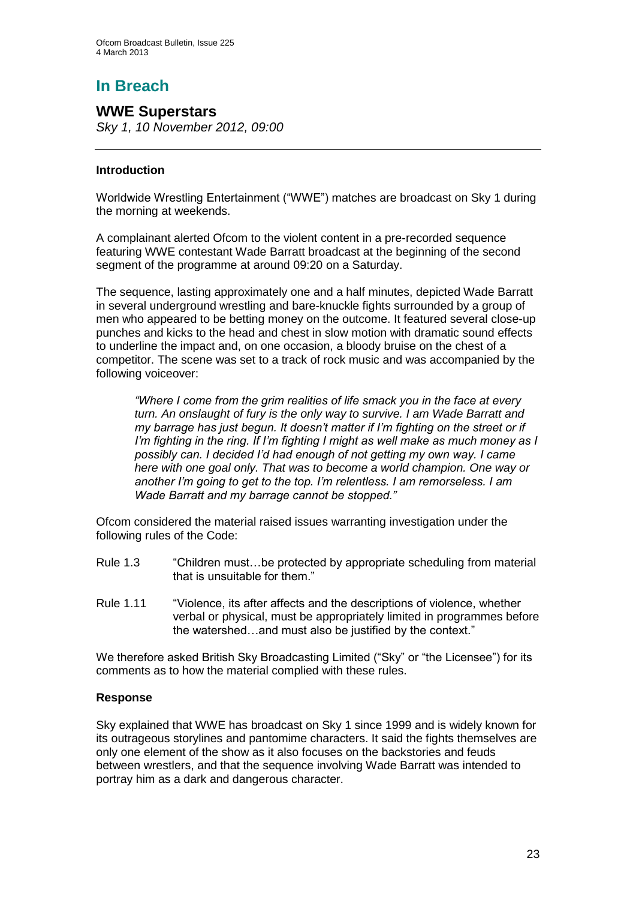# In Breach

## WWE Superstars

*Sky 1, 10 November 2012, 09:00*

### Introduction

Worldwide Wrestling Entertainment ("WWE") matches are broadcast on Sky 1 during the morning at weekends.

A complainant alerted Ofcom to the violent content in a pre-recorded sequence featuring WWE contestant Wade Barratt broadcast at the beginning of the second segment of the programme at around 09:20 on a Saturday.

The sequence, lasting approximately one and a half minutes, depicted Wade Barratt in several underground wrestling and bare-knuckle fights surrounded by a group of men who appeared to be betting money on the outcome. It featured several close-up punches and kicks to the head and chest in slow motion with dramatic sound effects to underline the impact and, on one occasion, a bloody bruise on the chest of a competitor. The scene was set to a track of rock music and was accompanied by the following voiceover:

> *"Where I come from the grim realities of life smack you in the face at every turn. An onslaught of fury is the only way to survive. I am Wade Barratt and my barrage has just begun. It doesn't matter if I'm fighting on the street or if I'm fighting in the ring. If I'm fighting I might as well make as much money as I possibly can. I decided I'd had enough of not getting my own way. I came here with one goal only. That was to become a world champion. One way or another I'm going to get to the top. I'm relentless. I am remorseless. I am Wade Barratt and my barrage cannot be stopped."*

Ofcom considered the material raised issues warranting investigation under the following rules of the Code:

Rule 1.3 "Children must…be protected by appropriate scheduling from material that is unsuitable for them."

Rule 1.11 "Violence, its after affects and the descriptions of violence, whether verbal or physical, must be appropriately limited in programmes before the watershed…and must also be justified by the context."

We therefore asked British Sky Broadcasting Limited ("Sky" or "the Licensee") for its comments as to how the material complied with these rules.

### Response

Sky explained that WWE has broadcast on Sky 1 since 1999 and is widely known for its outrageous storylines and pantomime characters. It said the fights themselves are only one element of the show as it also focuses on the backstories and feuds between wrestlers, and that the sequence involving Wade Barratt was intended to portray him as a dark and dangerous character.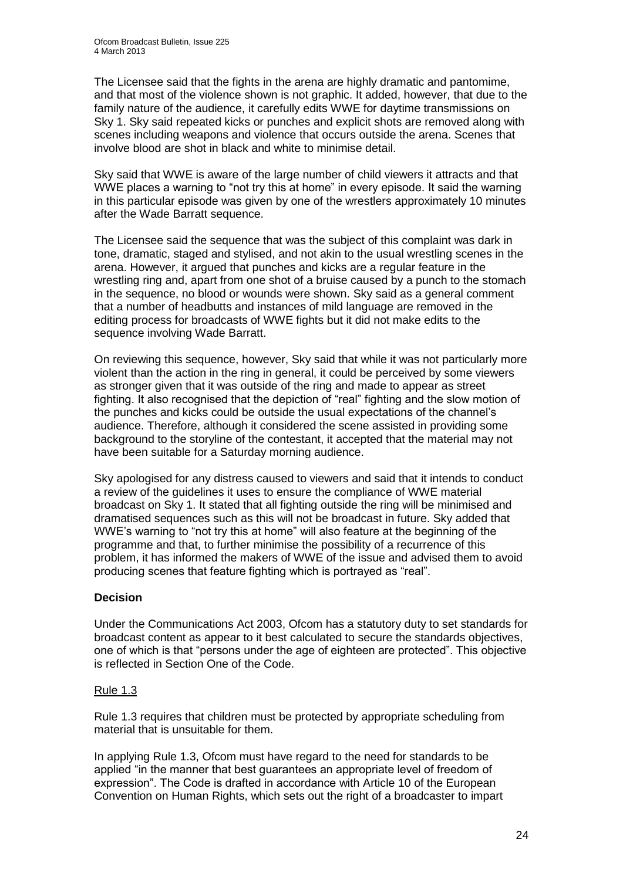The Licensee said that the fights in the arena are highly dramatic and pantomime, and that most of the violence shown is not graphic. It added, however, that due to the family nature of the audience, it carefully edits WWE for daytime transmissions on Sky 1. Sky said repeated kicks or punches and explicit shots are removed along with scenes including weapons and violence that occurs outside the arena. Scenes that involve blood are shot in black and white to minimise detail.

Sky said that WWE is aware of the large number of child viewers it attracts and that WWE places a warning to "not try this at home" in every episode. It said the warning in this particular episode was given by one of the wrestlers approximately 10 minutes after the Wade Barratt sequence.

The Licensee said the sequence that was the subject of this complaint was dark in tone, dramatic, staged and stylised, and not akin to the usual wrestling scenes in the arena. However, it argued that punches and kicks are a regular feature in the wrestling ring and, apart from one shot of a bruise caused by a punch to the stomach in the sequence, no blood or wounds were shown. Sky said as a general comment that a number of headbutts and instances of mild language are removed in the editing process for broadcasts of WWE fights but it did not make edits to the sequence involving Wade Barratt.

On reviewing this sequence, however, Sky said that while it was not particularly more violent than the action in the ring in general, it could be perceived by some viewers as stronger given that it was outside of the ring and made to appear as street fighting. It also recognised that the depiction of "real" fighting and the slow motion of the punches and kicks could be outside the usual expectations of the channel's audience. Therefore, although it considered the scene assisted in providing some background to the storyline of the contestant, it accepted that the material may not have been suitable for a Saturday morning audience.

Sky apologised for any distress caused to viewers and said that it intends to conduct a review of the guidelines it uses to ensure the compliance of WWE material broadcast on Sky 1. It stated that all fighting outside the ring will be minimised and dramatised sequences such as this will not be broadcast in future. Sky added that WWE's warning to "not try this at home" will also feature at the beginning of the programme and that, to further minimise the possibility of a recurrence of this problem, it has informed the makers of WWE of the issue and advised them to avoid producing scenes that feature fighting which is portrayed as "real".

**Decision**

Under the Communications Act 2003, Ofcom has a statutory duty to set standards for broadcast content as appear to it best calculated to secure the standards objectives, one of which is that "persons under the age of eighteen are protected". This objective is reflected in Section One of the Code.

Rule 1.3

Rule 1.3 requires that children must be protected by appropriate scheduling from material that is unsuitable for them.

In applying Rule 1.3, Ofcom must have regard to the need for standards to be applied "in the manner that best guarantees an appropriate level of freedom of expression". The Code is drafted in accordance with Article 10 of the European Convention on Human Rights, which sets out the right of a broadcaster to impart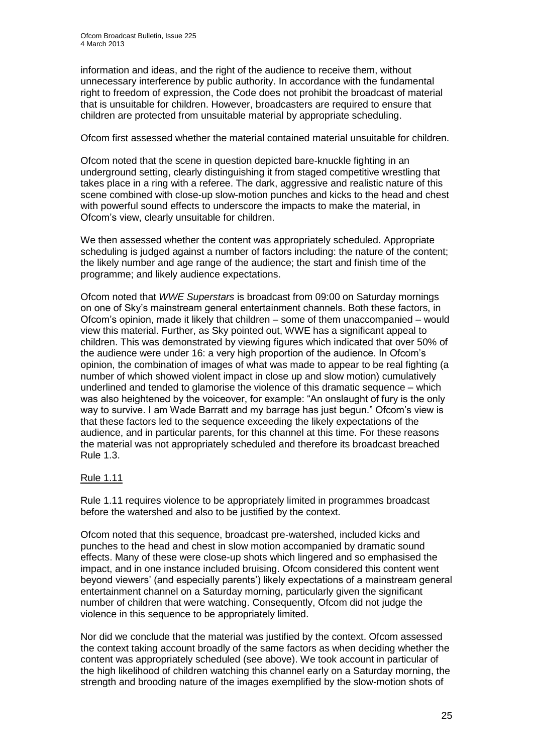information and ideas, and the right of the audience to receive them, without unnecessary interference by public authority. In accordance with the fundamental right to freedom of expression, the Code does not prohibit the broadcast of material that is unsuitable for children. However, broadcasters are required to ensure that children are protected from unsuitable material by appropriate scheduling.

Ofcom first assessed whether the material contained material unsuitable for children.

Ofcom noted that the scene in question depicted bare-knuckle fighting in an underground setting, clearly distinguishing it from staged competitive wrestling that takes place in a ring with a referee. The dark, aggressive and realistic nature of this scene combined with close-up slow-motion punches and kicks to the head and chest with powerful sound effects to underscore the impacts to make the material, in Ofcom's view, clearly unsuitable for children.

We then assessed whether the content was appropriately scheduled. Appropriate scheduling is judged against a number of factors including: the nature of the content; the likely number and age range of the audience; the start and finish time of the programme; and likely audience expectations.

Ofcom noted that *WWE Superstars* is broadcast from 09:00 on Saturday mornings on one of Sky's mainstream general entertainment channels. Both these factors, in Ofcom's opinion, made it likely that children – some of them unaccompanied – would view this material. Further, as Sky pointed out, WWE has a significant appeal to children. This was demonstrated by viewing figures which indicated that over 50% of the audience were under 16: a very high proportion of the audience. In Ofcom's opinion, the combination of images of what was made to appear to be real fighting (a number of which showed violent impact in close up and slow motion) cumulatively underlined and tended to glamorise the violence of this dramatic sequence – which was also heightened by the voiceover, for example: "An onslaught of fury is the only way to survive. I am Wade Barratt and my barrage has just begun." Ofcom's view is that these factors led to the sequence exceeding the likely expectations of the audience, and in particular parents, for this channel at this time. For these reasons the material was not appropriately scheduled and therefore its broadcast breached Rule 1.3.

Rule 1.11

Rule 1.11 requires violence to be appropriately limited in programmes broadcast before the watershed and also to be justified by the context.

Ofcom noted that this sequence, broadcast pre-watershed, included kicks and punches to the head and chest in slow motion accompanied by dramatic sound effects. Many of these were close-up shots which lingered and so emphasised the impact, and in one instance included bruising. Ofcom considered this content went beyond viewers' (and especially parents') likely expectations of a mainstream general entertainment channel on a Saturday morning, particularly given the significant number of children that were watching. Consequently, Ofcom did not judge the violence in this sequence to be appropriately limited.

Nor did we conclude that the material was justified by the context. Ofcom assessed the context taking account broadly of the same factors as when deciding whether the content was appropriately scheduled (see above). We took account in particular of the high likelihood of children watching this channel early on a Saturday morning, the strength and brooding nature of the images exemplified by the slow-motion shots of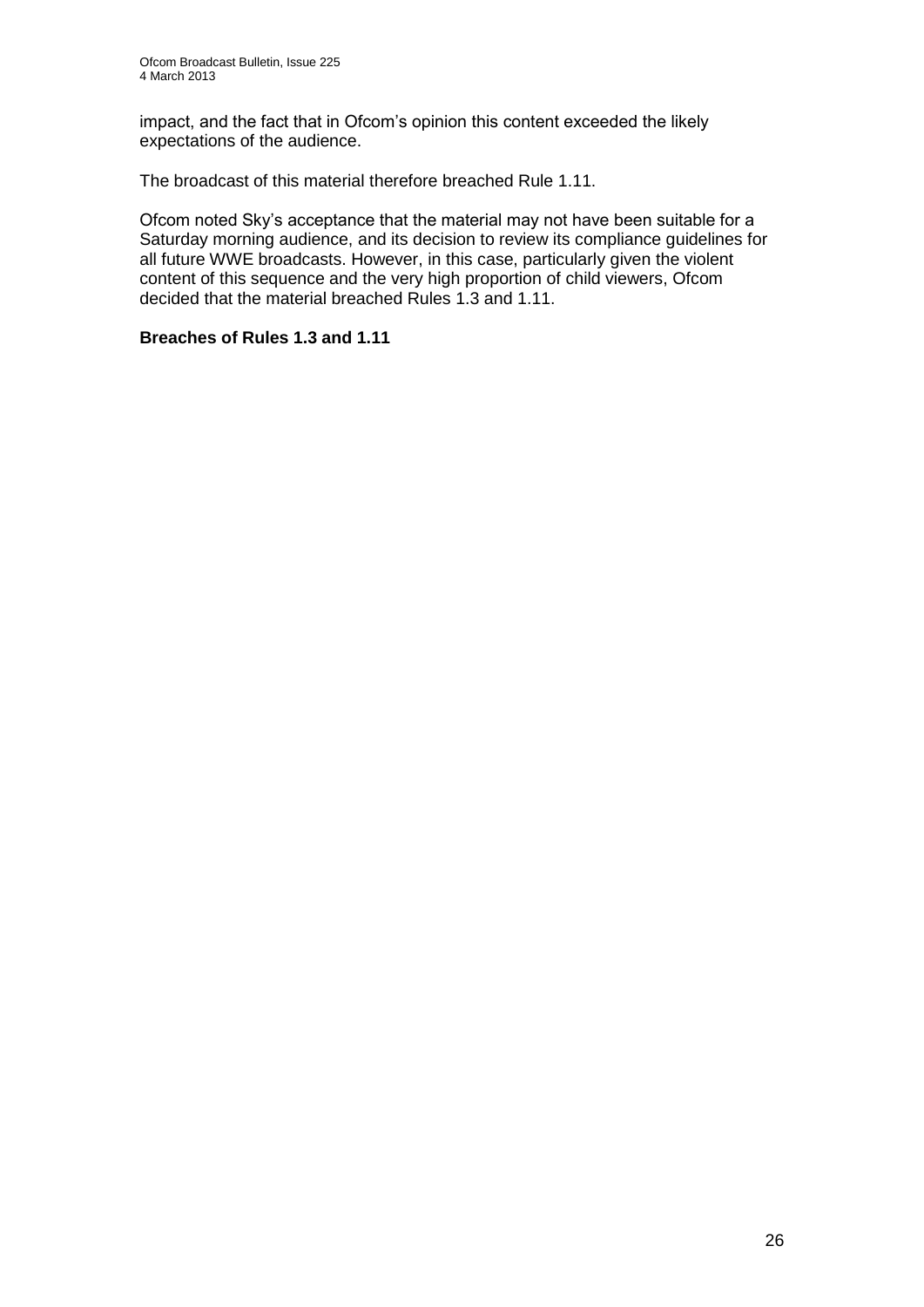impact, and the fact that in Ofcom's opinion this content exceeded the likely expectations of the audience.

The broadcast of this material therefore breached Rule 1.11.

Ofcom noted Sky's acceptance that the material may not have been suitable for a Saturday morning audience, and its decision to review its compliance guidelines for all future WWE broadcasts. However, in this case, particularly given the violent content of this sequence and the very high proportion of child viewers, Ofcom decided that the material breached Rules 1.3 and 1.11.

**Breaches of Rules 1.3 and 1.11**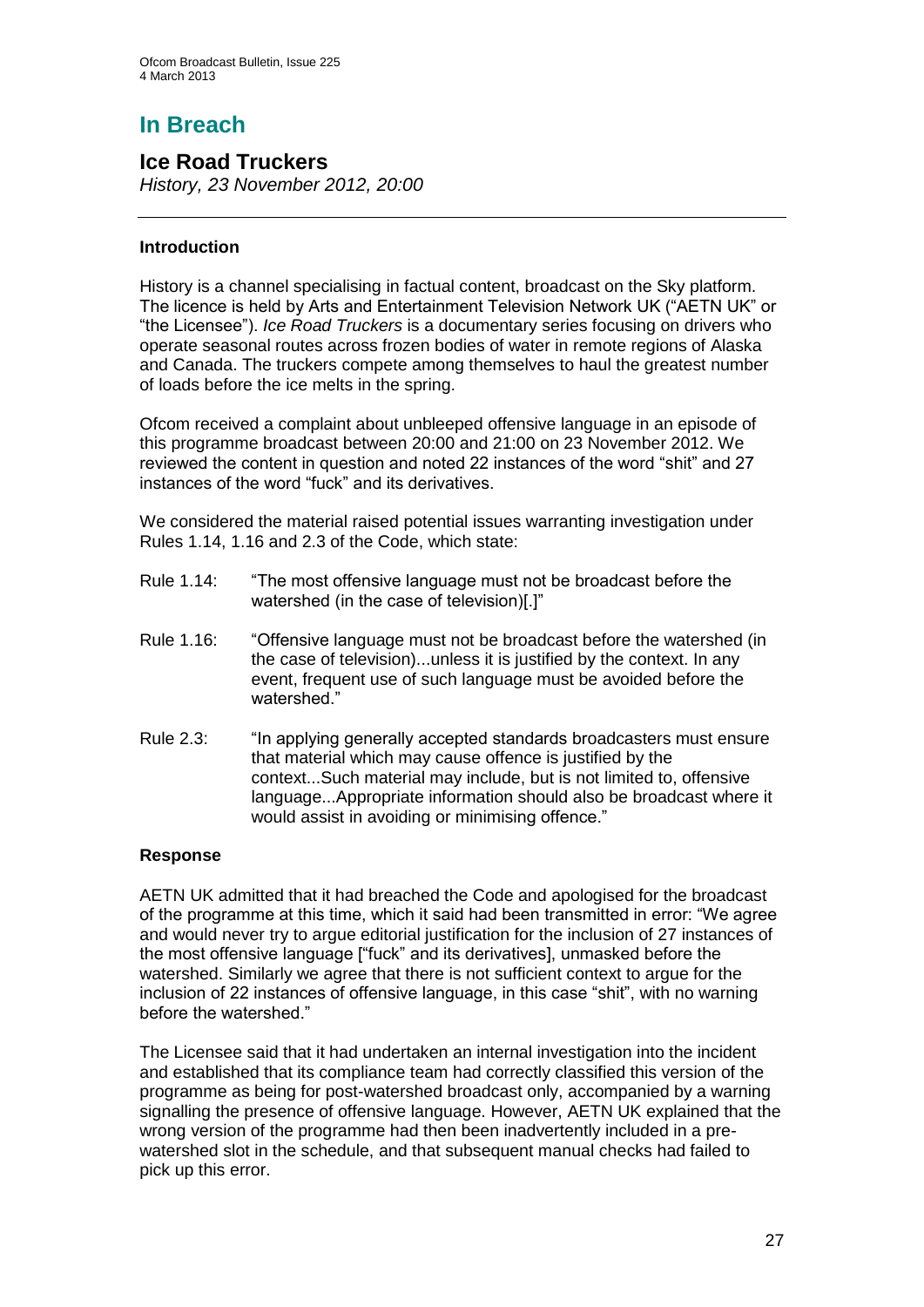# In Breach

## Ice Road Truckers

*History, 23 November 2012, 20:00*

### Introduction

History is a channel specialising in factual content, broadcast on the Sky platform. The licence is held by Arts and Entertainment Television Network UK ("AETN UK" or "the Licensee"). *Ice Road Truckers* is a documentary series focusing on drivers who operate seasonal routes across frozen bodies of water in remote regions of Alaska and Canada. The truckers compete among themselves to haul the greatest number of loads before the ice melts in the spring.

Ofcom received a complaint about unbleeped offensive language in an episode of this programme broadcast between 20:00 and 21:00 on 23 November 2012. We reviewed the content in question and noted 22 instances of the word "shit" and 27 instances of the word "fuck" and its derivatives.

We considered the material raised potential issues warranting investigation under Rules 1.14, 1.16 and 2.3 of the Code, which state:

Rule 1.14: "The most offensive language must not be broadcast before the watershed (in the case of television)[.]"

Rule 1.16: "Offensive language must not be broadcast before the watershed (in the case of television)...unless it is justified by the context. In any event, frequent use of such language must be avoided before the watershed."

Rule 2.3: "In applying generally accepted standards broadcasters must ensure that material which may cause offence is justified by the context...Such material may include, but is not limited to, offensive language...Appropriate information should also be broadcast where it would assist in avoiding or minimising offence."

### Response

AETN UK admitted that it had breached the Code and apologised for the broadcast of the programme at this time, which it said had been transmitted in error: "We agree and would never try to argue editorial justification for the inclusion of 27 instances of the most offensive language ["fuck" and its derivatives], unmasked before the watershed. Similarly we agree that there is not sufficient context to argue for the inclusion of 22 instances of offensive language, in this case "shit", with no warning before the watershed."

The Licensee said that it had undertaken an internal investigation into the incident and established that its compliance team had correctly classified this version of the programme as being for post-watershed broadcast only, accompanied by a warning signalling the presence of offensive language. However, AETN UK explained that the wrong version of the programme had then been inadvertently included in a pre-watershed slot in the schedule, and that subsequent manual checks had failed to pick up this error.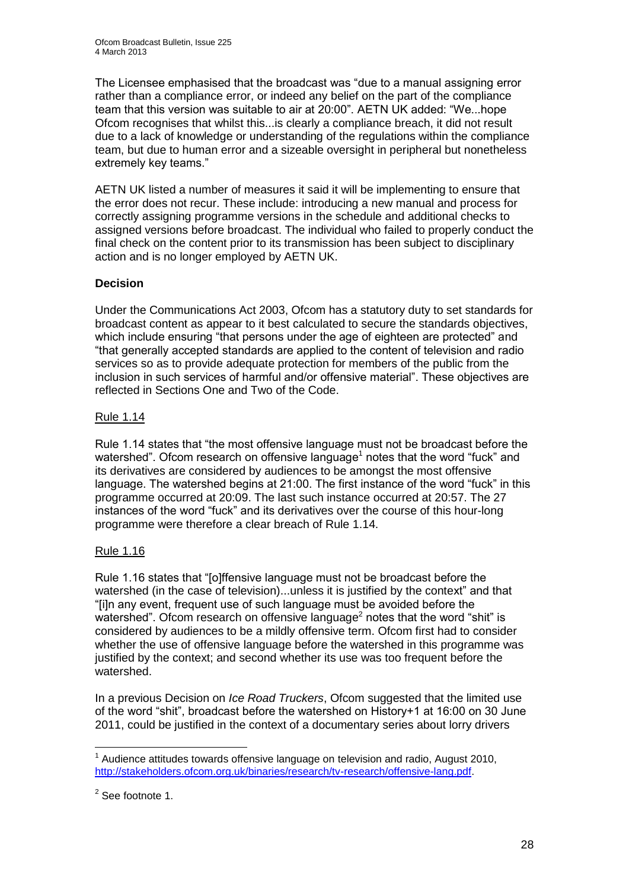The Licensee emphasised that the broadcast was "due to a manual assigning error rather than a compliance error, or indeed any belief on the part of the compliance team that this version was suitable to air at 20:00". AETN UK added: "We...hope Ofcom recognises that whilst this...is clearly a compliance breach, it did not result due to a lack of knowledge or understanding of the regulations within the compliance team, but due to human error and a sizeable oversight in peripheral but nonetheless extremely key teams."

AETN UK listed a number of measures it said it will be implementing to ensure that the error does not recur. These include: introducing a new manual and process for correctly assigning programme versions in the schedule and additional checks to assigned versions before broadcast. The individual who failed to properly conduct the final check on the content prior to its transmission has been subject to disciplinary action and is no longer employed by AETN UK.

**Decision**

Under the Communications Act 2003, Ofcom has a statutory duty to set standards for broadcast content as appear to it best calculated to secure the standards objectives, which include ensuring "that persons under the age of eighteen are protected" and "that generally accepted standards are applied to the content of television and radio services so as to provide adequate protection for members of the public from the inclusion in such services of harmful and/or offensive material". These objectives are reflected in Sections One and Two of the Code.

Rule 1.14

Rule 1.14 states that "the most offensive language must not be broadcast before the watershed". Ofcom research on offensive language[1] notes that the word "fuck" and its derivatives are considered by audiences to be amongst the most offensive language. The watershed begins at 21:00. The first instance of the word "fuck" in this programme occurred at 20:09. The last such instance occurred at 20:57. The 27 instances of the word "fuck" and its derivatives over the course of this hour-long programme were therefore a clear breach of Rule 1.14.

Rule 1.16

Rule 1.16 states that "[o]ffensive language must not be broadcast before the watershed (in the case of television)...unless it is justified by the context" and that "[i]n any event, frequent use of such language must be avoided before the watershed". Ofcom research on offensive language[2] notes that the word "shit" is considered by audiences to be a mildly offensive term. Ofcom first had to consider whether the use of offensive language before the watershed in this programme was justified by the context; and second whether its use was too frequent before the watershed.

In a previous Decision on *Ice Road Truckers*, Ofcom suggested that the limited use of the word "shit", broadcast before the watershed on History+1 at 16:00 on 30 June 2011, could be justified in the context of a documentary series about lorry drivers

---

[1] Audience attitudes towards offensive language on television and radio, August 2010, http://stakeholders.ofcom.org.uk/binaries/research/tv-research/offensive-lang.pdf.

[2] See footnote 1.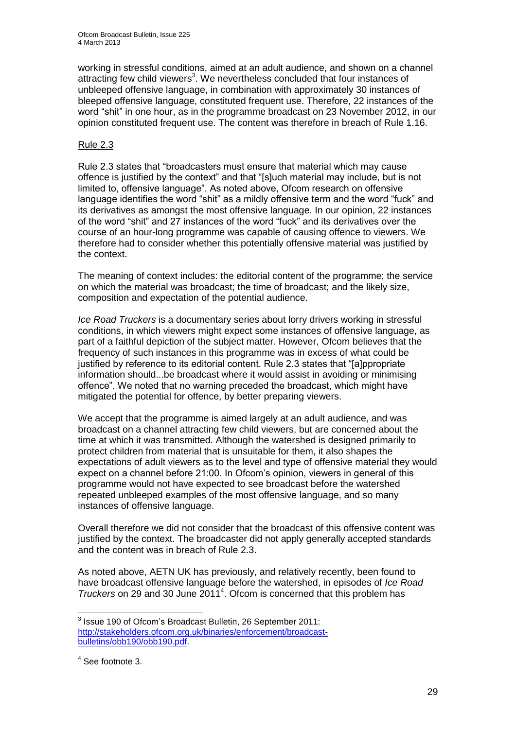working in stressful conditions, aimed at an adult audience, and shown on a channel attracting few child viewers[3]. We nevertheless concluded that four instances of unbleeped offensive language, in combination with approximately 30 instances of bleeped offensive language, constituted frequent use. Therefore, 22 instances of the word "shit" in one hour, as in the programme broadcast on 23 November 2012, in our opinion constituted frequent use. The content was therefore in breach of Rule 1.16.

Rule 2.3

Rule 2.3 states that "broadcasters must ensure that material which may cause offence is justified by the context" and that "[s]uch material may include, but is not limited to, offensive language". As noted above, Ofcom research on offensive language identifies the word "shit" as a mildly offensive term and the word "fuck" and its derivatives as amongst the most offensive language. In our opinion, 22 instances of the word "shit" and 27 instances of the word "fuck" and its derivatives over the course of an hour-long programme was capable of causing offence to viewers. We therefore had to consider whether this potentially offensive material was justified by the context.

The meaning of context includes: the editorial content of the programme; the service on which the material was broadcast; the time of broadcast; and the likely size, composition and expectation of the potential audience.

*Ice Road Truckers* is a documentary series about lorry drivers working in stressful conditions, in which viewers might expect some instances of offensive language, as part of a faithful depiction of the subject matter. However, Ofcom believes that the frequency of such instances in this programme was in excess of what could be justified by reference to its editorial content. Rule 2.3 states that "[a]ppropriate information should...be broadcast where it would assist in avoiding or minimising offence". We noted that no warning preceded the broadcast, which might have mitigated the potential for offence, by better preparing viewers.

We accept that the programme is aimed largely at an adult audience, and was broadcast on a channel attracting few child viewers, but are concerned about the time at which it was transmitted. Although the watershed is designed primarily to protect children from material that is unsuitable for them, it also shapes the expectations of adult viewers as to the level and type of offensive material they would expect on a channel before 21:00. In Ofcom's opinion, viewers in general of this programme would not have expected to see broadcast before the watershed repeated unbleeped examples of the most offensive language, and so many instances of offensive language.

Overall therefore we did not consider that the broadcast of this offensive content was justified by the context. The broadcaster did not apply generally accepted standards and the content was in breach of Rule 2.3.

As noted above, AETN UK has previously, and relatively recently, been found to have broadcast offensive language before the watershed, in episodes of *Ice Road Truckers* on 29 and 30 June 2011[4]. Ofcom is concerned that this problem has

---

[3] Issue 190 of Ofcom's Broadcast Bulletin, 26 September 2011: http://stakeholders.ofcom.org.uk/binaries/enforcement/broadcast-bulletins/obb190/obb190.pdf.

[4] See footnote 3.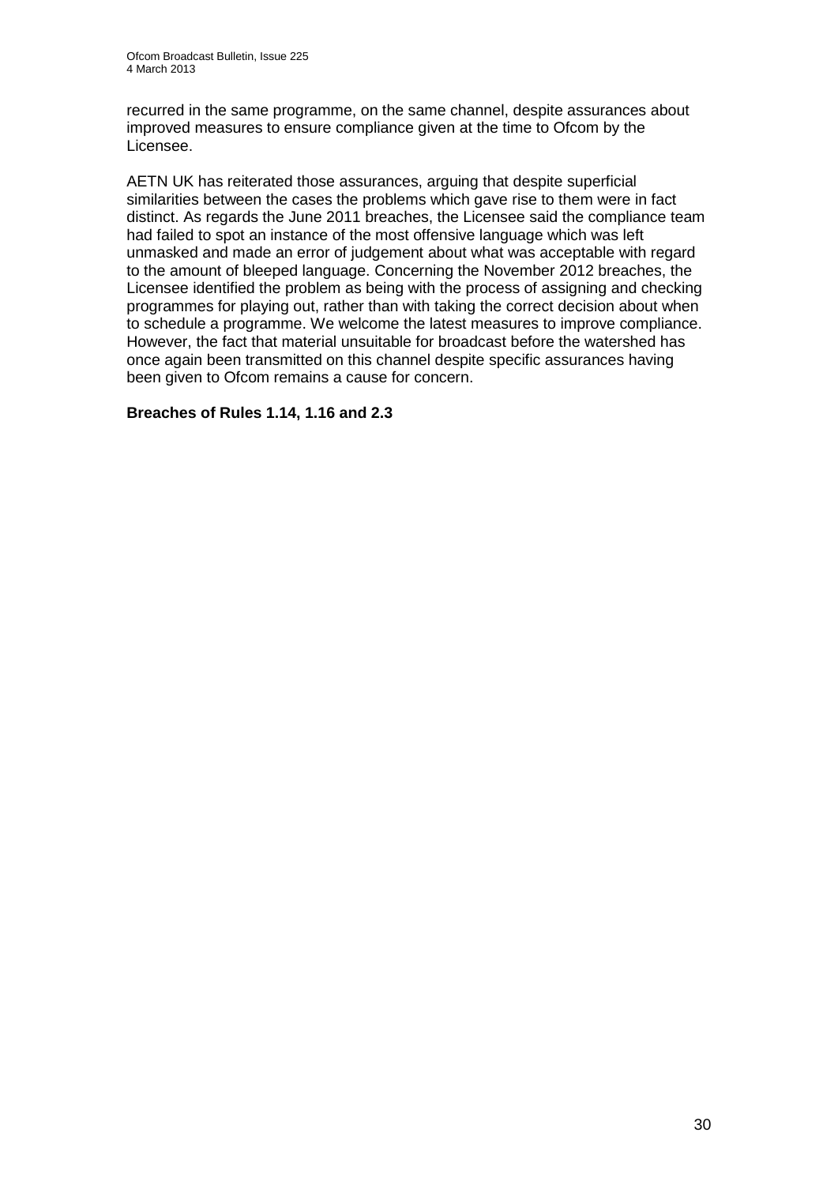recurred in the same programme, on the same channel, despite assurances about improved measures to ensure compliance given at the time to Ofcom by the Licensee.

AETN UK has reiterated those assurances, arguing that despite superficial similarities between the cases the problems which gave rise to them were in fact distinct. As regards the June 2011 breaches, the Licensee said the compliance team had failed to spot an instance of the most offensive language which was left unmasked and made an error of judgement about what was acceptable with regard to the amount of bleeped language. Concerning the November 2012 breaches, the Licensee identified the problem as being with the process of assigning and checking programmes for playing out, rather than with taking the correct decision about when to schedule a programme. We welcome the latest measures to improve compliance. However, the fact that material unsuitable for broadcast before the watershed has once again been transmitted on this channel despite specific assurances having been given to Ofcom remains a cause for concern.

**Breaches of Rules 1.14, 1.16 and 2.3**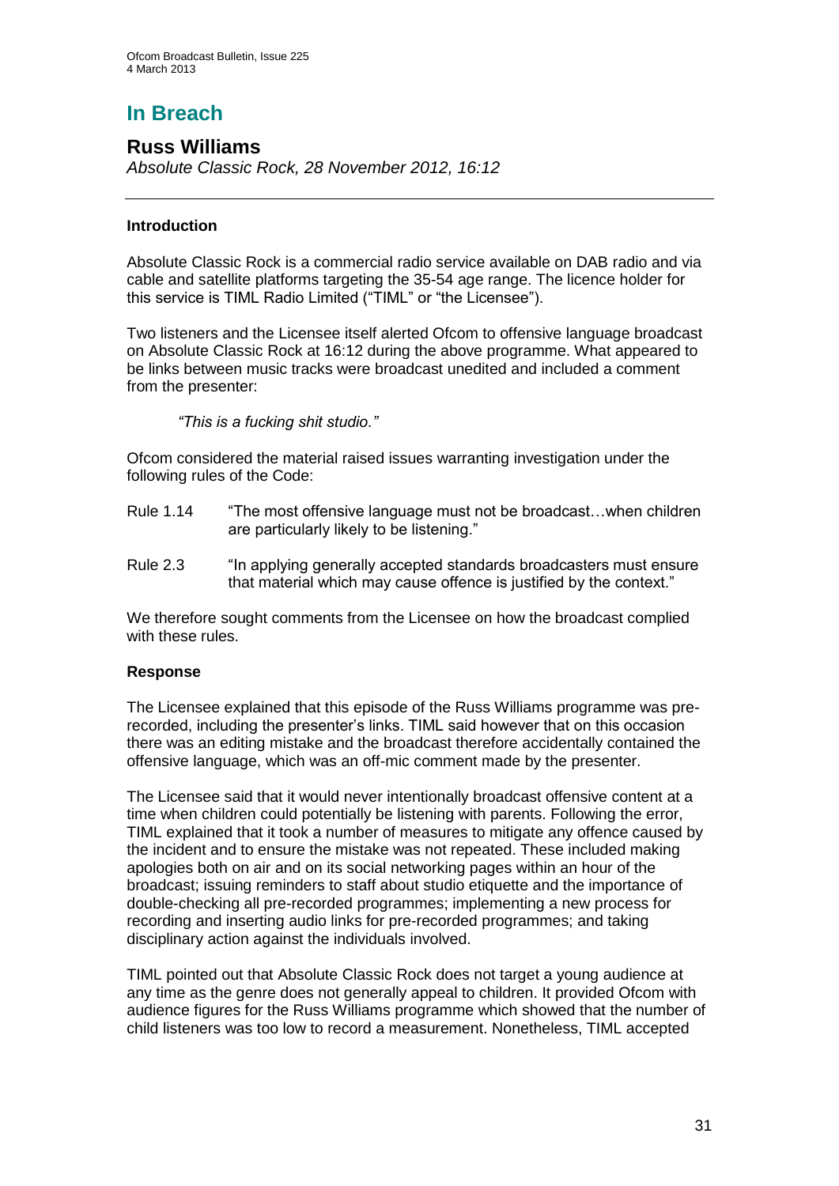# In Breach

## Russ Williams

*Absolute Classic Rock, 28 November 2012, 16:12*

---

### Introduction

Absolute Classic Rock is a commercial radio service available on DAB radio and via cable and satellite platforms targeting the 35-54 age range. The licence holder for this service is TIML Radio Limited ("TIML" or "the Licensee").

Two listeners and the Licensee itself alerted Ofcom to offensive language broadcast on Absolute Classic Rock at 16:12 during the above programme. What appeared to be links between music tracks were broadcast unedited and included a comment from the presenter:

> *"This is a fucking shit studio."*

Ofcom considered the material raised issues warranting investigation under the following rules of the Code:

| | |
|---|---|
| Rule 1.14 | "The most offensive language must not be broadcast…when children are particularly likely to be listening." |
| Rule 2.3 | "In applying generally accepted standards broadcasters must ensure that material which may cause offence is justified by the context." |

We therefore sought comments from the Licensee on how the broadcast complied with these rules.

### Response

The Licensee explained that this episode of the Russ Williams programme was pre-recorded, including the presenter's links. TIML said however that on this occasion there was an editing mistake and the broadcast therefore accidentally contained the offensive language, which was an off-mic comment made by the presenter.

The Licensee said that it would never intentionally broadcast offensive content at a time when children could potentially be listening with parents. Following the error, TIML explained that it took a number of measures to mitigate any offence caused by the incident and to ensure the mistake was not repeated. These included making apologies both on air and on its social networking pages within an hour of the broadcast; issuing reminders to staff about studio etiquette and the importance of double-checking all pre-recorded programmes; implementing a new process for recording and inserting audio links for pre-recorded programmes; and taking disciplinary action against the individuals involved.

TIML pointed out that Absolute Classic Rock does not target a young audience at any time as the genre does not generally appeal to children. It provided Ofcom with audience figures for the Russ Williams programme which showed that the number of child listeners was too low to record a measurement. Nonetheless, TIML accepted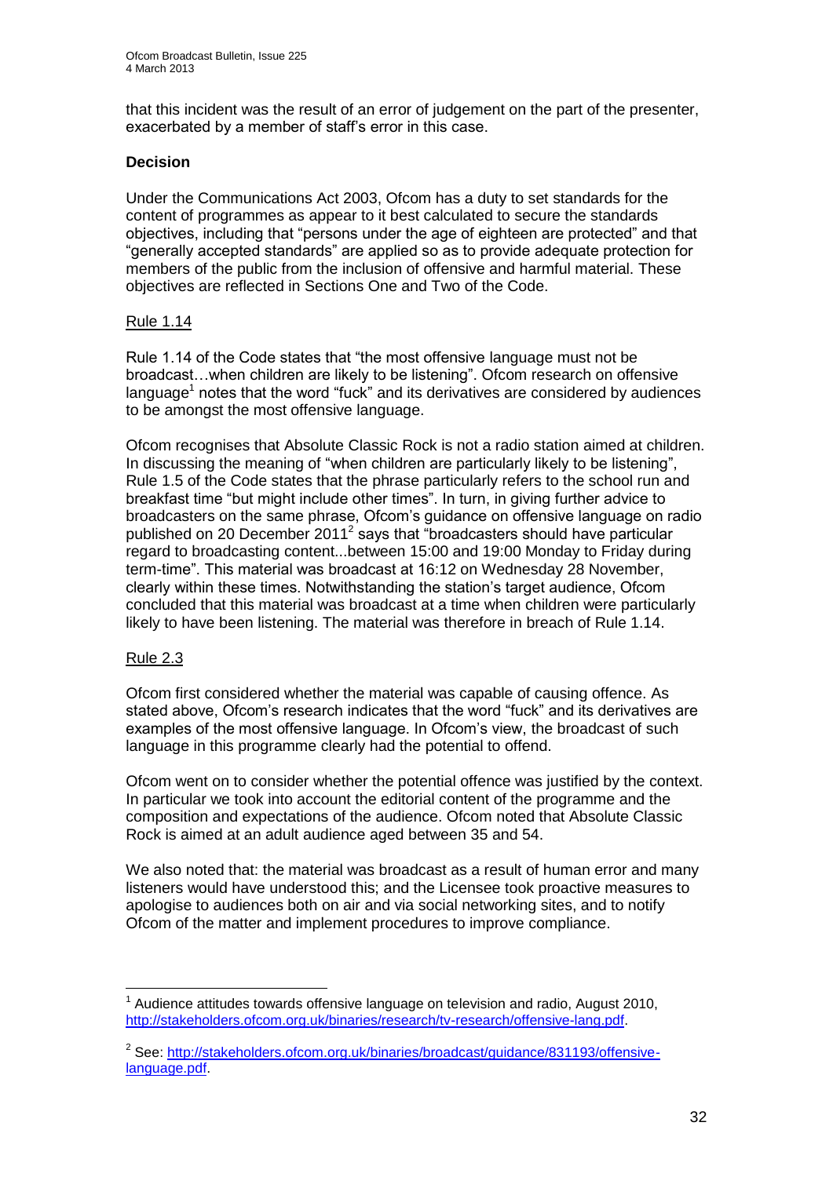that this incident was the result of an error of judgement on the part of the presenter, exacerbated by a member of staff's error in this case.

**Decision**

Under the Communications Act 2003, Ofcom has a duty to set standards for the content of programmes as appear to it best calculated to secure the standards objectives, including that "persons under the age of eighteen are protected" and that "generally accepted standards" are applied so as to provide adequate protection for members of the public from the inclusion of offensive and harmful material. These objectives are reflected in Sections One and Two of the Code.

Rule 1.14

Rule 1.14 of the Code states that "the most offensive language must not be broadcast…when children are likely to be listening". Ofcom research on offensive language[1] notes that the word "fuck" and its derivatives are considered by audiences to be amongst the most offensive language.

Ofcom recognises that Absolute Classic Rock is not a radio station aimed at children. In discussing the meaning of "when children are particularly likely to be listening", Rule 1.5 of the Code states that the phrase particularly refers to the school run and breakfast time "but might include other times". In turn, in giving further advice to broadcasters on the same phrase, Ofcom's guidance on offensive language on radio published on 20 December 2011[2] says that "broadcasters should have particular regard to broadcasting content...between 15:00 and 19:00 Monday to Friday during term-time". This material was broadcast at 16:12 on Wednesday 28 November, clearly within these times. Notwithstanding the station's target audience, Ofcom concluded that this material was broadcast at a time when children were particularly likely to have been listening. The material was therefore in breach of Rule 1.14.

Rule 2.3

Ofcom first considered whether the material was capable of causing offence. As stated above, Ofcom's research indicates that the word "fuck" and its derivatives are examples of the most offensive language. In Ofcom's view, the broadcast of such language in this programme clearly had the potential to offend.

Ofcom went on to consider whether the potential offence was justified by the context. In particular we took into account the editorial content of the programme and the composition and expectations of the audience. Ofcom noted that Absolute Classic Rock is aimed at an adult audience aged between 35 and 54.

We also noted that: the material was broadcast as a result of human error and many listeners would have understood this; and the Licensee took proactive measures to apologise to audiences both on air and via social networking sites, and to notify Ofcom of the matter and implement procedures to improve compliance.

---

[1] Audience attitudes towards offensive language on television and radio, August 2010, http://stakeholders.ofcom.org.uk/binaries/research/tv-research/offensive-lang.pdf.

[2] See: http://stakeholders.ofcom.org.uk/binaries/broadcast/guidance/831193/offensive-language.pdf.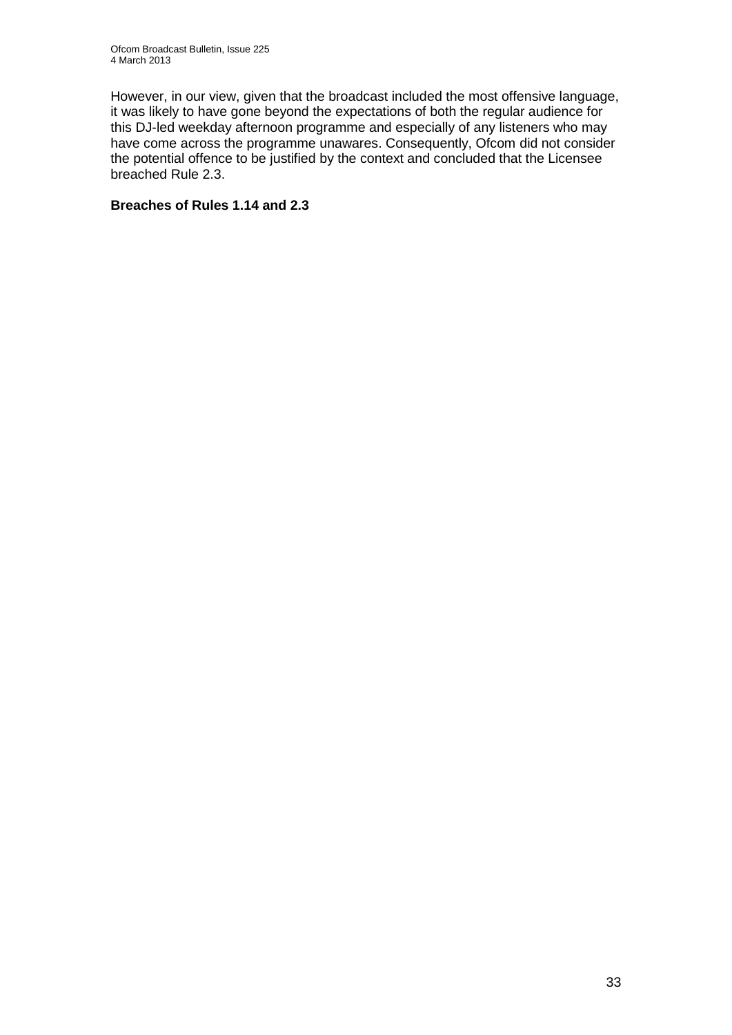However, in our view, given that the broadcast included the most offensive language, it was likely to have gone beyond the expectations of both the regular audience for this DJ-led weekday afternoon programme and especially of any listeners who may have come across the programme unawares. Consequently, Ofcom did not consider the potential offence to be justified by the context and concluded that the Licensee breached Rule 2.3.

**Breaches of Rules 1.14 and 2.3**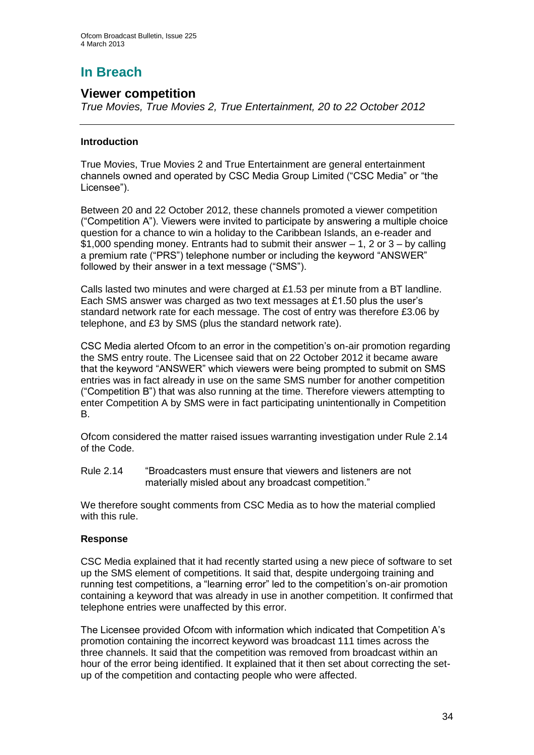# In Breach

## Viewer competition

*True Movies, True Movies 2, True Entertainment, 20 to 22 October 2012*

### Introduction

True Movies, True Movies 2 and True Entertainment are general entertainment channels owned and operated by CSC Media Group Limited ("CSC Media" or "the Licensee").

Between 20 and 22 October 2012, these channels promoted a viewer competition ("Competition A"). Viewers were invited to participate by answering a multiple choice question for a chance to win a holiday to the Caribbean Islands, an e-reader and $1,000 spending money. Entrants had to submit their answer – 1, 2 or 3 – by calling a premium rate ("PRS") telephone number or including the keyword "ANSWER" followed by their answer in a text message ("SMS").

Calls lasted two minutes and were charged at £1.53 per minute from a BT landline. Each SMS answer was charged as two text messages at £1.50 plus the user's standard network rate for each message. The cost of entry was therefore £3.06 by telephone, and £3 by SMS (plus the standard network rate).

CSC Media alerted Ofcom to an error in the competition's on-air promotion regarding the SMS entry route. The Licensee said that on 22 October 2012 it became aware that the keyword "ANSWER" which viewers were being prompted to submit on SMS entries was in fact already in use on the same SMS number for another competition ("Competition B") that was also running at the time. Therefore viewers attempting to enter Competition A by SMS were in fact participating unintentionally in Competition B.

Ofcom considered the matter raised issues warranting investigation under Rule 2.14 of the Code.

Rule 2.14 "Broadcasters must ensure that viewers and listeners are not materially misled about any broadcast competition."

We therefore sought comments from CSC Media as to how the material complied with this rule.

### Response

CSC Media explained that it had recently started using a new piece of software to set up the SMS element of competitions. It said that, despite undergoing training and running test competitions, a "learning error" led to the competition's on-air promotion containing a keyword that was already in use in another competition. It confirmed that telephone entries were unaffected by this error.

The Licensee provided Ofcom with information which indicated that Competition A's promotion containing the incorrect keyword was broadcast 111 times across the three channels. It said that the competition was removed from broadcast within an hour of the error being identified. It explained that it then set about correcting the set-up of the competition and contacting people who were affected.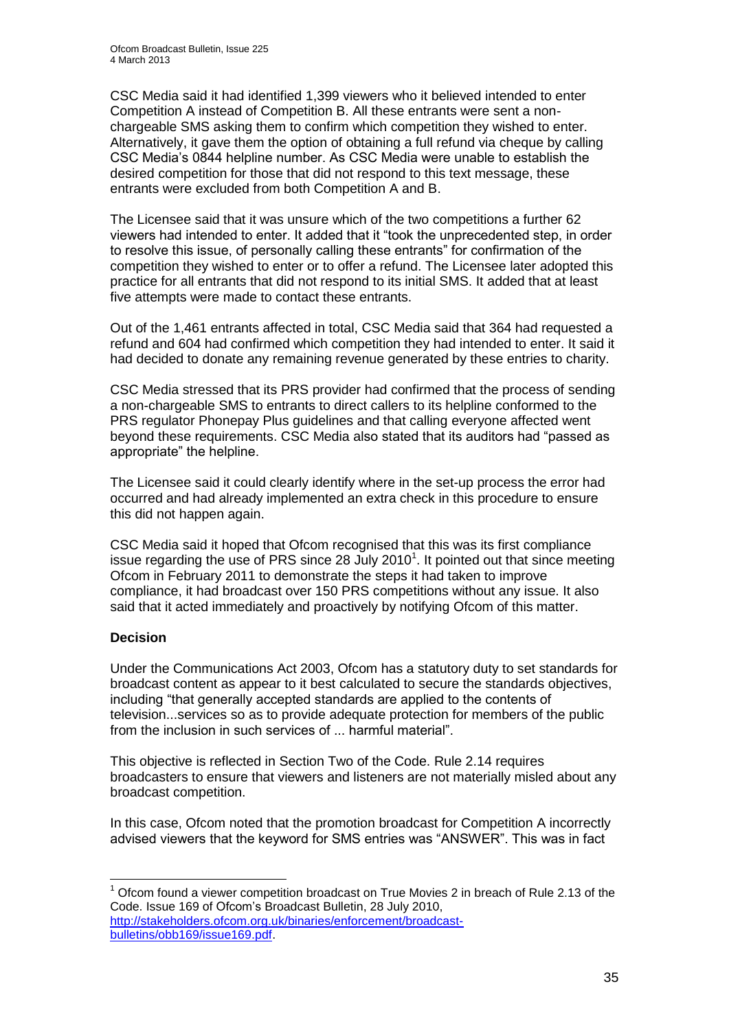CSC Media said it had identified 1,399 viewers who it believed intended to enter Competition A instead of Competition B. All these entrants were sent a non-chargeable SMS asking them to confirm which competition they wished to enter. Alternatively, it gave them the option of obtaining a full refund via cheque by calling CSC Media's 0844 helpline number. As CSC Media were unable to establish the desired competition for those that did not respond to this text message, these entrants were excluded from both Competition A and B.

The Licensee said that it was unsure which of the two competitions a further 62 viewers had intended to enter. It added that it "took the unprecedented step, in order to resolve this issue, of personally calling these entrants" for confirmation of the competition they wished to enter or to offer a refund. The Licensee later adopted this practice for all entrants that did not respond to its initial SMS. It added that at least five attempts were made to contact these entrants.

Out of the 1,461 entrants affected in total, CSC Media said that 364 had requested a refund and 604 had confirmed which competition they had intended to enter. It said it had decided to donate any remaining revenue generated by these entries to charity.

CSC Media stressed that its PRS provider had confirmed that the process of sending a non-chargeable SMS to entrants to direct callers to its helpline conformed to the PRS regulator Phonepay Plus guidelines and that calling everyone affected went beyond these requirements. CSC Media also stated that its auditors had "passed as appropriate" the helpline.

The Licensee said it could clearly identify where in the set-up process the error had occurred and had already implemented an extra check in this procedure to ensure this did not happen again.

CSC Media said it hoped that Ofcom recognised that this was its first compliance issue regarding the use of PRS since 28 July 2010[1]. It pointed out that since meeting Ofcom in February 2011 to demonstrate the steps it had taken to improve compliance, it had broadcast over 150 PRS competitions without any issue. It also said that it acted immediately and proactively by notifying Ofcom of this matter.

**Decision**

Under the Communications Act 2003, Ofcom has a statutory duty to set standards for broadcast content as appear to it best calculated to secure the standards objectives, including "that generally accepted standards are applied to the contents of television...services so as to provide adequate protection for members of the public from the inclusion in such services of ... harmful material".

This objective is reflected in Section Two of the Code. Rule 2.14 requires broadcasters to ensure that viewers and listeners are not materially misled about any broadcast competition.

In this case, Ofcom noted that the promotion broadcast for Competition A incorrectly advised viewers that the keyword for SMS entries was "ANSWER". This was in fact

---

[1] Ofcom found a viewer competition broadcast on True Movies 2 in breach of Rule 2.13 of the Code. Issue 169 of Ofcom's Broadcast Bulletin, 28 July 2010, http://stakeholders.ofcom.org.uk/binaries/enforcement/broadcast-bulletins/obb169/issue169.pdf.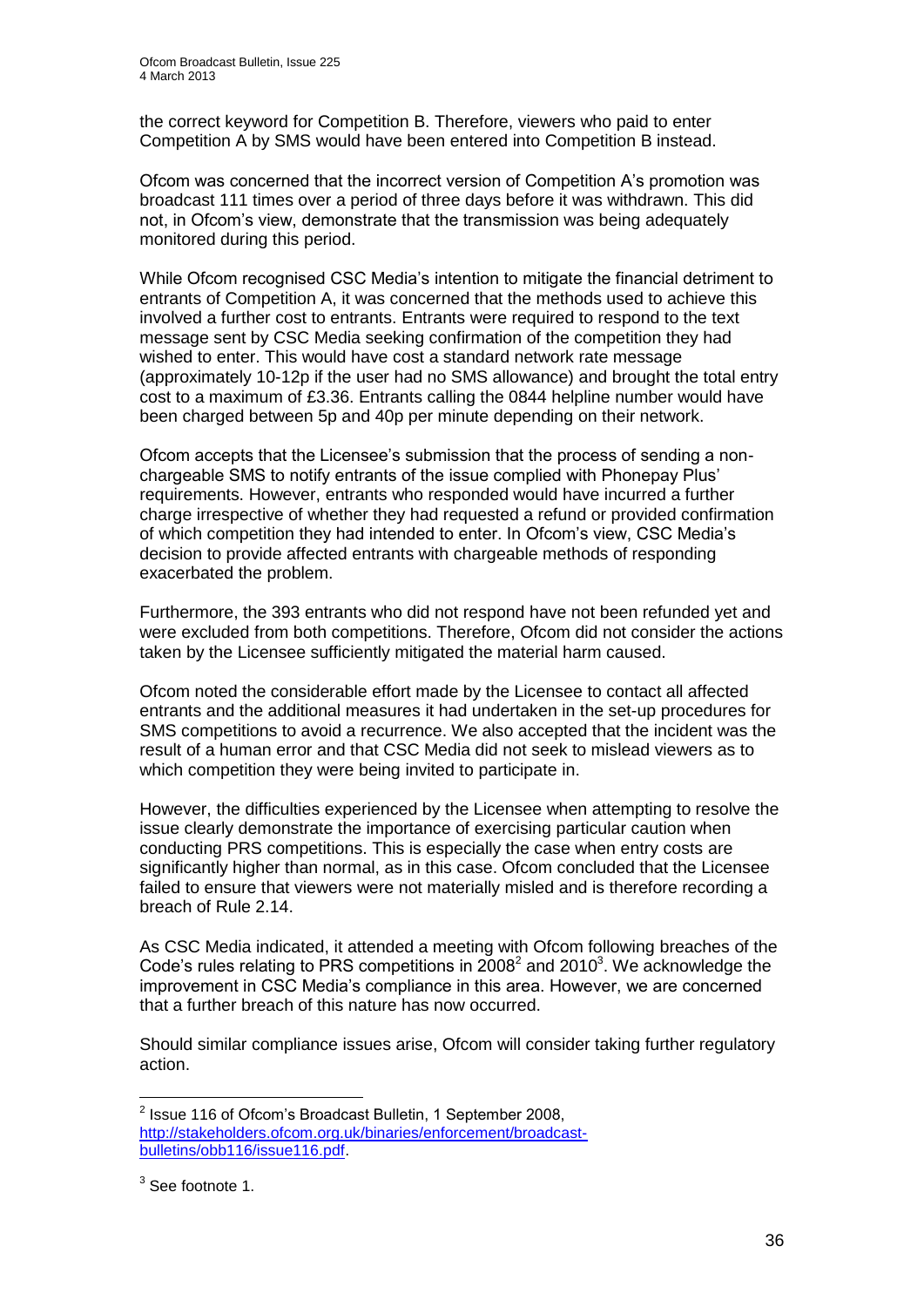the correct keyword for Competition B. Therefore, viewers who paid to enter Competition A by SMS would have been entered into Competition B instead.

Ofcom was concerned that the incorrect version of Competition A's promotion was broadcast 111 times over a period of three days before it was withdrawn. This did not, in Ofcom's view, demonstrate that the transmission was being adequately monitored during this period.

While Ofcom recognised CSC Media's intention to mitigate the financial detriment to entrants of Competition A, it was concerned that the methods used to achieve this involved a further cost to entrants. Entrants were required to respond to the text message sent by CSC Media seeking confirmation of the competition they had wished to enter. This would have cost a standard network rate message (approximately 10-12p if the user had no SMS allowance) and brought the total entry cost to a maximum of £3.36. Entrants calling the 0844 helpline number would have been charged between 5p and 40p per minute depending on their network.

Ofcom accepts that the Licensee's submission that the process of sending a non-chargeable SMS to notify entrants of the issue complied with Phonepay Plus' requirements. However, entrants who responded would have incurred a further charge irrespective of whether they had requested a refund or provided confirmation of which competition they had intended to enter. In Ofcom's view, CSC Media's decision to provide affected entrants with chargeable methods of responding exacerbated the problem.

Furthermore, the 393 entrants who did not respond have not been refunded yet and were excluded from both competitions. Therefore, Ofcom did not consider the actions taken by the Licensee sufficiently mitigated the material harm caused.

Ofcom noted the considerable effort made by the Licensee to contact all affected entrants and the additional measures it had undertaken in the set-up procedures for SMS competitions to avoid a recurrence. We also accepted that the incident was the result of a human error and that CSC Media did not seek to mislead viewers as to which competition they were being invited to participate in.

However, the difficulties experienced by the Licensee when attempting to resolve the issue clearly demonstrate the importance of exercising particular caution when conducting PRS competitions. This is especially the case when entry costs are significantly higher than normal, as in this case. Ofcom concluded that the Licensee failed to ensure that viewers were not materially misled and is therefore recording a breach of Rule 2.14.

As CSC Media indicated, it attended a meeting with Ofcom following breaches of the Code's rules relating to PRS competitions in 2008[2] and 2010[3]. We acknowledge the improvement in CSC Media's compliance in this area. However, we are concerned that a further breach of this nature has now occurred.

Should similar compliance issues arise, Ofcom will consider taking further regulatory action.

---

[2] Issue 116 of Ofcom's Broadcast Bulletin, 1 September 2008, http://stakeholders.ofcom.org.uk/binaries/enforcement/broadcast-bulletins/obb116/issue116.pdf.

[3] See footnote 1.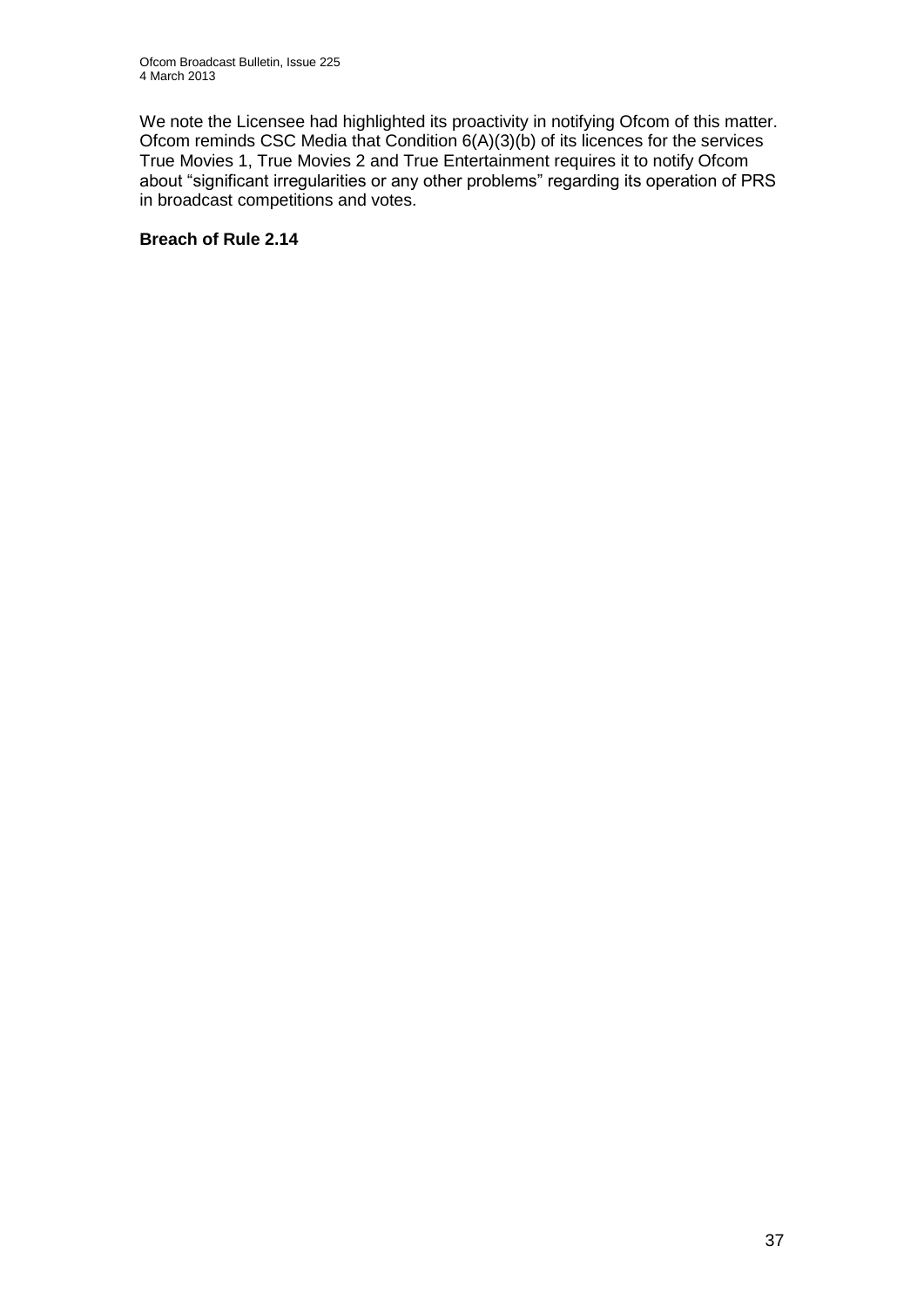We note the Licensee had highlighted its proactivity in notifying Ofcom of this matter. Ofcom reminds CSC Media that Condition 6(A)(3)(b) of its licences for the services True Movies 1, True Movies 2 and True Entertainment requires it to notify Ofcom about "significant irregularities or any other problems" regarding its operation of PRS in broadcast competitions and votes.

**Breach of Rule 2.14**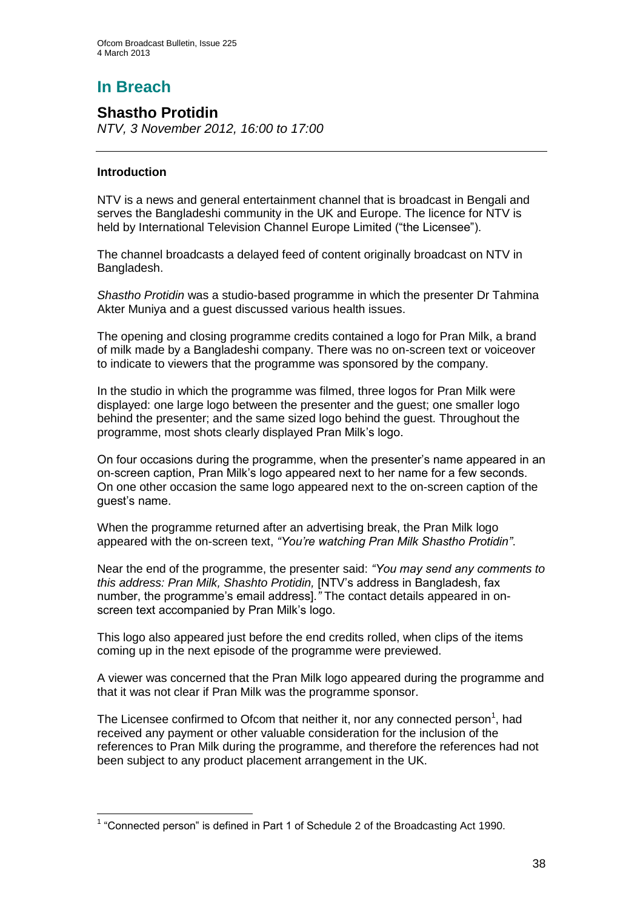# In Breach

## Shastho Protidin

*NTV, 3 November 2012, 16:00 to 17:00*

### Introduction

NTV is a news and general entertainment channel that is broadcast in Bengali and serves the Bangladeshi community in the UK and Europe. The licence for NTV is held by International Television Channel Europe Limited ("the Licensee").

The channel broadcasts a delayed feed of content originally broadcast on NTV in Bangladesh.

*Shastho Protidin* was a studio-based programme in which the presenter Dr Tahmina Akter Muniya and a guest discussed various health issues.

The opening and closing programme credits contained a logo for Pran Milk, a brand of milk made by a Bangladeshi company. There was no on-screen text or voiceover to indicate to viewers that the programme was sponsored by the company.

In the studio in which the programme was filmed, three logos for Pran Milk were displayed: one large logo between the presenter and the guest; one smaller logo behind the presenter; and the same sized logo behind the guest. Throughout the programme, most shots clearly displayed Pran Milk's logo.

On four occasions during the programme, when the presenter's name appeared in an on-screen caption, Pran Milk's logo appeared next to her name for a few seconds. On one other occasion the same logo appeared next to the on-screen caption of the guest's name.

When the programme returned after an advertising break, the Pran Milk logo appeared with the on-screen text, *"You're watching Pran Milk Shastho Protidin"*.

Near the end of the programme, the presenter said: *"You may send any comments to this address: Pran Milk, Shashto Protidin,* [NTV's address in Bangladesh, fax number, the programme's email address]*."* The contact details appeared in on-screen text accompanied by Pran Milk's logo.

This logo also appeared just before the end credits rolled, when clips of the items coming up in the next episode of the programme were previewed.

A viewer was concerned that the Pran Milk logo appeared during the programme and that it was not clear if Pran Milk was the programme sponsor.

The Licensee confirmed to Ofcom that neither it, nor any connected person[1], had received any payment or other valuable consideration for the inclusion of the references to Pran Milk during the programme, and therefore the references had not been subject to any product placement arrangement in the UK.

---

[1] "Connected person" is defined in Part 1 of Schedule 2 of the Broadcasting Act 1990.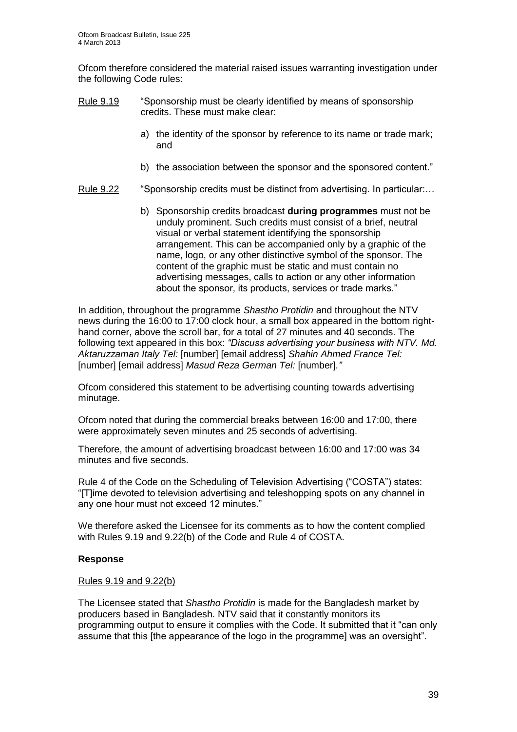Ofcom therefore considered the material raised issues warranting investigation under the following Code rules:

Rule 9.19 "Sponsorship must be clearly identified by means of sponsorship credits. These must make clear:

a) the identity of the sponsor by reference to its name or trade mark; and

b) the association between the sponsor and the sponsored content."

Rule 9.22 "Sponsorship credits must be distinct from advertising. In particular:…

b) Sponsorship credits broadcast **during programmes** must not be unduly prominent. Such credits must consist of a brief, neutral visual or verbal statement identifying the sponsorship arrangement. This can be accompanied only by a graphic of the name, logo, or any other distinctive symbol of the sponsor. The content of the graphic must be static and must contain no advertising messages, calls to action or any other information about the sponsor, its products, services or trade marks."

In addition, throughout the programme *Shastho Protidin* and throughout the NTV news during the 16:00 to 17:00 clock hour, a small box appeared in the bottom right-hand corner, above the scroll bar, for a total of 27 minutes and 40 seconds. The following text appeared in this box: *"Discuss advertising your business with NTV. Md. Aktaruzzaman Italy Tel:* [number] [email address] *Shahin Ahmed France Tel:* [number] [email address] *Masud Reza German Tel:* [number]*."*

Ofcom considered this statement to be advertising counting towards advertising minutage.

Ofcom noted that during the commercial breaks between 16:00 and 17:00, there were approximately seven minutes and 25 seconds of advertising.

Therefore, the amount of advertising broadcast between 16:00 and 17:00 was 34 minutes and five seconds.

Rule 4 of the Code on the Scheduling of Television Advertising ("COSTA") states: "[T]ime devoted to television advertising and teleshopping spots on any channel in any one hour must not exceed 12 minutes."

We therefore asked the Licensee for its comments as to how the content complied with Rules 9.19 and 9.22(b) of the Code and Rule 4 of COSTA.

### Response

Rules 9.19 and 9.22(b)

The Licensee stated that *Shastho Protidin* is made for the Bangladesh market by producers based in Bangladesh. NTV said that it constantly monitors its programming output to ensure it complies with the Code. It submitted that it "can only assume that this [the appearance of the logo in the programme] was an oversight".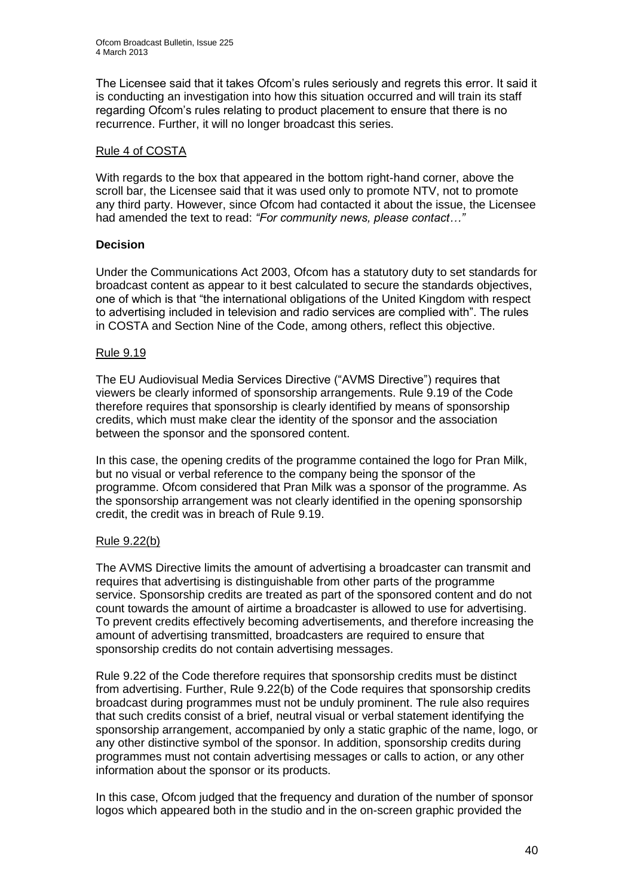The Licensee said that it takes Ofcom's rules seriously and regrets this error. It said it is conducting an investigation into how this situation occurred and will train its staff regarding Ofcom's rules relating to product placement to ensure that there is no recurrence. Further, it will no longer broadcast this series.

Rule 4 of COSTA

With regards to the box that appeared in the bottom right-hand corner, above the scroll bar, the Licensee said that it was used only to promote NTV, not to promote any third party. However, since Ofcom had contacted it about the issue, the Licensee had amended the text to read: *"For community news, please contact…"*

**Decision**

Under the Communications Act 2003, Ofcom has a statutory duty to set standards for broadcast content as appear to it best calculated to secure the standards objectives, one of which is that "the international obligations of the United Kingdom with respect to advertising included in television and radio services are complied with". The rules in COSTA and Section Nine of the Code, among others, reflect this objective.

Rule 9.19

The EU Audiovisual Media Services Directive ("AVMS Directive") requires that viewers be clearly informed of sponsorship arrangements. Rule 9.19 of the Code therefore requires that sponsorship is clearly identified by means of sponsorship credits, which must make clear the identity of the sponsor and the association between the sponsor and the sponsored content.

In this case, the opening credits of the programme contained the logo for Pran Milk, but no visual or verbal reference to the company being the sponsor of the programme. Ofcom considered that Pran Milk was a sponsor of the programme. As the sponsorship arrangement was not clearly identified in the opening sponsorship credit, the credit was in breach of Rule 9.19.

Rule 9.22(b)

The AVMS Directive limits the amount of advertising a broadcaster can transmit and requires that advertising is distinguishable from other parts of the programme service. Sponsorship credits are treated as part of the sponsored content and do not count towards the amount of airtime a broadcaster is allowed to use for advertising. To prevent credits effectively becoming advertisements, and therefore increasing the amount of advertising transmitted, broadcasters are required to ensure that sponsorship credits do not contain advertising messages.

Rule 9.22 of the Code therefore requires that sponsorship credits must be distinct from advertising. Further, Rule 9.22(b) of the Code requires that sponsorship credits broadcast during programmes must not be unduly prominent. The rule also requires that such credits consist of a brief, neutral visual or verbal statement identifying the sponsorship arrangement, accompanied by only a static graphic of the name, logo, or any other distinctive symbol of the sponsor. In addition, sponsorship credits during programmes must not contain advertising messages or calls to action, or any other information about the sponsor or its products.

In this case, Ofcom judged that the frequency and duration of the number of sponsor logos which appeared both in the studio and in the on-screen graphic provided the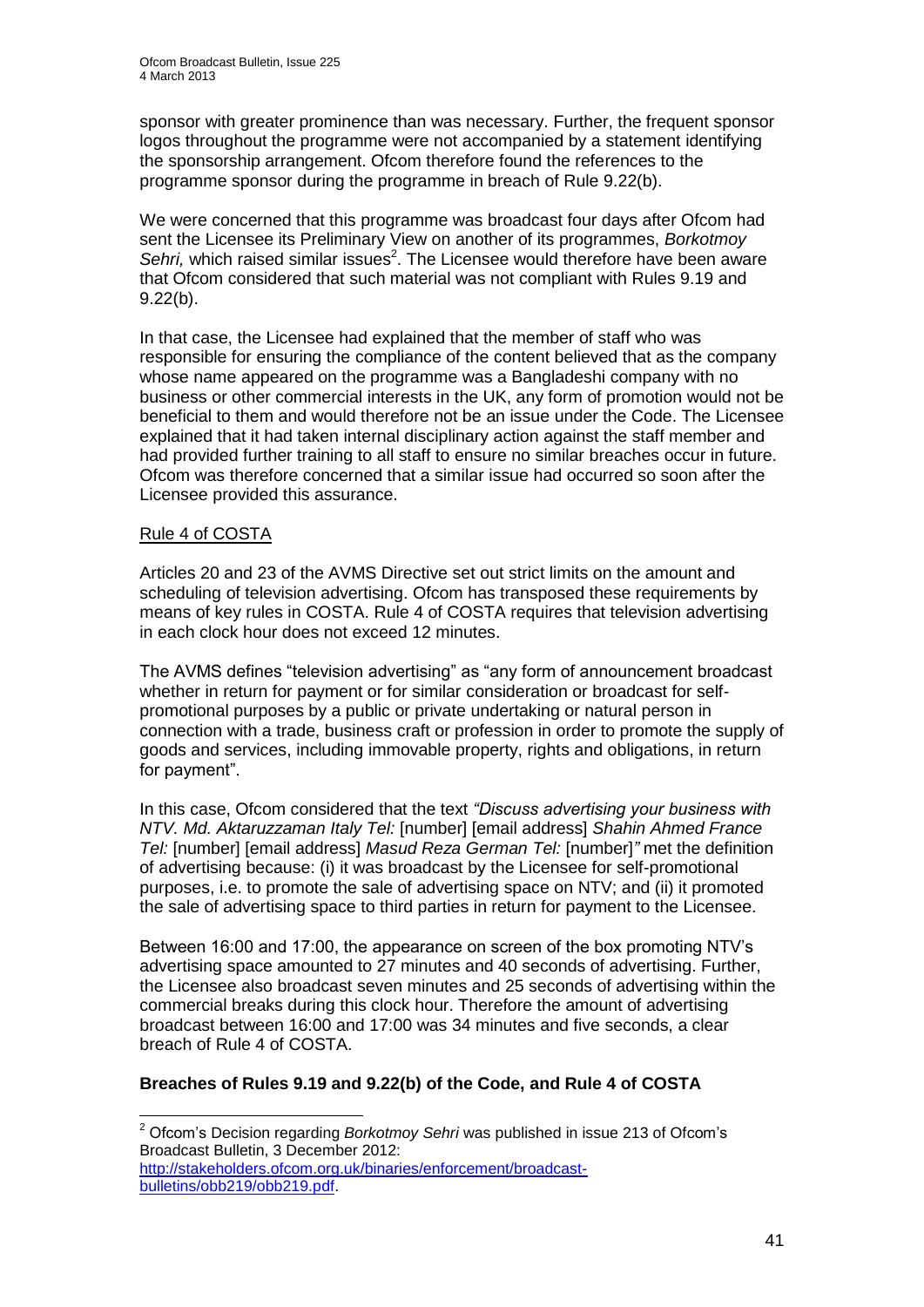sponsor with greater prominence than was necessary. Further, the frequent sponsor logos throughout the programme were not accompanied by a statement identifying the sponsorship arrangement. Ofcom therefore found the references to the programme sponsor during the programme in breach of Rule 9.22(b).

We were concerned that this programme was broadcast four days after Ofcom had sent the Licensee its Preliminary View on another of its programmes, *Borkotmoy Sehri,* which raised similar issues[2]. The Licensee would therefore have been aware that Ofcom considered that such material was not compliant with Rules 9.19 and 9.22(b).

In that case, the Licensee had explained that the member of staff who was responsible for ensuring the compliance of the content believed that as the company whose name appeared on the programme was a Bangladeshi company with no business or other commercial interests in the UK, any form of promotion would not be beneficial to them and would therefore not be an issue under the Code. The Licensee explained that it had taken internal disciplinary action against the staff member and had provided further training to all staff to ensure no similar breaches occur in future. Ofcom was therefore concerned that a similar issue had occurred so soon after the Licensee provided this assurance.

Rule 4 of COSTA

Articles 20 and 23 of the AVMS Directive set out strict limits on the amount and scheduling of television advertising. Ofcom has transposed these requirements by means of key rules in COSTA. Rule 4 of COSTA requires that television advertising in each clock hour does not exceed 12 minutes.

The AVMS defines "television advertising" as "any form of announcement broadcast whether in return for payment or for similar consideration or broadcast for self-promotional purposes by a public or private undertaking or natural person in connection with a trade, business craft or profession in order to promote the supply of goods and services, including immovable property, rights and obligations, in return for payment".

In this case, Ofcom considered that the text *"Discuss advertising your business with NTV. Md. Aktaruzzaman Italy Tel:* [number] [email address] *Shahin Ahmed France Tel:* [number] [email address] *Masud Reza German Tel:* [number]*"* met the definition of advertising because: (i) it was broadcast by the Licensee for self-promotional purposes, i.e. to promote the sale of advertising space on NTV; and (ii) it promoted the sale of advertising space to third parties in return for payment to the Licensee.

Between 16:00 and 17:00, the appearance on screen of the box promoting NTV's advertising space amounted to 27 minutes and 40 seconds of advertising. Further, the Licensee also broadcast seven minutes and 25 seconds of advertising within the commercial breaks during this clock hour. Therefore the amount of advertising broadcast between 16:00 and 17:00 was 34 minutes and five seconds, a clear breach of Rule 4 of COSTA.

**Breaches of Rules 9.19 and 9.22(b) of the Code, and Rule 4 of COSTA**

---

[2] Ofcom's Decision regarding *Borkotmoy Sehri* was published in issue 213 of Ofcom's Broadcast Bulletin, 3 December 2012: http://stakeholders.ofcom.org.uk/binaries/enforcement/broadcast-bulletins/obb219/obb219.pdf.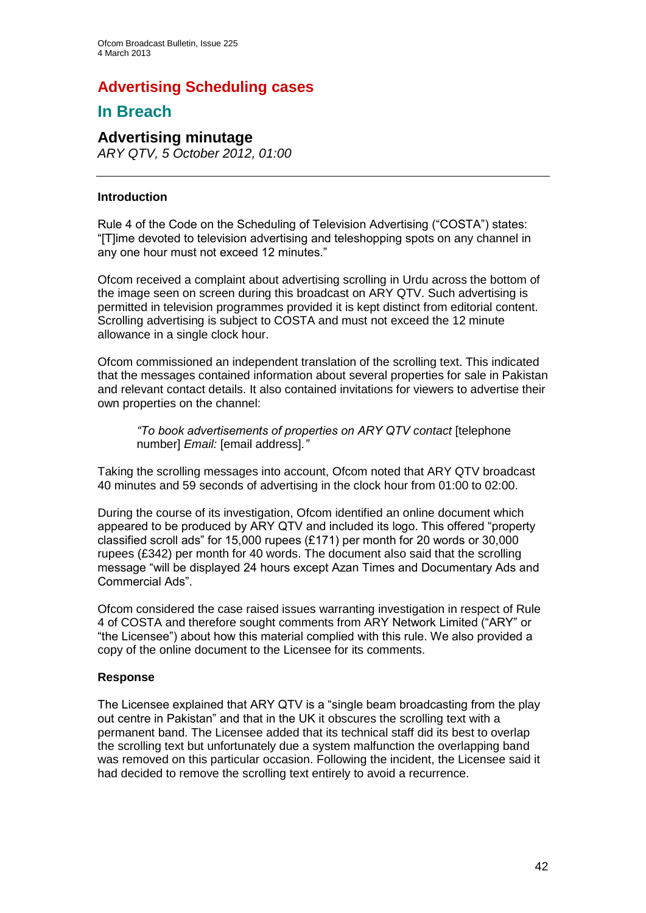# Advertising Scheduling cases

## In Breach

### Advertising minutage

*ARY QTV, 5 October 2012, 01:00*

---

**Introduction**

Rule 4 of the Code on the Scheduling of Television Advertising ("COSTA") states: "[T]ime devoted to television advertising and teleshopping spots on any channel in any one hour must not exceed 12 minutes."

Ofcom received a complaint about advertising scrolling in Urdu across the bottom of the image seen on screen during this broadcast on ARY QTV. Such advertising is permitted in television programmes provided it is kept distinct from editorial content. Scrolling advertising is subject to COSTA and must not exceed the 12 minute allowance in a single clock hour.

Ofcom commissioned an independent translation of the scrolling text. This indicated that the messages contained information about several properties for sale in Pakistan and relevant contact details. It also contained invitations for viewers to advertise their own properties on the channel:

> *"To book advertisements of properties on ARY QTV contact* [telephone number] *Email:* [email address]*."*

Taking the scrolling messages into account, Ofcom noted that ARY QTV broadcast 40 minutes and 59 seconds of advertising in the clock hour from 01:00 to 02:00.

During the course of its investigation, Ofcom identified an online document which appeared to be produced by ARY QTV and included its logo. This offered "property classified scroll ads" for 15,000 rupees (£171) per month for 20 words or 30,000 rupees (£342) per month for 40 words. The document also said that the scrolling message "will be displayed 24 hours except Azan Times and Documentary Ads and Commercial Ads".

Ofcom considered the case raised issues warranting investigation in respect of Rule 4 of COSTA and therefore sought comments from ARY Network Limited ("ARY" or "the Licensee") about how this material complied with this rule. We also provided a copy of the online document to the Licensee for its comments.

**Response**

The Licensee explained that ARY QTV is a "single beam broadcasting from the play out centre in Pakistan" and that in the UK it obscures the scrolling text with a permanent band. The Licensee added that its technical staff did its best to overlap the scrolling text but unfortunately due a system malfunction the overlapping band was removed on this particular occasion. Following the incident, the Licensee said it had decided to remove the scrolling text entirely to avoid a recurrence.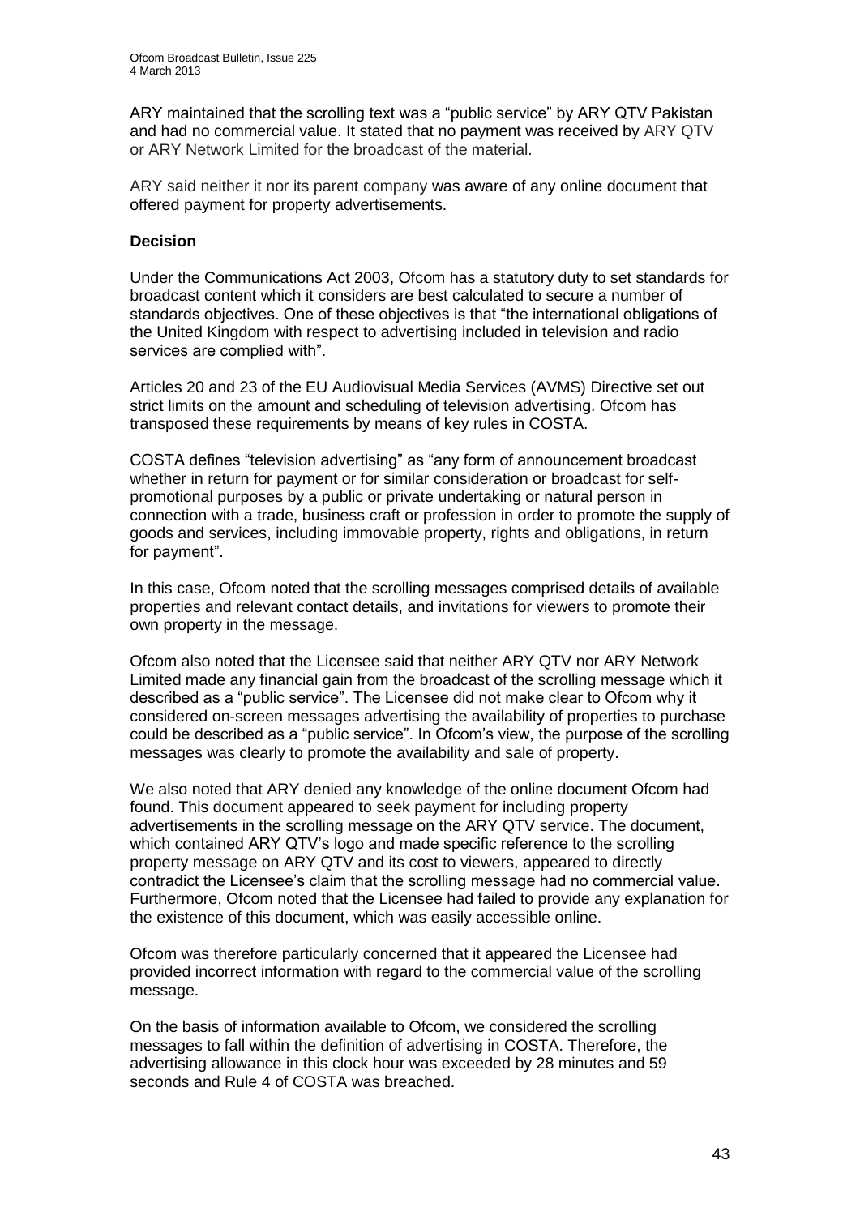ARY maintained that the scrolling text was a "public service" by ARY QTV Pakistan and had no commercial value. It stated that no payment was received by ARY QTV or ARY Network Limited for the broadcast of the material.

ARY said neither it nor its parent company was aware of any online document that offered payment for property advertisements.

**Decision**

Under the Communications Act 2003, Ofcom has a statutory duty to set standards for broadcast content which it considers are best calculated to secure a number of standards objectives. One of these objectives is that "the international obligations of the United Kingdom with respect to advertising included in television and radio services are complied with".

Articles 20 and 23 of the EU Audiovisual Media Services (AVMS) Directive set out strict limits on the amount and scheduling of television advertising. Ofcom has transposed these requirements by means of key rules in COSTA.

COSTA defines "television advertising" as "any form of announcement broadcast whether in return for payment or for similar consideration or broadcast for self-promotional purposes by a public or private undertaking or natural person in connection with a trade, business craft or profession in order to promote the supply of goods and services, including immovable property, rights and obligations, in return for payment".

In this case, Ofcom noted that the scrolling messages comprised details of available properties and relevant contact details, and invitations for viewers to promote their own property in the message.

Ofcom also noted that the Licensee said that neither ARY QTV nor ARY Network Limited made any financial gain from the broadcast of the scrolling message which it described as a "public service". The Licensee did not make clear to Ofcom why it considered on-screen messages advertising the availability of properties to purchase could be described as a "public service". In Ofcom's view, the purpose of the scrolling messages was clearly to promote the availability and sale of property.

We also noted that ARY denied any knowledge of the online document Ofcom had found. This document appeared to seek payment for including property advertisements in the scrolling message on the ARY QTV service. The document, which contained ARY QTV's logo and made specific reference to the scrolling property message on ARY QTV and its cost to viewers, appeared to directly contradict the Licensee's claim that the scrolling message had no commercial value. Furthermore, Ofcom noted that the Licensee had failed to provide any explanation for the existence of this document, which was easily accessible online.

Ofcom was therefore particularly concerned that it appeared the Licensee had provided incorrect information with regard to the commercial value of the scrolling message.

On the basis of information available to Ofcom, we considered the scrolling messages to fall within the definition of advertising in COSTA. Therefore, the advertising allowance in this clock hour was exceeded by 28 minutes and 59 seconds and Rule 4 of COSTA was breached.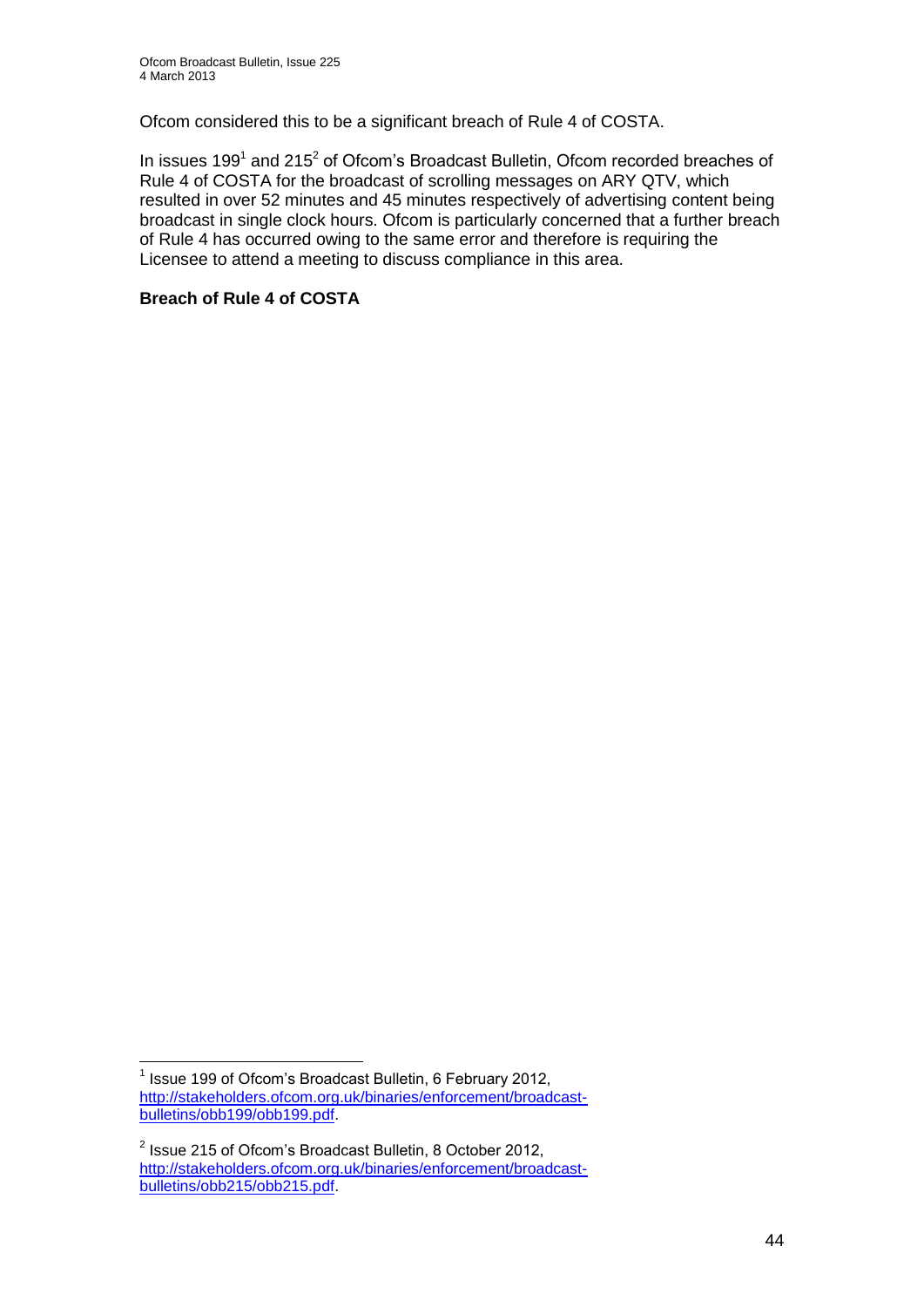Ofcom considered this to be a significant breach of Rule 4 of COSTA.

In issues 199[1] and 215[2] of Ofcom's Broadcast Bulletin, Ofcom recorded breaches of Rule 4 of COSTA for the broadcast of scrolling messages on ARY QTV, which resulted in over 52 minutes and 45 minutes respectively of advertising content being broadcast in single clock hours. Ofcom is particularly concerned that a further breach of Rule 4 has occurred owing to the same error and therefore is requiring the Licensee to attend a meeting to discuss compliance in this area.

**Breach of Rule 4 of COSTA**

---

[1] Issue 199 of Ofcom's Broadcast Bulletin, 6 February 2012, http://stakeholders.ofcom.org.uk/binaries/enforcement/broadcast-bulletins/obb199/obb199.pdf.

[2] Issue 215 of Ofcom's Broadcast Bulletin, 8 October 2012, http://stakeholders.ofcom.org.uk/binaries/enforcement/broadcast-bulletins/obb215/obb215.pdf.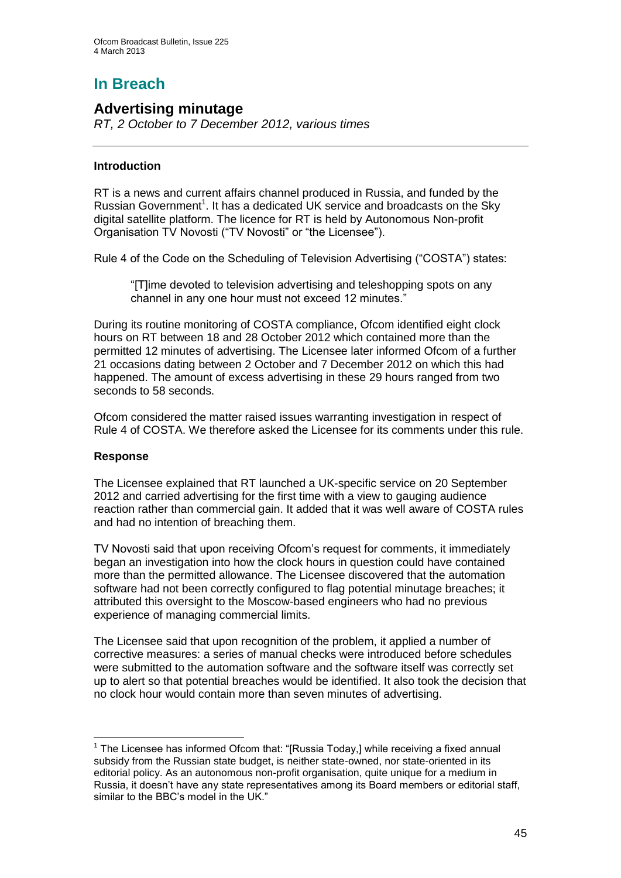# In Breach

## Advertising minutage

*RT, 2 October to 7 December 2012, various times*

### Introduction

RT is a news and current affairs channel produced in Russia, and funded by the Russian Government[1]. It has a dedicated UK service and broadcasts on the Sky digital satellite platform. The licence for RT is held by Autonomous Non-profit Organisation TV Novosti ("TV Novosti" or "the Licensee").

Rule 4 of the Code on the Scheduling of Television Advertising ("COSTA") states:

> "[T]ime devoted to television advertising and teleshopping spots on any channel in any one hour must not exceed 12 minutes."

During its routine monitoring of COSTA compliance, Ofcom identified eight clock hours on RT between 18 and 28 October 2012 which contained more than the permitted 12 minutes of advertising. The Licensee later informed Ofcom of a further 21 occasions dating between 2 October and 7 December 2012 on which this had happened. The amount of excess advertising in these 29 hours ranged from two seconds to 58 seconds.

Ofcom considered the matter raised issues warranting investigation in respect of Rule 4 of COSTA. We therefore asked the Licensee for its comments under this rule.

### Response

The Licensee explained that RT launched a UK-specific service on 20 September 2012 and carried advertising for the first time with a view to gauging audience reaction rather than commercial gain. It added that it was well aware of COSTA rules and had no intention of breaching them.

TV Novosti said that upon receiving Ofcom's request for comments, it immediately began an investigation into how the clock hours in question could have contained more than the permitted allowance. The Licensee discovered that the automation software had not been correctly configured to flag potential minutage breaches; it attributed this oversight to the Moscow-based engineers who had no previous experience of managing commercial limits.

The Licensee said that upon recognition of the problem, it applied a number of corrective measures: a series of manual checks were introduced before schedules were submitted to the automation software and the software itself was correctly set up to alert so that potential breaches would be identified. It also took the decision that no clock hour would contain more than seven minutes of advertising.

---

[1] The Licensee has informed Ofcom that: "[Russia Today,] while receiving a fixed annual subsidy from the Russian state budget, is neither state-owned, nor state-oriented in its editorial policy. As an autonomous non-profit organisation, quite unique for a medium in Russia, it doesn't have any state representatives among its Board members or editorial staff, similar to the BBC's model in the UK."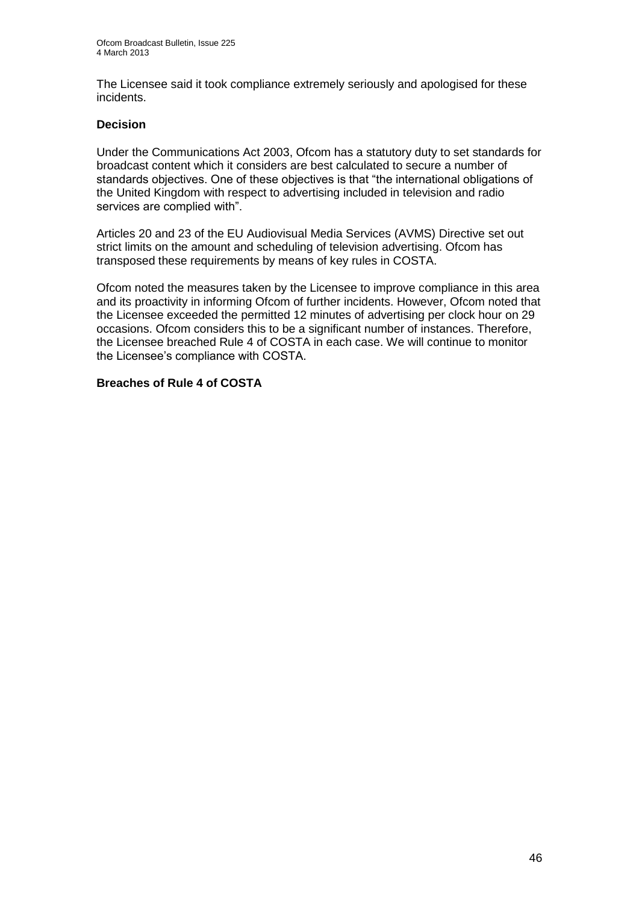The Licensee said it took compliance extremely seriously and apologised for these incidents.

**Decision**

Under the Communications Act 2003, Ofcom has a statutory duty to set standards for broadcast content which it considers are best calculated to secure a number of standards objectives. One of these objectives is that "the international obligations of the United Kingdom with respect to advertising included in television and radio services are complied with".

Articles 20 and 23 of the EU Audiovisual Media Services (AVMS) Directive set out strict limits on the amount and scheduling of television advertising. Ofcom has transposed these requirements by means of key rules in COSTA.

Ofcom noted the measures taken by the Licensee to improve compliance in this area and its proactivity in informing Ofcom of further incidents. However, Ofcom noted that the Licensee exceeded the permitted 12 minutes of advertising per clock hour on 29 occasions. Ofcom considers this to be a significant number of instances. Therefore, the Licensee breached Rule 4 of COSTA in each case. We will continue to monitor the Licensee's compliance with COSTA.

**Breaches of Rule 4 of COSTA**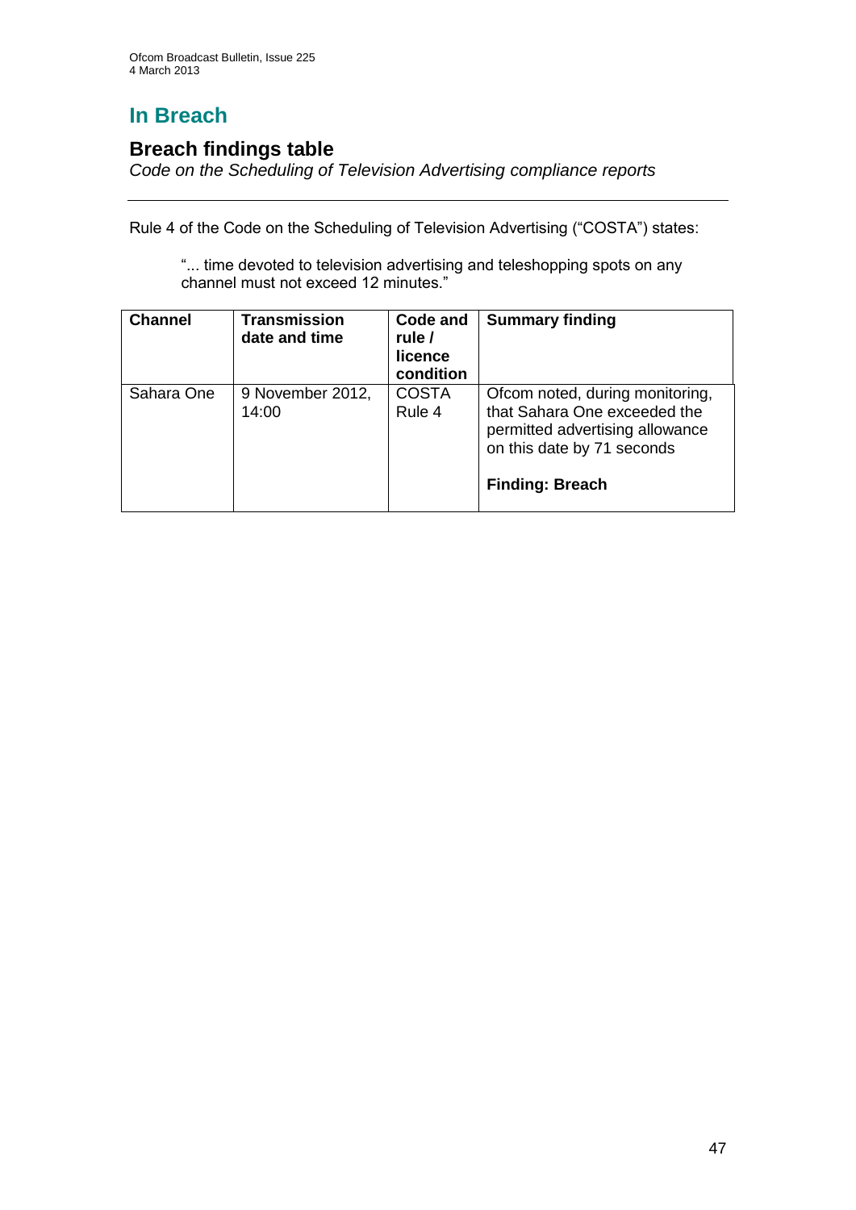# In Breach

## Breach findings table

*Code on the Scheduling of Television Advertising compliance reports*

Rule 4 of the Code on the Scheduling of Television Advertising ("COSTA") states:

> "... time devoted to television advertising and teleshopping spots on any channel must not exceed 12 minutes."

| Channel | Transmission date and time | Code and rule / licence condition | Summary finding |
|---|---|---|---|
| Sahara One | 9 November 2012, 14:00 | COSTA Rule 4 | Ofcom noted, during monitoring, that Sahara One exceeded the permitted advertising allowance on this date by 71 seconds<br><br>**Finding: Breach** |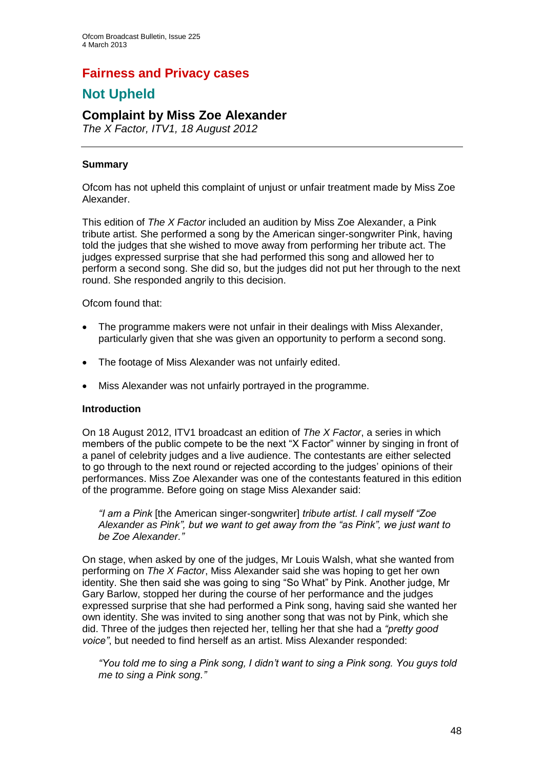# Fairness and Privacy cases

## Not Upheld

### Complaint by Miss Zoe Alexander

*The X Factor, ITV1, 18 August 2012*

---

**Summary**

Ofcom has not upheld this complaint of unjust or unfair treatment made by Miss Zoe Alexander.

This edition of *The X Factor* included an audition by Miss Zoe Alexander, a Pink tribute artist. She performed a song by the American singer-songwriter Pink, having told the judges that she wished to move away from performing her tribute act. The judges expressed surprise that she had performed this song and allowed her to perform a second song. She did so, but the judges did not put her through to the next round. She responded angrily to this decision.

Ofcom found that:

- The programme makers were not unfair in their dealings with Miss Alexander, particularly given that she was given an opportunity to perform a second song.
- The footage of Miss Alexander was not unfairly edited.
- Miss Alexander was not unfairly portrayed in the programme.

**Introduction**

On 18 August 2012, ITV1 broadcast an edition of *The X Factor*, a series in which members of the public compete to be the next "X Factor" winner by singing in front of a panel of celebrity judges and a live audience. The contestants are either selected to go through to the next round or rejected according to the judges' opinions of their performances. Miss Zoe Alexander was one of the contestants featured in this edition of the programme. Before going on stage Miss Alexander said:

> *"I am a Pink* [the American singer-songwriter] *tribute artist. I call myself "Zoe Alexander as Pink", but we want to get away from the "as Pink", we just want to be Zoe Alexander."*

On stage, when asked by one of the judges, Mr Louis Walsh, what she wanted from performing on *The X Factor*, Miss Alexander said she was hoping to get her own identity. She then said she was going to sing "So What" by Pink. Another judge, Mr Gary Barlow, stopped her during the course of her performance and the judges expressed surprise that she had performed a Pink song, having said she wanted her own identity. She was invited to sing another song that was not by Pink, which she did. Three of the judges then rejected her, telling her that she had a *"pretty good voice"*, but needed to find herself as an artist. Miss Alexander responded:

> *"You told me to sing a Pink song, I didn't want to sing a Pink song. You guys told me to sing a Pink song."*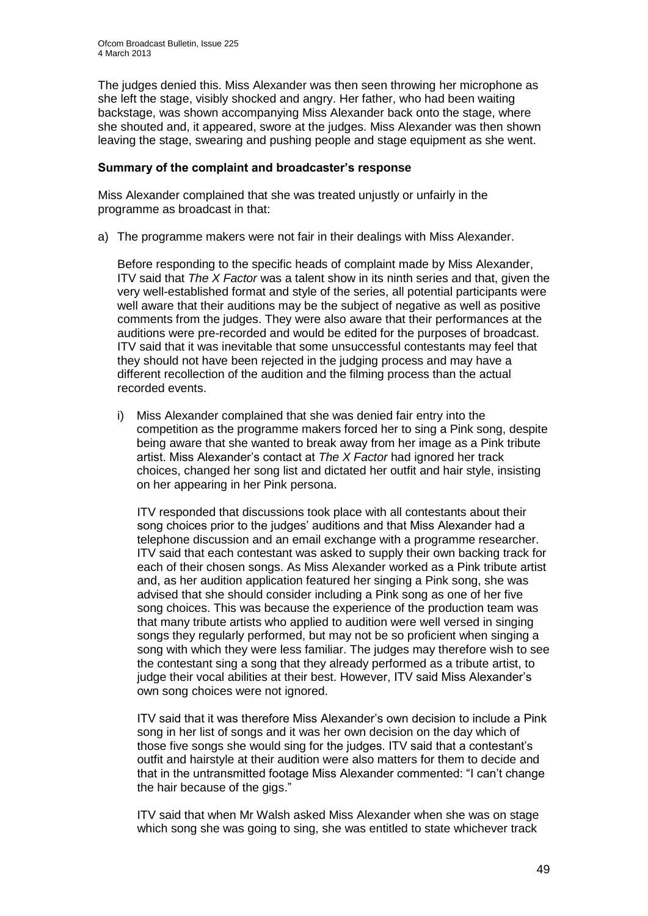The judges denied this. Miss Alexander was then seen throwing her microphone as she left the stage, visibly shocked and angry. Her father, who had been waiting backstage, was shown accompanying Miss Alexander back onto the stage, where she shouted and, it appeared, swore at the judges. Miss Alexander was then shown leaving the stage, swearing and pushing people and stage equipment as she went.

**Summary of the complaint and broadcaster's response**

Miss Alexander complained that she was treated unjustly or unfairly in the programme as broadcast in that:

a) The programme makers were not fair in their dealings with Miss Alexander.

   Before responding to the specific heads of complaint made by Miss Alexander, ITV said that *The X Factor* was a talent show in its ninth series and that, given the very well-established format and style of the series, all potential participants were well aware that their auditions may be the subject of negative as well as positive comments from the judges. They were also aware that their performances at the auditions were pre-recorded and would be edited for the purposes of broadcast. ITV said that it was inevitable that some unsuccessful contestants may feel that they should not have been rejected in the judging process and may have a different recollection of the audition and the filming process than the actual recorded events.

   i) Miss Alexander complained that she was denied fair entry into the competition as the programme makers forced her to sing a Pink song, despite being aware that she wanted to break away from her image as a Pink tribute artist. Miss Alexander's contact at *The X Factor* had ignored her track choices, changed her song list and dictated her outfit and hair style, insisting on her appearing in her Pink persona.

      ITV responded that discussions took place with all contestants about their song choices prior to the judges' auditions and that Miss Alexander had a telephone discussion and an email exchange with a programme researcher. ITV said that each contestant was asked to supply their own backing track for each of their chosen songs. As Miss Alexander worked as a Pink tribute artist and, as her audition application featured her singing a Pink song, she was advised that she should consider including a Pink song as one of her five song choices. This was because the experience of the production team was that many tribute artists who applied to audition were well versed in singing songs they regularly performed, but may not be so proficient when singing a song with which they were less familiar. The judges may therefore wish to see the contestant sing a song that they already performed as a tribute artist, to judge their vocal abilities at their best. However, ITV said Miss Alexander's own song choices were not ignored.

      ITV said that it was therefore Miss Alexander's own decision to include a Pink song in her list of songs and it was her own decision on the day which of those five songs she would sing for the judges. ITV said that a contestant's outfit and hairstyle at their audition were also matters for them to decide and that in the untransmitted footage Miss Alexander commented: "I can't change the hair because of the gigs."

      ITV said that when Mr Walsh asked Miss Alexander when she was on stage which song she was going to sing, she was entitled to state whichever track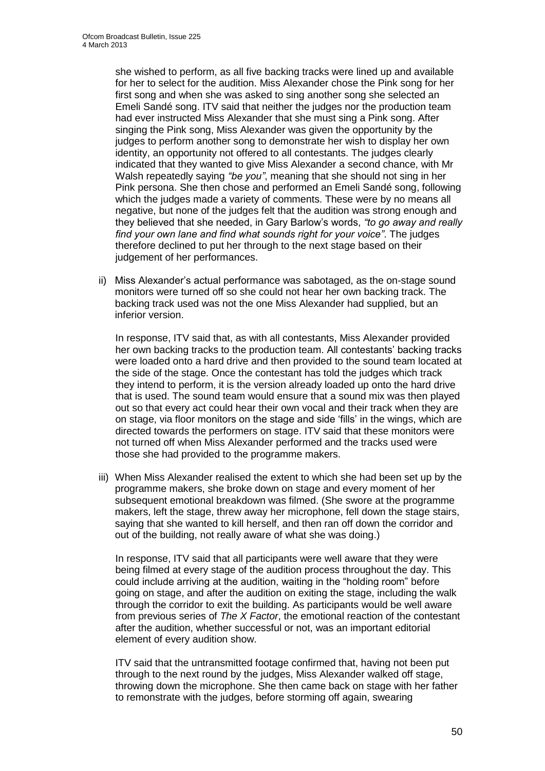she wished to perform, as all five backing tracks were lined up and available for her to select for the audition. Miss Alexander chose the Pink song for her first song and when she was asked to sing another song she selected an Emeli Sandé song. ITV said that neither the judges nor the production team had ever instructed Miss Alexander that she must sing a Pink song. After singing the Pink song, Miss Alexander was given the opportunity by the judges to perform another song to demonstrate her wish to display her own identity, an opportunity not offered to all contestants. The judges clearly indicated that they wanted to give Miss Alexander a second chance, with Mr Walsh repeatedly saying *"be you"*, meaning that she should not sing in her Pink persona. She then chose and performed an Emeli Sandé song, following which the judges made a variety of comments. These were by no means all negative, but none of the judges felt that the audition was strong enough and they believed that she needed, in Gary Barlow's words, *"to go away and really find your own lane and find what sounds right for your voice"*. The judges therefore declined to put her through to the next stage based on their judgement of her performances.

ii) Miss Alexander's actual performance was sabotaged, as the on-stage sound monitors were turned off so she could not hear her own backing track. The backing track used was not the one Miss Alexander had supplied, but an inferior version.

In response, ITV said that, as with all contestants, Miss Alexander provided her own backing tracks to the production team. All contestants' backing tracks were loaded onto a hard drive and then provided to the sound team located at the side of the stage. Once the contestant has told the judges which track they intend to perform, it is the version already loaded up onto the hard drive that is used. The sound team would ensure that a sound mix was then played out so that every act could hear their own vocal and their track when they are on stage, via floor monitors on the stage and side 'fills' in the wings, which are directed towards the performers on stage. ITV said that these monitors were not turned off when Miss Alexander performed and the tracks used were those she had provided to the programme makers.

iii) When Miss Alexander realised the extent to which she had been set up by the programme makers, she broke down on stage and every moment of her subsequent emotional breakdown was filmed. (She swore at the programme makers, left the stage, threw away her microphone, fell down the stage stairs, saying that she wanted to kill herself, and then ran off down the corridor and out of the building, not really aware of what she was doing.)

In response, ITV said that all participants were well aware that they were being filmed at every stage of the audition process throughout the day. This could include arriving at the audition, waiting in the "holding room" before going on stage, and after the audition on exiting the stage, including the walk through the corridor to exit the building. As participants would be well aware from previous series of *The X Factor*, the emotional reaction of the contestant after the audition, whether successful or not, was an important editorial element of every audition show.

ITV said that the untransmitted footage confirmed that, having not been put through to the next round by the judges, Miss Alexander walked off stage, throwing down the microphone. She then came back on stage with her father to remonstrate with the judges, before storming off again, swearing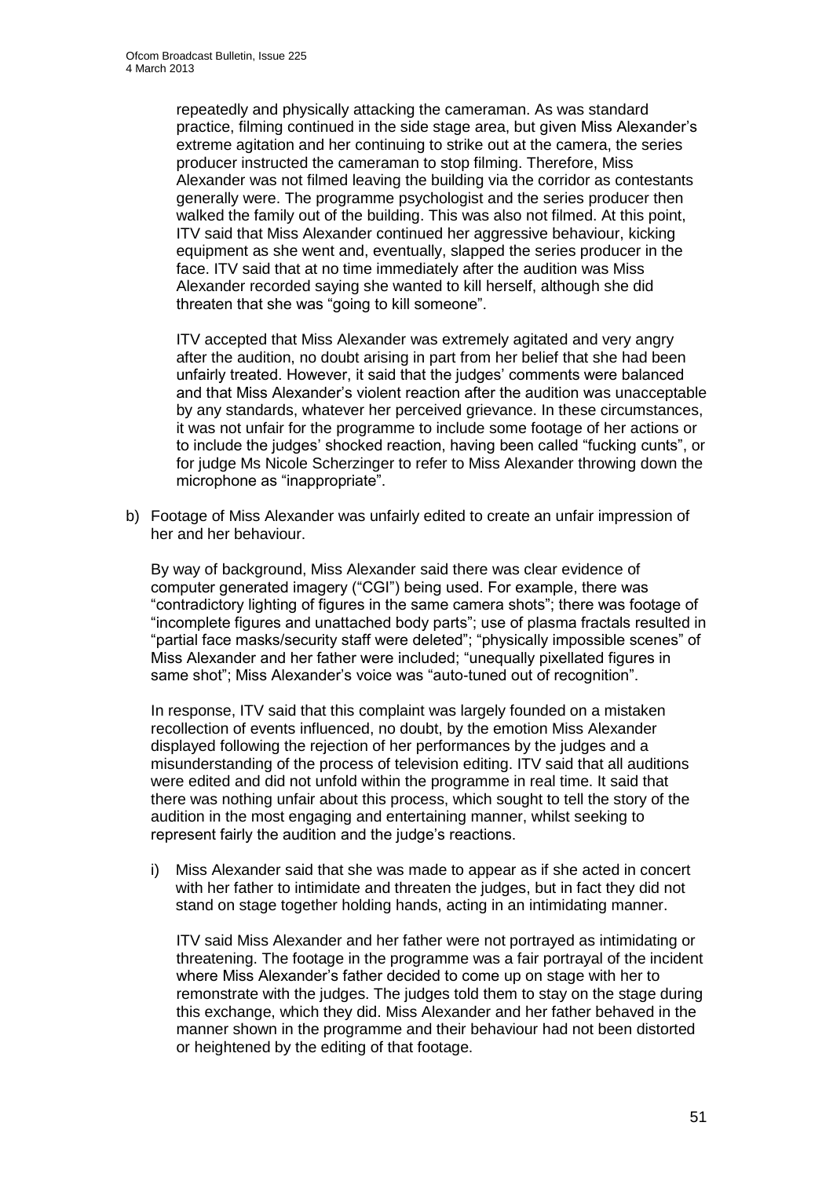repeatedly and physically attacking the cameraman. As was standard practice, filming continued in the side stage area, but given Miss Alexander's extreme agitation and her continuing to strike out at the camera, the series producer instructed the cameraman to stop filming. Therefore, Miss Alexander was not filmed leaving the building via the corridor as contestants generally were. The programme psychologist and the series producer then walked the family out of the building. This was also not filmed. At this point, ITV said that Miss Alexander continued her aggressive behaviour, kicking equipment as she went and, eventually, slapped the series producer in the face. ITV said that at no time immediately after the audition was Miss Alexander recorded saying she wanted to kill herself, although she did threaten that she was "going to kill someone".

ITV accepted that Miss Alexander was extremely agitated and very angry after the audition, no doubt arising in part from her belief that she had been unfairly treated. However, it said that the judges' comments were balanced and that Miss Alexander's violent reaction after the audition was unacceptable by any standards, whatever her perceived grievance. In these circumstances, it was not unfair for the programme to include some footage of her actions or to include the judges' shocked reaction, having been called "fucking cunts", or for judge Ms Nicole Scherzinger to refer to Miss Alexander throwing down the microphone as "inappropriate".

b) Footage of Miss Alexander was unfairly edited to create an unfair impression of her and her behaviour.

By way of background, Miss Alexander said there was clear evidence of computer generated imagery ("CGI") being used. For example, there was "contradictory lighting of figures in the same camera shots"; there was footage of "incomplete figures and unattached body parts"; use of plasma fractals resulted in "partial face masks/security staff were deleted"; "physically impossible scenes" of Miss Alexander and her father were included; "unequally pixellated figures in same shot"; Miss Alexander's voice was "auto-tuned out of recognition".

In response, ITV said that this complaint was largely founded on a mistaken recollection of events influenced, no doubt, by the emotion Miss Alexander displayed following the rejection of her performances by the judges and a misunderstanding of the process of television editing. ITV said that all auditions were edited and did not unfold within the programme in real time. It said that there was nothing unfair about this process, which sought to tell the story of the audition in the most engaging and entertaining manner, whilst seeking to represent fairly the audition and the judge's reactions.

i) Miss Alexander said that she was made to appear as if she acted in concert with her father to intimidate and threaten the judges, but in fact they did not stand on stage together holding hands, acting in an intimidating manner.

ITV said Miss Alexander and her father were not portrayed as intimidating or threatening. The footage in the programme was a fair portrayal of the incident where Miss Alexander's father decided to come up on stage with her to remonstrate with the judges. The judges told them to stay on the stage during this exchange, which they did. Miss Alexander and her father behaved in the manner shown in the programme and their behaviour had not been distorted or heightened by the editing of that footage.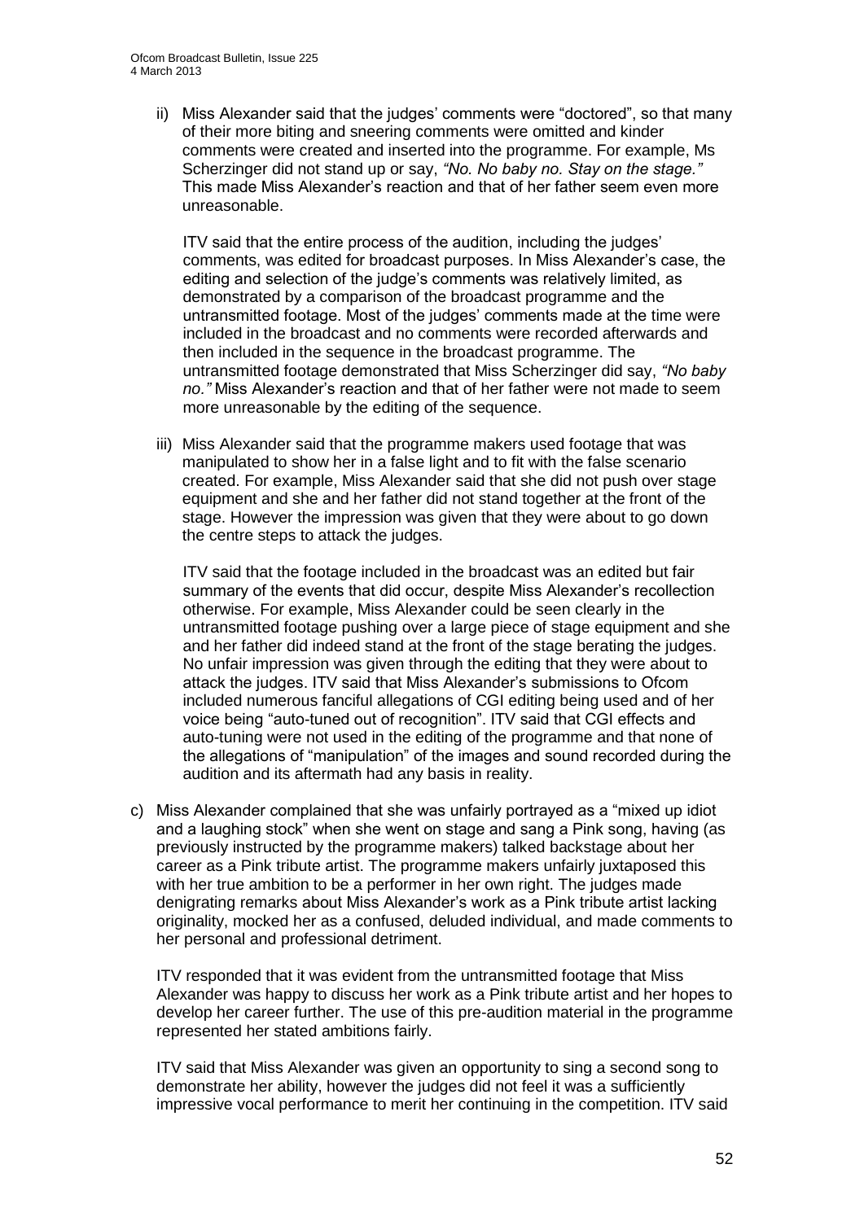ii) Miss Alexander said that the judges' comments were "doctored", so that many of their more biting and sneering comments were omitted and kinder comments were created and inserted into the programme. For example, Ms Scherzinger did not stand up or say, *"No. No baby no. Stay on the stage."* This made Miss Alexander's reaction and that of her father seem even more unreasonable.

   ITV said that the entire process of the audition, including the judges' comments, was edited for broadcast purposes. In Miss Alexander's case, the editing and selection of the judge's comments was relatively limited, as demonstrated by a comparison of the broadcast programme and the untransmitted footage. Most of the judges' comments made at the time were included in the broadcast and no comments were recorded afterwards and then included in the sequence in the broadcast programme. The untransmitted footage demonstrated that Miss Scherzinger did say, *"No baby no."* Miss Alexander's reaction and that of her father were not made to seem more unreasonable by the editing of the sequence.

iii) Miss Alexander said that the programme makers used footage that was manipulated to show her in a false light and to fit with the false scenario created. For example, Miss Alexander said that she did not push over stage equipment and she and her father did not stand together at the front of the stage. However the impression was given that they were about to go down the centre steps to attack the judges.

   ITV said that the footage included in the broadcast was an edited but fair summary of the events that did occur, despite Miss Alexander's recollection otherwise. For example, Miss Alexander could be seen clearly in the untransmitted footage pushing over a large piece of stage equipment and she and her father did indeed stand at the front of the stage berating the judges. No unfair impression was given through the editing that they were about to attack the judges. ITV said that Miss Alexander's submissions to Ofcom included numerous fanciful allegations of CGI editing being used and of her voice being "auto-tuned out of recognition". ITV said that CGI effects and auto-tuning were not used in the editing of the programme and that none of the allegations of "manipulation" of the images and sound recorded during the audition and its aftermath had any basis in reality.

c) Miss Alexander complained that she was unfairly portrayed as a "mixed up idiot and a laughing stock" when she went on stage and sang a Pink song, having (as previously instructed by the programme makers) talked backstage about her career as a Pink tribute artist. The programme makers unfairly juxtaposed this with her true ambition to be a performer in her own right. The judges made denigrating remarks about Miss Alexander's work as a Pink tribute artist lacking originality, mocked her as a confused, deluded individual, and made comments to her personal and professional detriment.

   ITV responded that it was evident from the untransmitted footage that Miss Alexander was happy to discuss her work as a Pink tribute artist and her hopes to develop her career further. The use of this pre-audition material in the programme represented her stated ambitions fairly.

   ITV said that Miss Alexander was given an opportunity to sing a second song to demonstrate her ability, however the judges did not feel it was a sufficiently impressive vocal performance to merit her continuing in the competition. ITV said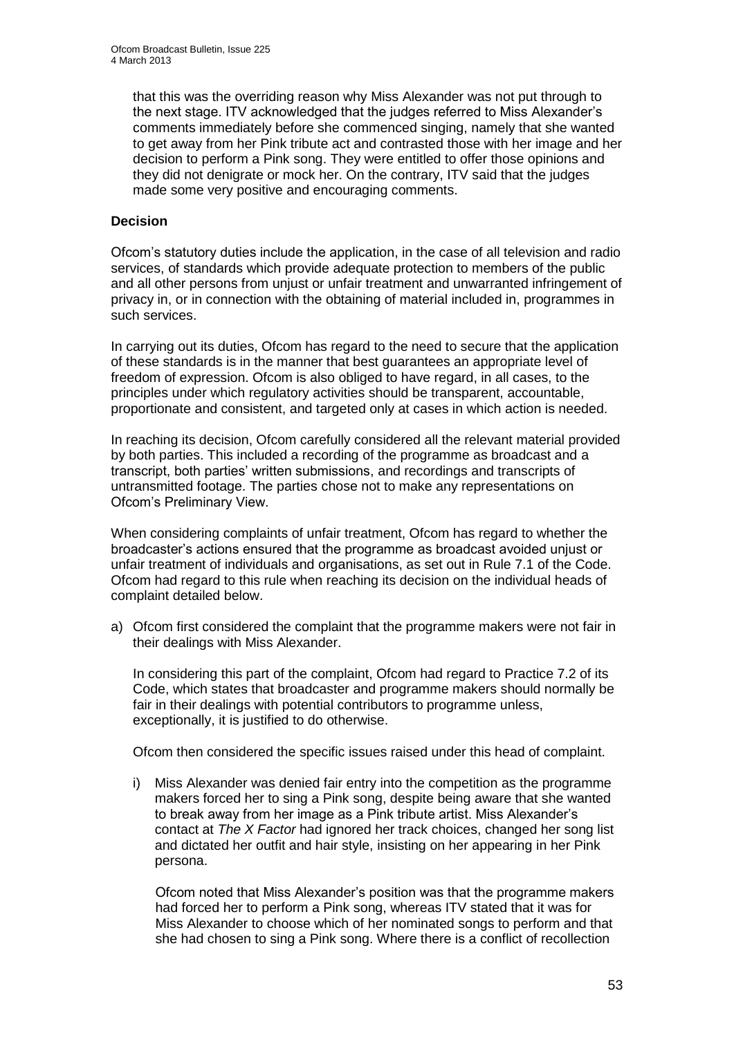that this was the overriding reason why Miss Alexander was not put through to the next stage. ITV acknowledged that the judges referred to Miss Alexander's comments immediately before she commenced singing, namely that she wanted to get away from her Pink tribute act and contrasted those with her image and her decision to perform a Pink song. They were entitled to offer those opinions and they did not denigrate or mock her. On the contrary, ITV said that the judges made some very positive and encouraging comments.

**Decision**

Ofcom's statutory duties include the application, in the case of all television and radio services, of standards which provide adequate protection to members of the public and all other persons from unjust or unfair treatment and unwarranted infringement of privacy in, or in connection with the obtaining of material included in, programmes in such services.

In carrying out its duties, Ofcom has regard to the need to secure that the application of these standards is in the manner that best guarantees an appropriate level of freedom of expression. Ofcom is also obliged to have regard, in all cases, to the principles under which regulatory activities should be transparent, accountable, proportionate and consistent, and targeted only at cases in which action is needed.

In reaching its decision, Ofcom carefully considered all the relevant material provided by both parties. This included a recording of the programme as broadcast and a transcript, both parties' written submissions, and recordings and transcripts of untransmitted footage. The parties chose not to make any representations on Ofcom's Preliminary View.

When considering complaints of unfair treatment, Ofcom has regard to whether the broadcaster's actions ensured that the programme as broadcast avoided unjust or unfair treatment of individuals and organisations, as set out in Rule 7.1 of the Code. Ofcom had regard to this rule when reaching its decision on the individual heads of complaint detailed below.

a) Ofcom first considered the complaint that the programme makers were not fair in their dealings with Miss Alexander.

   In considering this part of the complaint, Ofcom had regard to Practice 7.2 of its Code, which states that broadcaster and programme makers should normally be fair in their dealings with potential contributors to programme unless, exceptionally, it is justified to do otherwise.

   Ofcom then considered the specific issues raised under this head of complaint.

   i) Miss Alexander was denied fair entry into the competition as the programme makers forced her to sing a Pink song, despite being aware that she wanted to break away from her image as a Pink tribute artist. Miss Alexander's contact at *The X Factor* had ignored her track choices, changed her song list and dictated her outfit and hair style, insisting on her appearing in her Pink persona.

      Ofcom noted that Miss Alexander's position was that the programme makers had forced her to perform a Pink song, whereas ITV stated that it was for Miss Alexander to choose which of her nominated songs to perform and that she had chosen to sing a Pink song. Where there is a conflict of recollection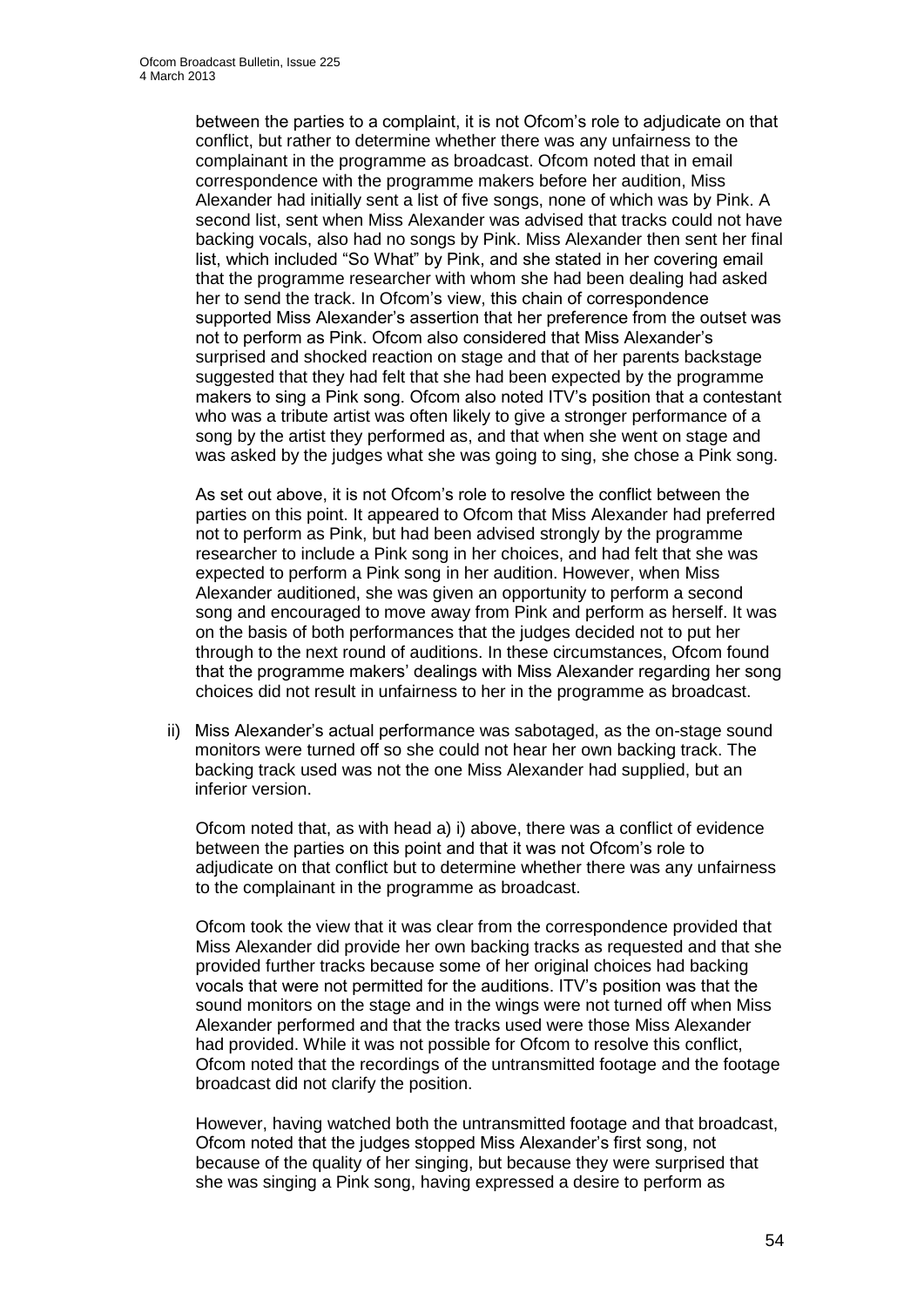between the parties to a complaint, it is not Ofcom's role to adjudicate on that conflict, but rather to determine whether there was any unfairness to the complainant in the programme as broadcast. Ofcom noted that in email correspondence with the programme makers before her audition, Miss Alexander had initially sent a list of five songs, none of which was by Pink. A second list, sent when Miss Alexander was advised that tracks could not have backing vocals, also had no songs by Pink. Miss Alexander then sent her final list, which included "So What" by Pink, and she stated in her covering email that the programme researcher with whom she had been dealing had asked her to send the track. In Ofcom's view, this chain of correspondence supported Miss Alexander's assertion that her preference from the outset was not to perform as Pink. Ofcom also considered that Miss Alexander's surprised and shocked reaction on stage and that of her parents backstage suggested that they had felt that she had been expected by the programme makers to sing a Pink song. Ofcom also noted ITV's position that a contestant who was a tribute artist was often likely to give a stronger performance of a song by the artist they performed as, and that when she went on stage and was asked by the judges what she was going to sing, she chose a Pink song.

As set out above, it is not Ofcom's role to resolve the conflict between the parties on this point. It appeared to Ofcom that Miss Alexander had preferred not to perform as Pink, but had been advised strongly by the programme researcher to include a Pink song in her choices, and had felt that she was expected to perform a Pink song in her audition. However, when Miss Alexander auditioned, she was given an opportunity to perform a second song and encouraged to move away from Pink and perform as herself. It was on the basis of both performances that the judges decided not to put her through to the next round of auditions. In these circumstances, Ofcom found that the programme makers' dealings with Miss Alexander regarding her song choices did not result in unfairness to her in the programme as broadcast.

ii) Miss Alexander's actual performance was sabotaged, as the on-stage sound monitors were turned off so she could not hear her own backing track. The backing track used was not the one Miss Alexander had supplied, but an inferior version.

Ofcom noted that, as with head a) i) above, there was a conflict of evidence between the parties on this point and that it was not Ofcom's role to adjudicate on that conflict but to determine whether there was any unfairness to the complainant in the programme as broadcast.

Ofcom took the view that it was clear from the correspondence provided that Miss Alexander did provide her own backing tracks as requested and that she provided further tracks because some of her original choices had backing vocals that were not permitted for the auditions. ITV's position was that the sound monitors on the stage and in the wings were not turned off when Miss Alexander performed and that the tracks used were those Miss Alexander had provided. While it was not possible for Ofcom to resolve this conflict, Ofcom noted that the recordings of the untransmitted footage and the footage broadcast did not clarify the position.

However, having watched both the untransmitted footage and that broadcast, Ofcom noted that the judges stopped Miss Alexander's first song, not because of the quality of her singing, but because they were surprised that she was singing a Pink song, having expressed a desire to perform as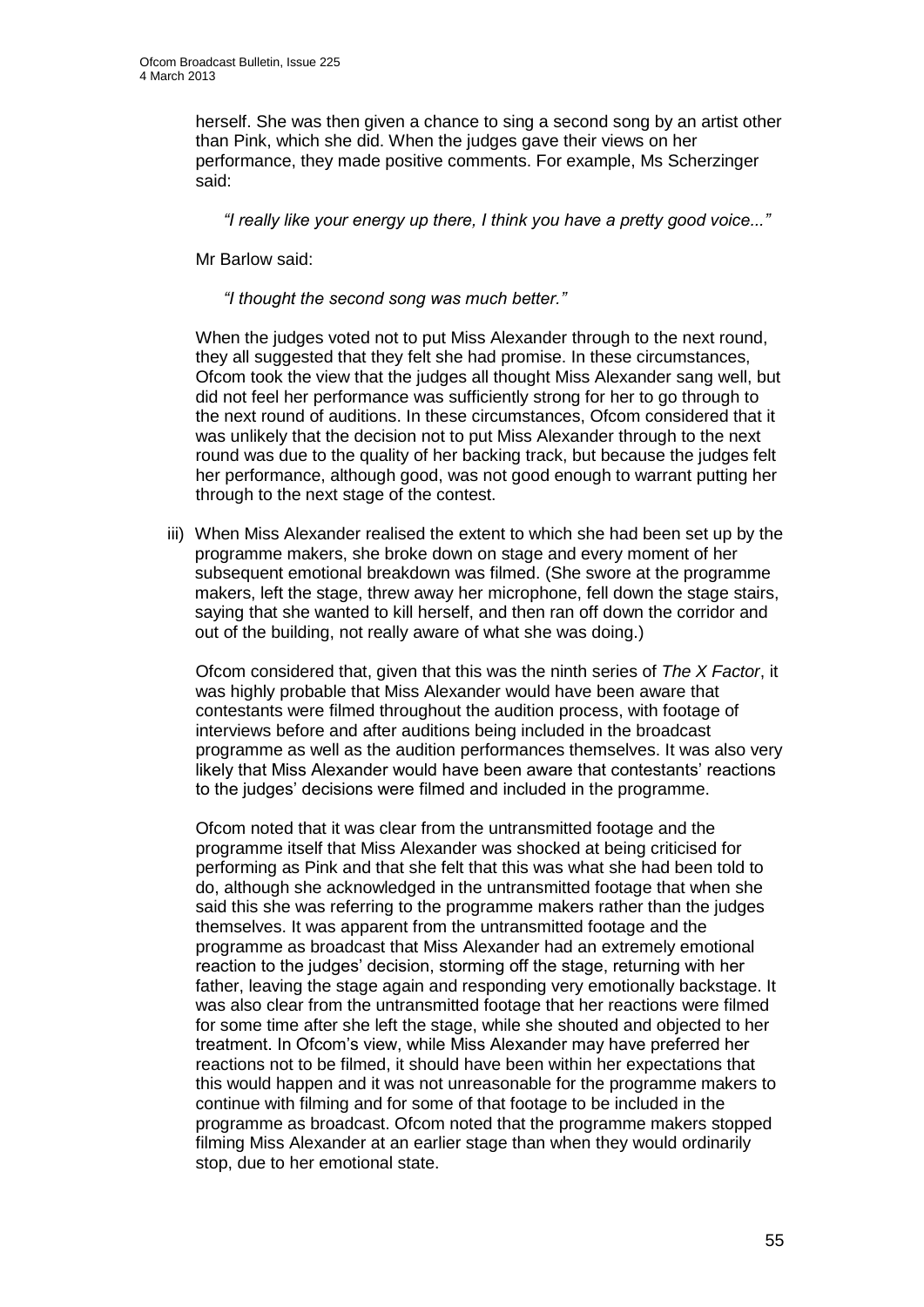herself. She was then given a chance to sing a second song by an artist other than Pink, which she did. When the judges gave their views on her performance, they made positive comments. For example, Ms Scherzinger said:

*"I really like your energy up there, I think you have a pretty good voice..."*

Mr Barlow said:

*"I thought the second song was much better."*

When the judges voted not to put Miss Alexander through to the next round, they all suggested that they felt she had promise. In these circumstances, Ofcom took the view that the judges all thought Miss Alexander sang well, but did not feel her performance was sufficiently strong for her to go through to the next round of auditions. In these circumstances, Ofcom considered that it was unlikely that the decision not to put Miss Alexander through to the next round was due to the quality of her backing track, but because the judges felt her performance, although good, was not good enough to warrant putting her through to the next stage of the contest.

iii) When Miss Alexander realised the extent to which she had been set up by the programme makers, she broke down on stage and every moment of her subsequent emotional breakdown was filmed. (She swore at the programme makers, left the stage, threw away her microphone, fell down the stage stairs, saying that she wanted to kill herself, and then ran off down the corridor and out of the building, not really aware of what she was doing.)

Ofcom considered that, given that this was the ninth series of *The X Factor*, it was highly probable that Miss Alexander would have been aware that contestants were filmed throughout the audition process, with footage of interviews before and after auditions being included in the broadcast programme as well as the audition performances themselves. It was also very likely that Miss Alexander would have been aware that contestants' reactions to the judges' decisions were filmed and included in the programme.

Ofcom noted that it was clear from the untransmitted footage and the programme itself that Miss Alexander was shocked at being criticised for performing as Pink and that she felt that this was what she had been told to do, although she acknowledged in the untransmitted footage that when she said this she was referring to the programme makers rather than the judges themselves. It was apparent from the untransmitted footage and the programme as broadcast that Miss Alexander had an extremely emotional reaction to the judges' decision, storming off the stage, returning with her father, leaving the stage again and responding very emotionally backstage. It was also clear from the untransmitted footage that her reactions were filmed for some time after she left the stage, while she shouted and objected to her treatment. In Ofcom's view, while Miss Alexander may have preferred her reactions not to be filmed, it should have been within her expectations that this would happen and it was not unreasonable for the programme makers to continue with filming and for some of that footage to be included in the programme as broadcast. Ofcom noted that the programme makers stopped filming Miss Alexander at an earlier stage than when they would ordinarily stop, due to her emotional state.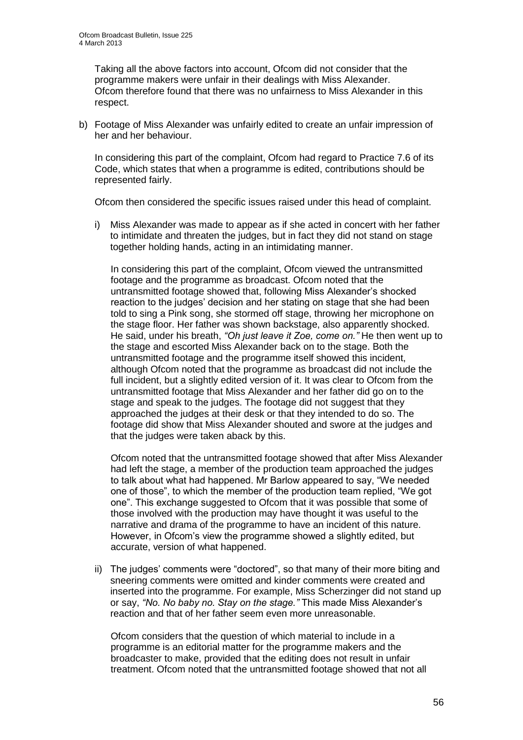Taking all the above factors into account, Ofcom did not consider that the programme makers were unfair in their dealings with Miss Alexander. Ofcom therefore found that there was no unfairness to Miss Alexander in this respect.

b) Footage of Miss Alexander was unfairly edited to create an unfair impression of her and her behaviour.

   In considering this part of the complaint, Ofcom had regard to Practice 7.6 of its Code, which states that when a programme is edited, contributions should be represented fairly.

   Ofcom then considered the specific issues raised under this head of complaint.

   i) Miss Alexander was made to appear as if she acted in concert with her father to intimidate and threaten the judges, but in fact they did not stand on stage together holding hands, acting in an intimidating manner.

      In considering this part of the complaint, Ofcom viewed the untransmitted footage and the programme as broadcast. Ofcom noted that the untransmitted footage showed that, following Miss Alexander's shocked reaction to the judges' decision and her stating on stage that she had been told to sing a Pink song, she stormed off stage, throwing her microphone on the stage floor. Her father was shown backstage, also apparently shocked. He said, under his breath, *"Oh just leave it Zoe, come on."* He then went up to the stage and escorted Miss Alexander back on to the stage. Both the untransmitted footage and the programme itself showed this incident, although Ofcom noted that the programme as broadcast did not include the full incident, but a slightly edited version of it. It was clear to Ofcom from the untransmitted footage that Miss Alexander and her father did go on to the stage and speak to the judges. The footage did not suggest that they approached the judges at their desk or that they intended to do so. The footage did show that Miss Alexander shouted and swore at the judges and that the judges were taken aback by this.

      Ofcom noted that the untransmitted footage showed that after Miss Alexander had left the stage, a member of the production team approached the judges to talk about what had happened. Mr Barlow appeared to say, "We needed one of those", to which the member of the production team replied, "We got one". This exchange suggested to Ofcom that it was possible that some of those involved with the production may have thought it was useful to the narrative and drama of the programme to have an incident of this nature. However, in Ofcom's view the programme showed a slightly edited, but accurate, version of what happened.

   ii) The judges' comments were "doctored", so that many of their more biting and sneering comments were omitted and kinder comments were created and inserted into the programme. For example, Miss Scherzinger did not stand up or say, *"No. No baby no. Stay on the stage."* This made Miss Alexander's reaction and that of her father seem even more unreasonable.

      Ofcom considers that the question of which material to include in a programme is an editorial matter for the programme makers and the broadcaster to make, provided that the editing does not result in unfair treatment. Ofcom noted that the untransmitted footage showed that not all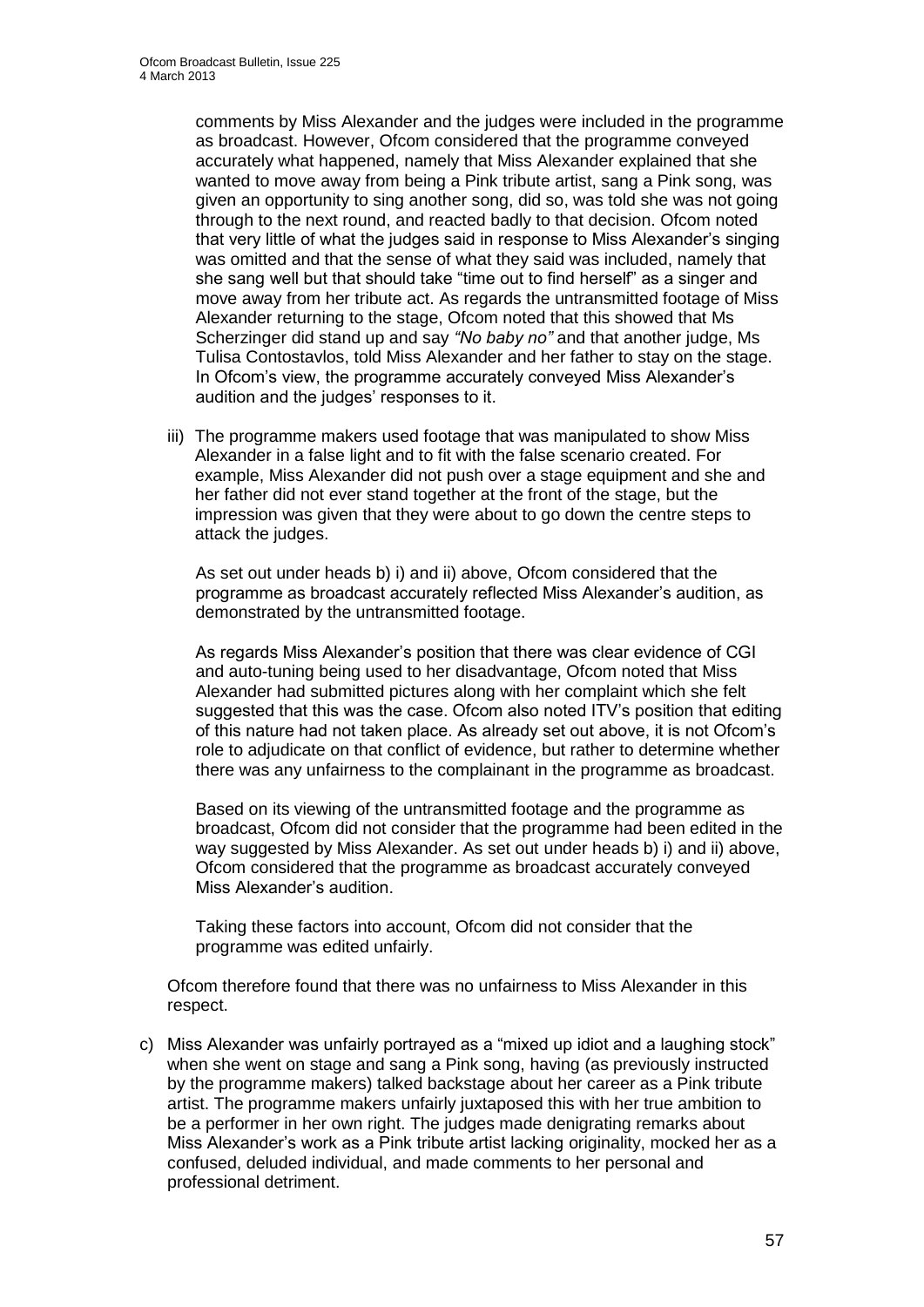comments by Miss Alexander and the judges were included in the programme as broadcast. However, Ofcom considered that the programme conveyed accurately what happened, namely that Miss Alexander explained that she wanted to move away from being a Pink tribute artist, sang a Pink song, was given an opportunity to sing another song, did so, was told she was not going through to the next round, and reacted badly to that decision. Ofcom noted that very little of what the judges said in response to Miss Alexander's singing was omitted and that the sense of what they said was included, namely that she sang well but that should take "time out to find herself" as a singer and move away from her tribute act. As regards the untransmitted footage of Miss Alexander returning to the stage, Ofcom noted that this showed that Ms Scherzinger did stand up and say *"No baby no"* and that another judge, Ms Tulisa Contostavlos, told Miss Alexander and her father to stay on the stage. In Ofcom's view, the programme accurately conveyed Miss Alexander's audition and the judges' responses to it.

iii) The programme makers used footage that was manipulated to show Miss Alexander in a false light and to fit with the false scenario created. For example, Miss Alexander did not push over a stage equipment and she and her father did not ever stand together at the front of the stage, but the impression was given that they were about to go down the centre steps to attack the judges.

As set out under heads b) i) and ii) above, Ofcom considered that the programme as broadcast accurately reflected Miss Alexander's audition, as demonstrated by the untransmitted footage.

As regards Miss Alexander's position that there was clear evidence of CGI and auto-tuning being used to her disadvantage, Ofcom noted that Miss Alexander had submitted pictures along with her complaint which she felt suggested that this was the case. Ofcom also noted ITV's position that editing of this nature had not taken place. As already set out above, it is not Ofcom's role to adjudicate on that conflict of evidence, but rather to determine whether there was any unfairness to the complainant in the programme as broadcast.

Based on its viewing of the untransmitted footage and the programme as broadcast, Ofcom did not consider that the programme had been edited in the way suggested by Miss Alexander. As set out under heads b) i) and ii) above, Ofcom considered that the programme as broadcast accurately conveyed Miss Alexander's audition.

Taking these factors into account, Ofcom did not consider that the programme was edited unfairly.

Ofcom therefore found that there was no unfairness to Miss Alexander in this respect.

c) Miss Alexander was unfairly portrayed as a "mixed up idiot and a laughing stock" when she went on stage and sang a Pink song, having (as previously instructed by the programme makers) talked backstage about her career as a Pink tribute artist. The programme makers unfairly juxtaposed this with her true ambition to be a performer in her own right. The judges made denigrating remarks about Miss Alexander's work as a Pink tribute artist lacking originality, mocked her as a confused, deluded individual, and made comments to her personal and professional detriment.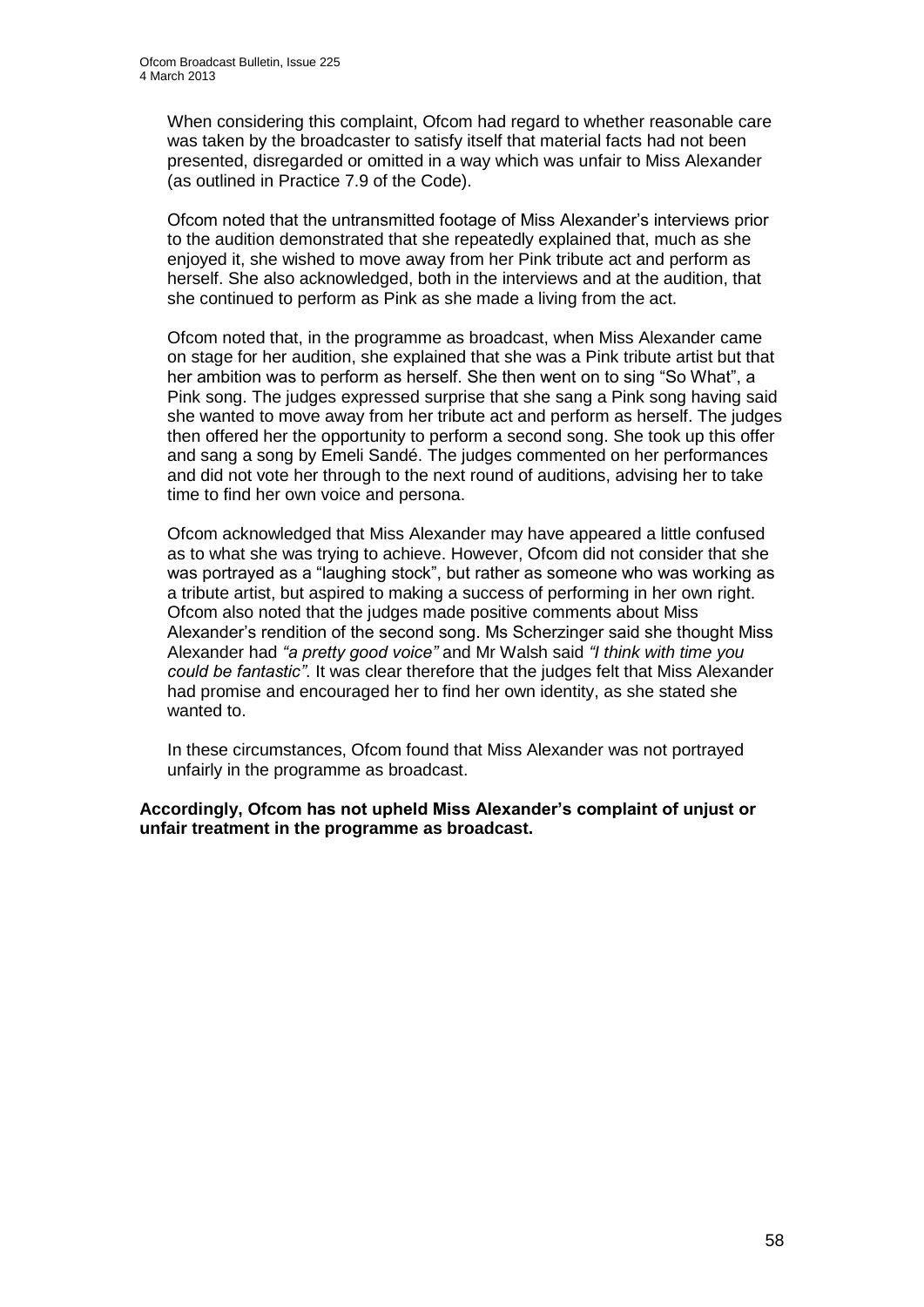When considering this complaint, Ofcom had regard to whether reasonable care was taken by the broadcaster to satisfy itself that material facts had not been presented, disregarded or omitted in a way which was unfair to Miss Alexander (as outlined in Practice 7.9 of the Code).

Ofcom noted that the untransmitted footage of Miss Alexander's interviews prior to the audition demonstrated that she repeatedly explained that, much as she enjoyed it, she wished to move away from her Pink tribute act and perform as herself. She also acknowledged, both in the interviews and at the audition, that she continued to perform as Pink as she made a living from the act.

Ofcom noted that, in the programme as broadcast, when Miss Alexander came on stage for her audition, she explained that she was a Pink tribute artist but that her ambition was to perform as herself. She then went on to sing "So What", a Pink song. The judges expressed surprise that she sang a Pink song having said she wanted to move away from her tribute act and perform as herself. The judges then offered her the opportunity to perform a second song. She took up this offer and sang a song by Emeli Sandé. The judges commented on her performances and did not vote her through to the next round of auditions, advising her to take time to find her own voice and persona.

Ofcom acknowledged that Miss Alexander may have appeared a little confused as to what she was trying to achieve. However, Ofcom did not consider that she was portrayed as a "laughing stock", but rather as someone who was working as a tribute artist, but aspired to making a success of performing in her own right. Ofcom also noted that the judges made positive comments about Miss Alexander's rendition of the second song. Ms Scherzinger said she thought Miss Alexander had *"a pretty good voice"* and Mr Walsh said *"I think with time you could be fantastic"*. It was clear therefore that the judges felt that Miss Alexander had promise and encouraged her to find her own identity, as she stated she wanted to.

In these circumstances, Ofcom found that Miss Alexander was not portrayed unfairly in the programme as broadcast.

**Accordingly, Ofcom has not upheld Miss Alexander's complaint of unjust or unfair treatment in the programme as broadcast.**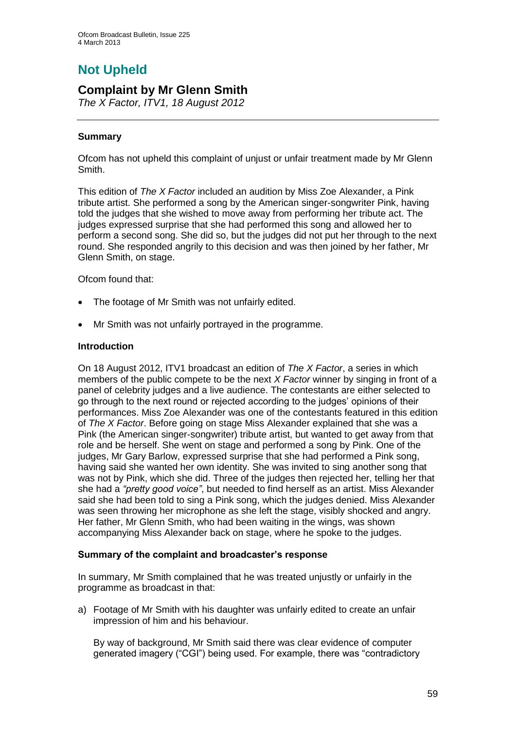# Not Upheld

## Complaint by Mr Glenn Smith

*The X Factor, ITV1, 18 August 2012*

### Summary

Ofcom has not upheld this complaint of unjust or unfair treatment made by Mr Glenn Smith.

This edition of *The X Factor* included an audition by Miss Zoe Alexander, a Pink tribute artist. She performed a song by the American singer-songwriter Pink, having told the judges that she wished to move away from performing her tribute act. The judges expressed surprise that she had performed this song and allowed her to perform a second song. She did so, but the judges did not put her through to the next round. She responded angrily to this decision and was then joined by her father, Mr Glenn Smith, on stage.

Ofcom found that:

- The footage of Mr Smith was not unfairly edited.
- Mr Smith was not unfairly portrayed in the programme.

### Introduction

On 18 August 2012, ITV1 broadcast an edition of *The X Factor*, a series in which members of the public compete to be the next *X Factor* winner by singing in front of a panel of celebrity judges and a live audience. The contestants are either selected to go through to the next round or rejected according to the judges' opinions of their performances. Miss Zoe Alexander was one of the contestants featured in this edition of *The X Factor*. Before going on stage Miss Alexander explained that she was a Pink (the American singer-songwriter) tribute artist, but wanted to get away from that role and be herself. She went on stage and performed a song by Pink. One of the judges, Mr Gary Barlow, expressed surprise that she had performed a Pink song, having said she wanted her own identity. She was invited to sing another song that was not by Pink, which she did. Three of the judges then rejected her, telling her that she had a *"pretty good voice"*, but needed to find herself as an artist. Miss Alexander said she had been told to sing a Pink song, which the judges denied. Miss Alexander was seen throwing her microphone as she left the stage, visibly shocked and angry. Her father, Mr Glenn Smith, who had been waiting in the wings, was shown accompanying Miss Alexander back on stage, where he spoke to the judges.

### Summary of the complaint and broadcaster's response

In summary, Mr Smith complained that he was treated unjustly or unfairly in the programme as broadcast in that:

a) Footage of Mr Smith with his daughter was unfairly edited to create an unfair impression of him and his behaviour.

   By way of background, Mr Smith said there was clear evidence of computer generated imagery ("CGI") being used. For example, there was "contradictory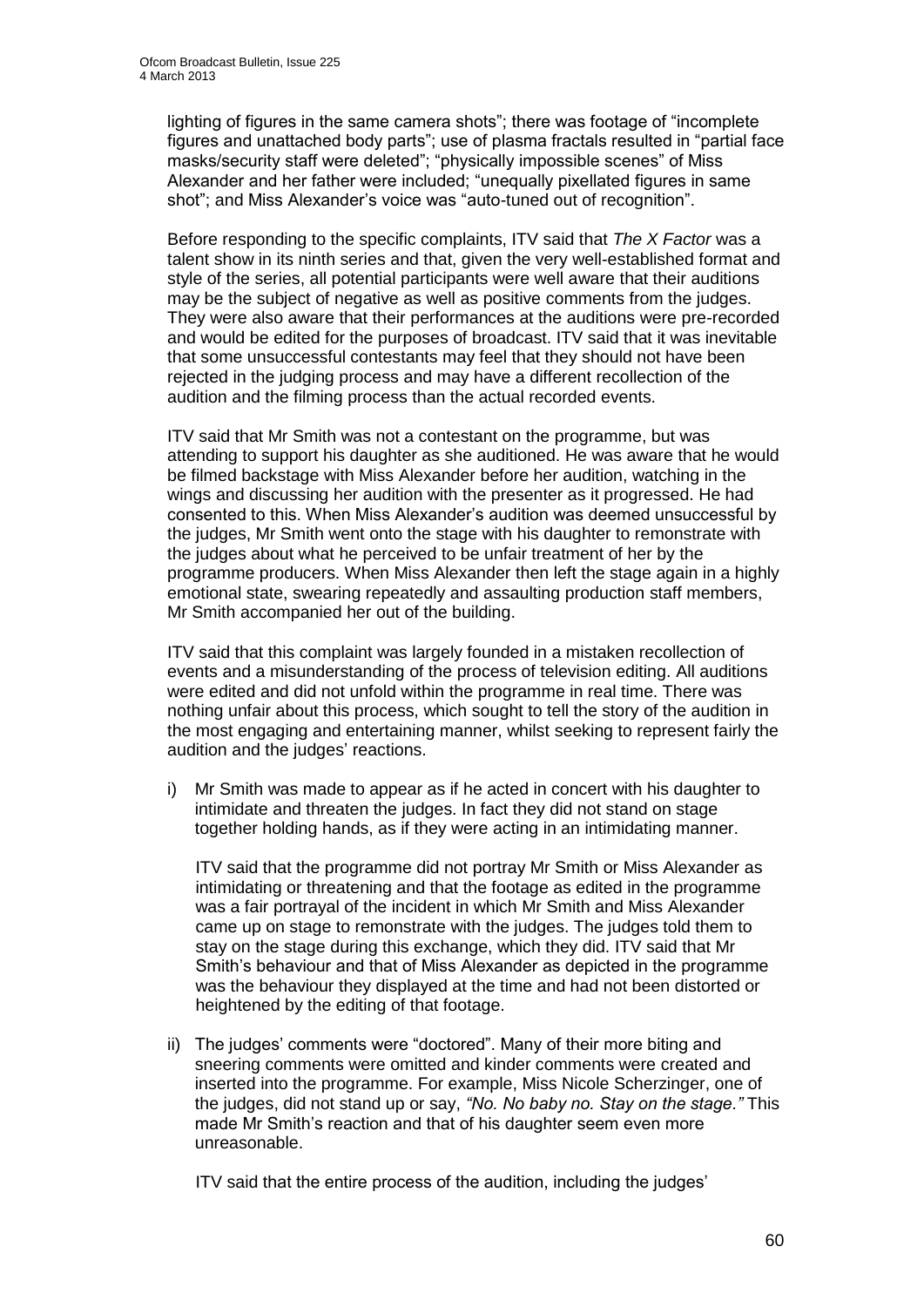lighting of figures in the same camera shots"; there was footage of "incomplete figures and unattached body parts"; use of plasma fractals resulted in "partial face masks/security staff were deleted"; "physically impossible scenes" of Miss Alexander and her father were included; "unequally pixellated figures in same shot"; and Miss Alexander's voice was "auto-tuned out of recognition".

Before responding to the specific complaints, ITV said that *The X Factor* was a talent show in its ninth series and that, given the very well-established format and style of the series, all potential participants were well aware that their auditions may be the subject of negative as well as positive comments from the judges. They were also aware that their performances at the auditions were pre-recorded and would be edited for the purposes of broadcast. ITV said that it was inevitable that some unsuccessful contestants may feel that they should not have been rejected in the judging process and may have a different recollection of the audition and the filming process than the actual recorded events.

ITV said that Mr Smith was not a contestant on the programme, but was attending to support his daughter as she auditioned. He was aware that he would be filmed backstage with Miss Alexander before her audition, watching in the wings and discussing her audition with the presenter as it progressed. He had consented to this. When Miss Alexander's audition was deemed unsuccessful by the judges, Mr Smith went onto the stage with his daughter to remonstrate with the judges about what he perceived to be unfair treatment of her by the programme producers. When Miss Alexander then left the stage again in a highly emotional state, swearing repeatedly and assaulting production staff members, Mr Smith accompanied her out of the building.

ITV said that this complaint was largely founded in a mistaken recollection of events and a misunderstanding of the process of television editing. All auditions were edited and did not unfold within the programme in real time. There was nothing unfair about this process, which sought to tell the story of the audition in the most engaging and entertaining manner, whilst seeking to represent fairly the audition and the judges' reactions.

i) Mr Smith was made to appear as if he acted in concert with his daughter to intimidate and threaten the judges. In fact they did not stand on stage together holding hands, as if they were acting in an intimidating manner.

   ITV said that the programme did not portray Mr Smith or Miss Alexander as intimidating or threatening and that the footage as edited in the programme was a fair portrayal of the incident in which Mr Smith and Miss Alexander came up on stage to remonstrate with the judges. The judges told them to stay on the stage during this exchange, which they did. ITV said that Mr Smith's behaviour and that of Miss Alexander as depicted in the programme was the behaviour they displayed at the time and had not been distorted or heightened by the editing of that footage.

ii) The judges' comments were "doctored". Many of their more biting and sneering comments were omitted and kinder comments were created and inserted into the programme. For example, Miss Nicole Scherzinger, one of the judges, did not stand up or say, *"No. No baby no. Stay on the stage."* This made Mr Smith's reaction and that of his daughter seem even more unreasonable.

   ITV said that the entire process of the audition, including the judges'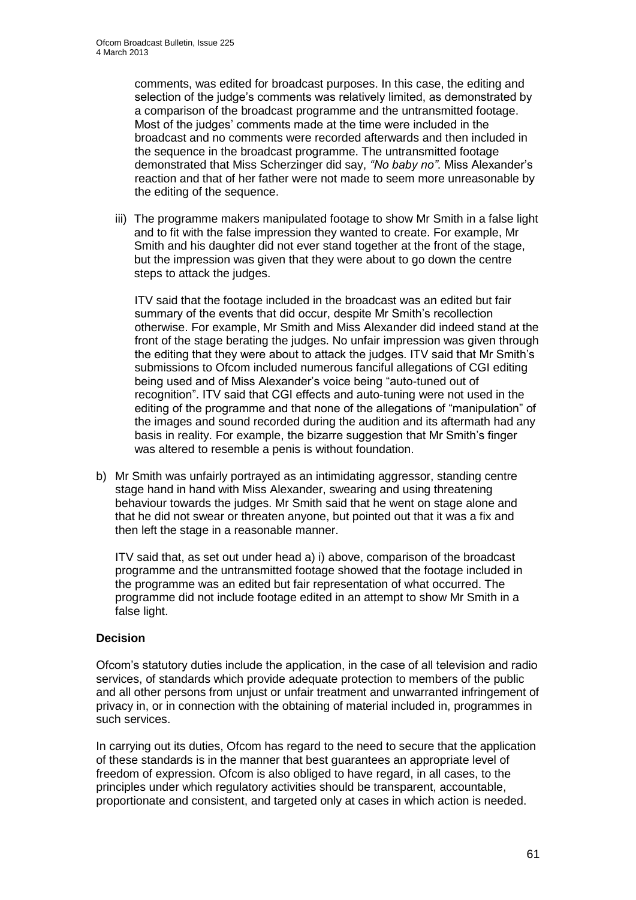comments, was edited for broadcast purposes. In this case, the editing and selection of the judge's comments was relatively limited, as demonstrated by a comparison of the broadcast programme and the untransmitted footage. Most of the judges' comments made at the time were included in the broadcast and no comments were recorded afterwards and then included in the sequence in the broadcast programme. The untransmitted footage demonstrated that Miss Scherzinger did say, *"No baby no"*. Miss Alexander's reaction and that of her father were not made to seem more unreasonable by the editing of the sequence.

iii) The programme makers manipulated footage to show Mr Smith in a false light and to fit with the false impression they wanted to create. For example, Mr Smith and his daughter did not ever stand together at the front of the stage, but the impression was given that they were about to go down the centre steps to attack the judges.

ITV said that the footage included in the broadcast was an edited but fair summary of the events that did occur, despite Mr Smith's recollection otherwise. For example, Mr Smith and Miss Alexander did indeed stand at the front of the stage berating the judges. No unfair impression was given through the editing that they were about to attack the judges. ITV said that Mr Smith's submissions to Ofcom included numerous fanciful allegations of CGI editing being used and of Miss Alexander's voice being "auto-tuned out of recognition". ITV said that CGI effects and auto-tuning were not used in the editing of the programme and that none of the allegations of "manipulation" of the images and sound recorded during the audition and its aftermath had any basis in reality. For example, the bizarre suggestion that Mr Smith's finger was altered to resemble a penis is without foundation.

b) Mr Smith was unfairly portrayed as an intimidating aggressor, standing centre stage hand in hand with Miss Alexander, swearing and using threatening behaviour towards the judges. Mr Smith said that he went on stage alone and that he did not swear or threaten anyone, but pointed out that it was a fix and then left the stage in a reasonable manner.

ITV said that, as set out under head a) i) above, comparison of the broadcast programme and the untransmitted footage showed that the footage included in the programme was an edited but fair representation of what occurred. The programme did not include footage edited in an attempt to show Mr Smith in a false light.

**Decision**

Ofcom's statutory duties include the application, in the case of all television and radio services, of standards which provide adequate protection to members of the public and all other persons from unjust or unfair treatment and unwarranted infringement of privacy in, or in connection with the obtaining of material included in, programmes in such services.

In carrying out its duties, Ofcom has regard to the need to secure that the application of these standards is in the manner that best guarantees an appropriate level of freedom of expression. Ofcom is also obliged to have regard, in all cases, to the principles under which regulatory activities should be transparent, accountable, proportionate and consistent, and targeted only at cases in which action is needed.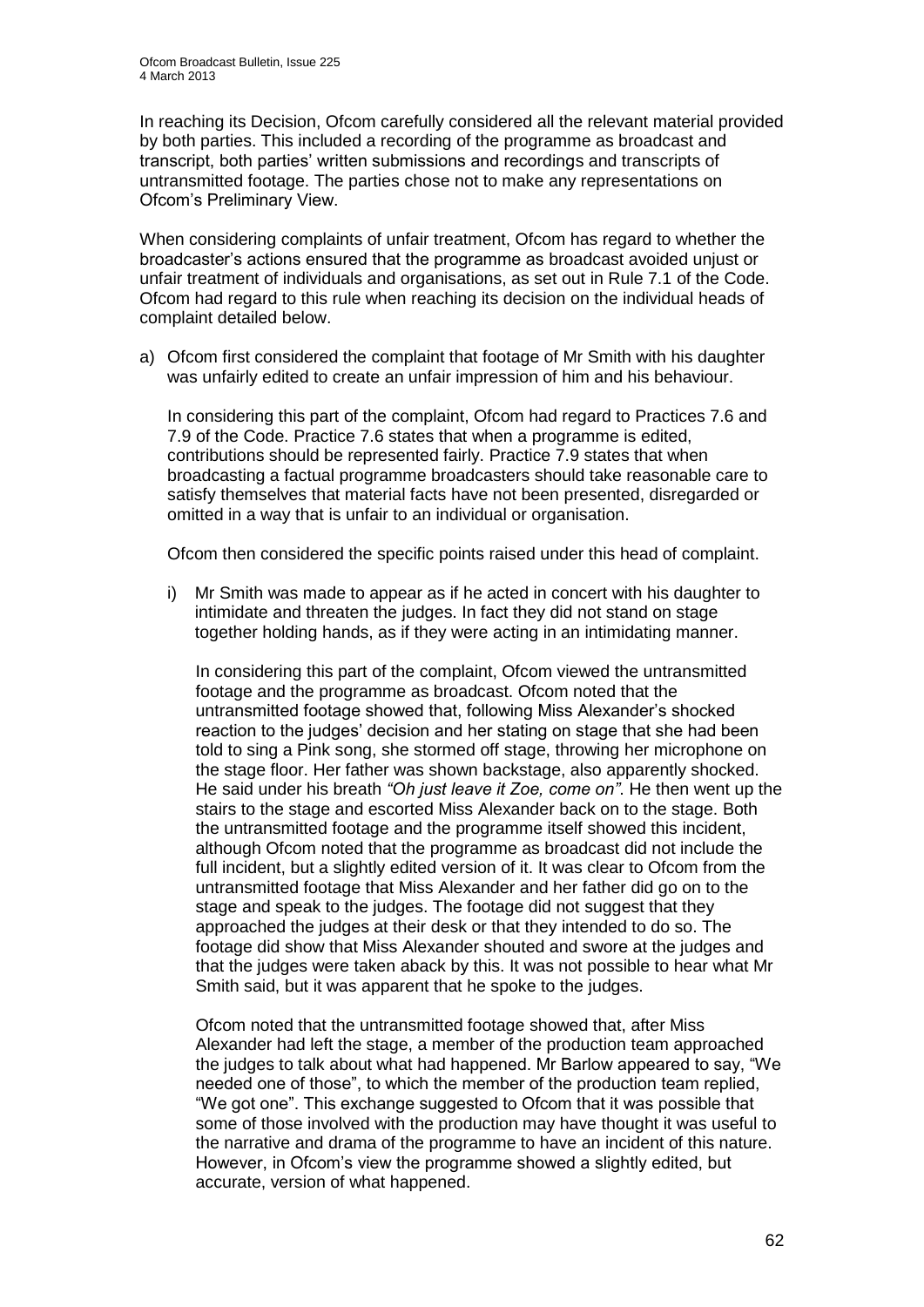In reaching its Decision, Ofcom carefully considered all the relevant material provided by both parties. This included a recording of the programme as broadcast and transcript, both parties' written submissions and recordings and transcripts of untransmitted footage. The parties chose not to make any representations on Ofcom's Preliminary View.

When considering complaints of unfair treatment, Ofcom has regard to whether the broadcaster's actions ensured that the programme as broadcast avoided unjust or unfair treatment of individuals and organisations, as set out in Rule 7.1 of the Code. Ofcom had regard to this rule when reaching its decision on the individual heads of complaint detailed below.

a) Ofcom first considered the complaint that footage of Mr Smith with his daughter was unfairly edited to create an unfair impression of him and his behaviour.

   In considering this part of the complaint, Ofcom had regard to Practices 7.6 and 7.9 of the Code. Practice 7.6 states that when a programme is edited, contributions should be represented fairly. Practice 7.9 states that when broadcasting a factual programme broadcasters should take reasonable care to satisfy themselves that material facts have not been presented, disregarded or omitted in a way that is unfair to an individual or organisation.

   Ofcom then considered the specific points raised under this head of complaint.

   i) Mr Smith was made to appear as if he acted in concert with his daughter to intimidate and threaten the judges. In fact they did not stand on stage together holding hands, as if they were acting in an intimidating manner.

      In considering this part of the complaint, Ofcom viewed the untransmitted footage and the programme as broadcast. Ofcom noted that the untransmitted footage showed that, following Miss Alexander's shocked reaction to the judges' decision and her stating on stage that she had been told to sing a Pink song, she stormed off stage, throwing her microphone on the stage floor. Her father was shown backstage, also apparently shocked. He said under his breath *"Oh just leave it Zoe, come on"*. He then went up the stairs to the stage and escorted Miss Alexander back on to the stage. Both the untransmitted footage and the programme itself showed this incident, although Ofcom noted that the programme as broadcast did not include the full incident, but a slightly edited version of it. It was clear to Ofcom from the untransmitted footage that Miss Alexander and her father did go on to the stage and speak to the judges. The footage did not suggest that they approached the judges at their desk or that they intended to do so. The footage did show that Miss Alexander shouted and swore at the judges and that the judges were taken aback by this. It was not possible to hear what Mr Smith said, but it was apparent that he spoke to the judges.

      Ofcom noted that the untransmitted footage showed that, after Miss Alexander had left the stage, a member of the production team approached the judges to talk about what had happened. Mr Barlow appeared to say, "We needed one of those", to which the member of the production team replied, "We got one". This exchange suggested to Ofcom that it was possible that some of those involved with the production may have thought it was useful to the narrative and drama of the programme to have an incident of this nature. However, in Ofcom's view the programme showed a slightly edited, but accurate, version of what happened.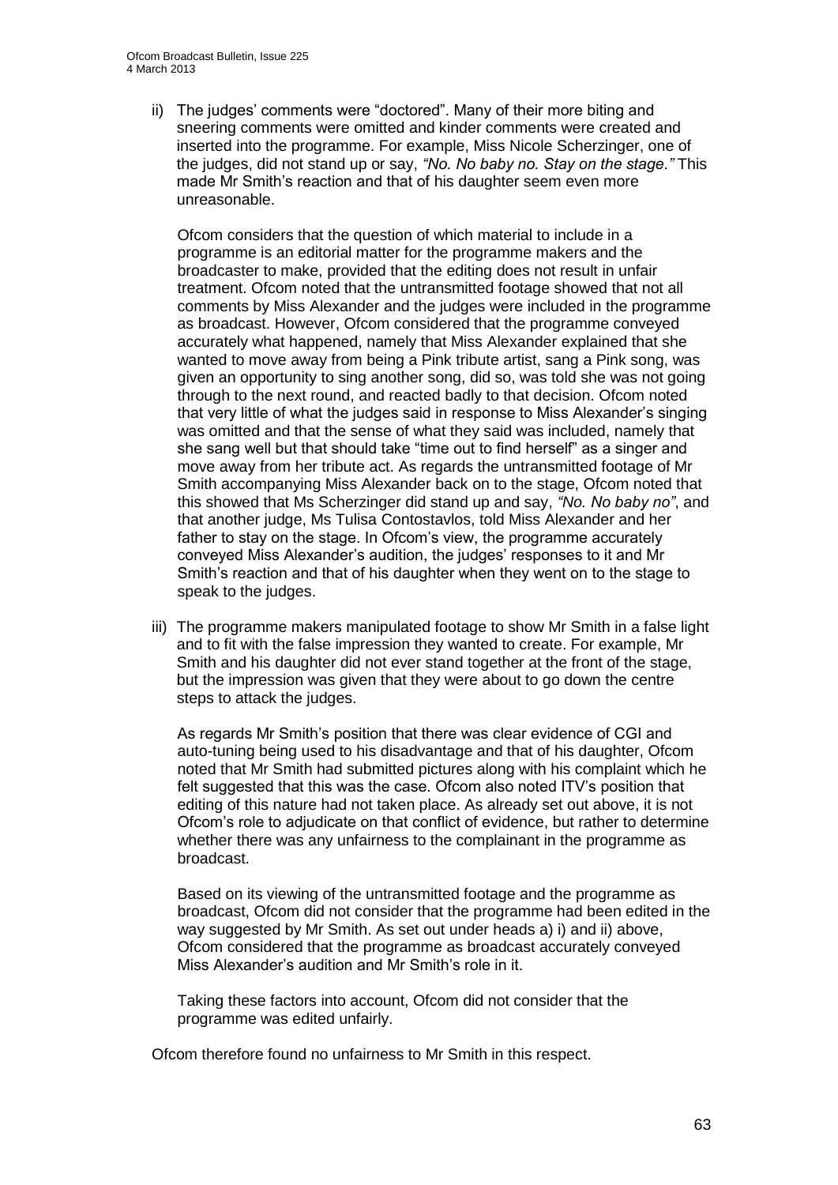ii) The judges' comments were "doctored". Many of their more biting and sneering comments were omitted and kinder comments were created and inserted into the programme. For example, Miss Nicole Scherzinger, one of the judges, did not stand up or say, *"No. No baby no. Stay on the stage."* This made Mr Smith's reaction and that of his daughter seem even more unreasonable.

Ofcom considers that the question of which material to include in a programme is an editorial matter for the programme makers and the broadcaster to make, provided that the editing does not result in unfair treatment. Ofcom noted that the untransmitted footage showed that not all comments by Miss Alexander and the judges were included in the programme as broadcast. However, Ofcom considered that the programme conveyed accurately what happened, namely that Miss Alexander explained that she wanted to move away from being a Pink tribute artist, sang a Pink song, was given an opportunity to sing another song, did so, was told she was not going through to the next round, and reacted badly to that decision. Ofcom noted that very little of what the judges said in response to Miss Alexander's singing was omitted and that the sense of what they said was included, namely that she sang well but that should take "time out to find herself" as a singer and move away from her tribute act. As regards the untransmitted footage of Mr Smith accompanying Miss Alexander back on to the stage, Ofcom noted that this showed that Ms Scherzinger did stand up and say, *"No. No baby no"*, and that another judge, Ms Tulisa Contostavlos, told Miss Alexander and her father to stay on the stage. In Ofcom's view, the programme accurately conveyed Miss Alexander's audition, the judges' responses to it and Mr Smith's reaction and that of his daughter when they went on to the stage to speak to the judges.

iii) The programme makers manipulated footage to show Mr Smith in a false light and to fit with the false impression they wanted to create. For example, Mr Smith and his daughter did not ever stand together at the front of the stage, but the impression was given that they were about to go down the centre steps to attack the judges.

As regards Mr Smith's position that there was clear evidence of CGI and auto-tuning being used to his disadvantage and that of his daughter, Ofcom noted that Mr Smith had submitted pictures along with his complaint which he felt suggested that this was the case. Ofcom also noted ITV's position that editing of this nature had not taken place. As already set out above, it is not Ofcom's role to adjudicate on that conflict of evidence, but rather to determine whether there was any unfairness to the complainant in the programme as broadcast.

Based on its viewing of the untransmitted footage and the programme as broadcast, Ofcom did not consider that the programme had been edited in the way suggested by Mr Smith. As set out under heads a) i) and ii) above, Ofcom considered that the programme as broadcast accurately conveyed Miss Alexander's audition and Mr Smith's role in it.

Taking these factors into account, Ofcom did not consider that the programme was edited unfairly.

Ofcom therefore found no unfairness to Mr Smith in this respect.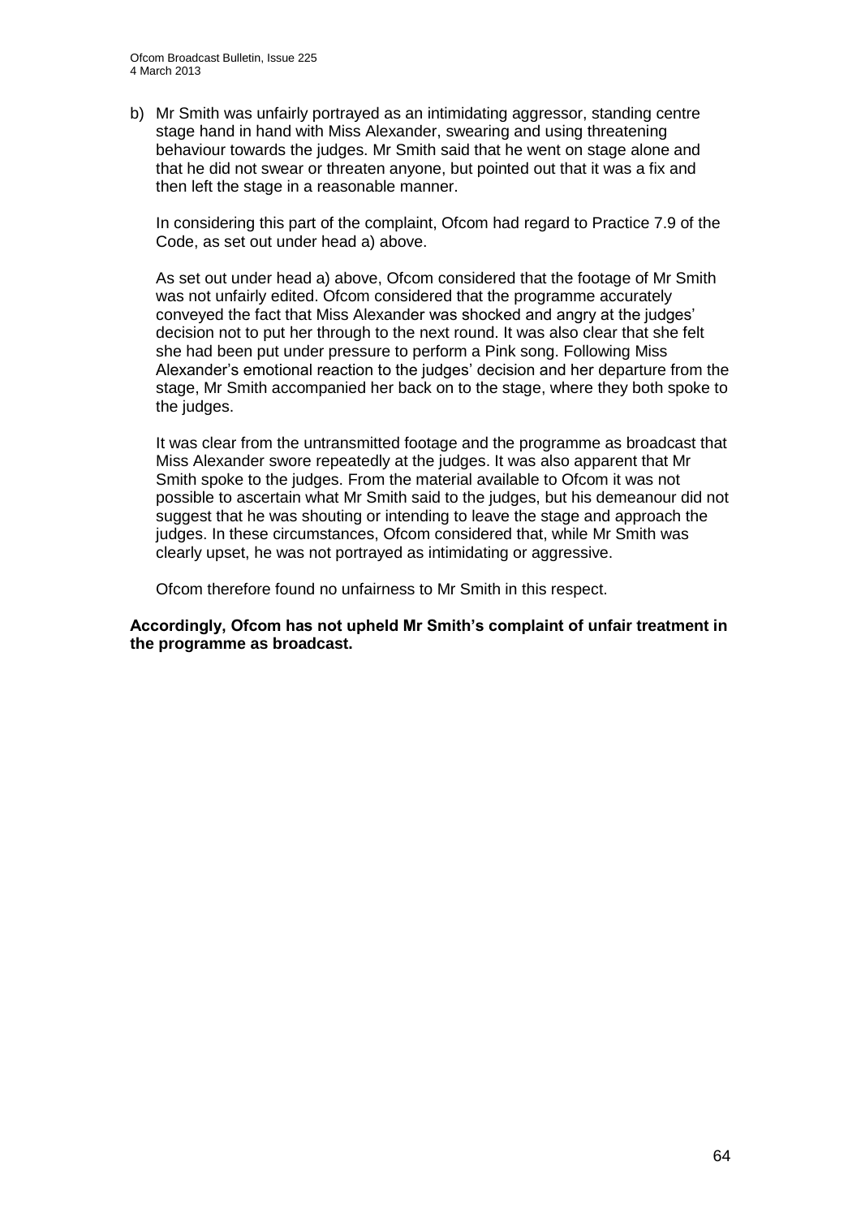b) Mr Smith was unfairly portrayed as an intimidating aggressor, standing centre stage hand in hand with Miss Alexander, swearing and using threatening behaviour towards the judges. Mr Smith said that he went on stage alone and that he did not swear or threaten anyone, but pointed out that it was a fix and then left the stage in a reasonable manner.

   In considering this part of the complaint, Ofcom had regard to Practice 7.9 of the Code, as set out under head a) above.

   As set out under head a) above, Ofcom considered that the footage of Mr Smith was not unfairly edited. Ofcom considered that the programme accurately conveyed the fact that Miss Alexander was shocked and angry at the judges' decision not to put her through to the next round. It was also clear that she felt she had been put under pressure to perform a Pink song. Following Miss Alexander's emotional reaction to the judges' decision and her departure from the stage, Mr Smith accompanied her back on to the stage, where they both spoke to the judges.

   It was clear from the untransmitted footage and the programme as broadcast that Miss Alexander swore repeatedly at the judges. It was also apparent that Mr Smith spoke to the judges. From the material available to Ofcom it was not possible to ascertain what Mr Smith said to the judges, but his demeanour did not suggest that he was shouting or intending to leave the stage and approach the judges. In these circumstances, Ofcom considered that, while Mr Smith was clearly upset, he was not portrayed as intimidating or aggressive.

   Ofcom therefore found no unfairness to Mr Smith in this respect.

**Accordingly, Ofcom has not upheld Mr Smith's complaint of unfair treatment in the programme as broadcast.**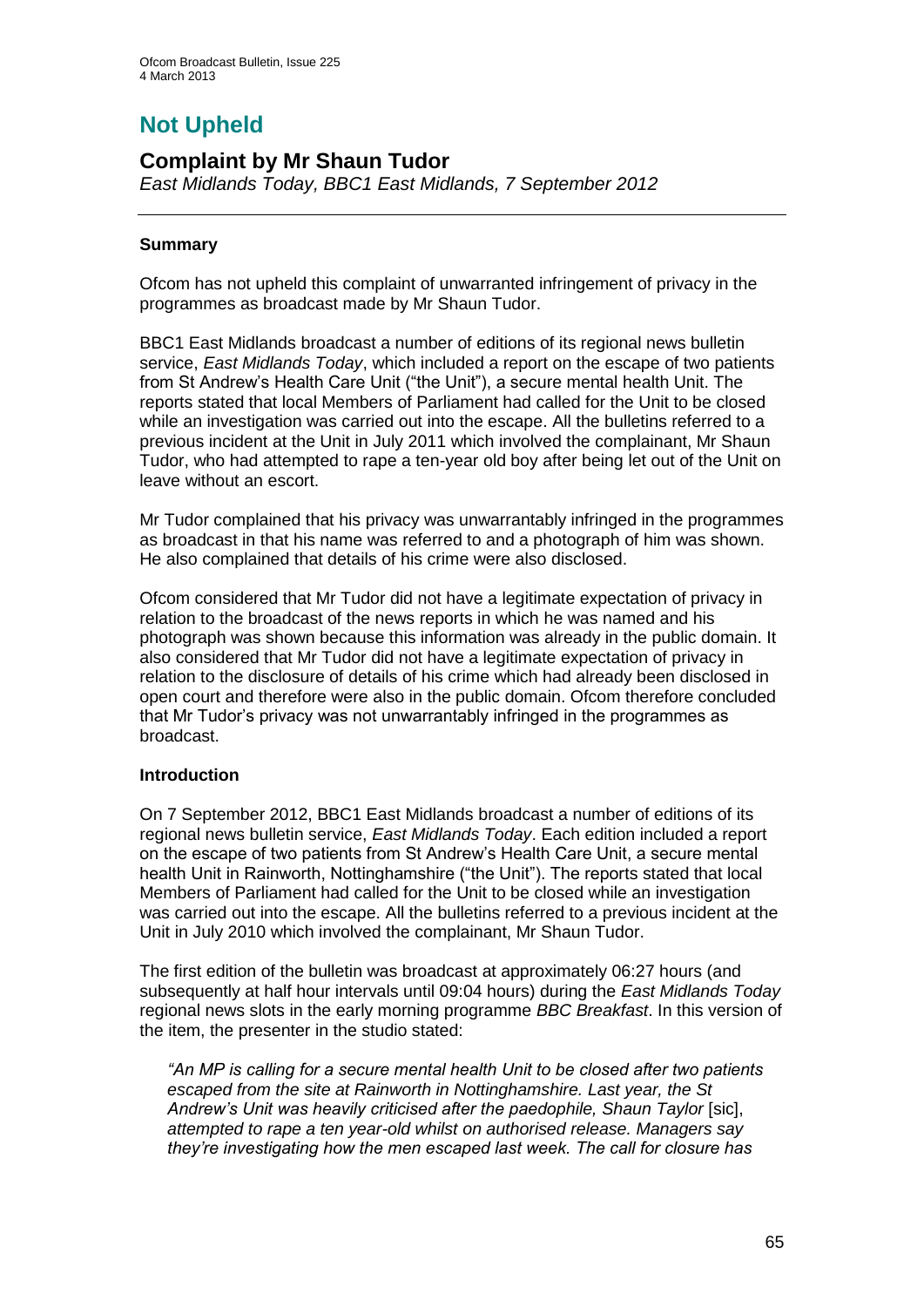# Not Upheld

## Complaint by Mr Shaun Tudor

*East Midlands Today, BBC1 East Midlands, 7 September 2012*

### Summary

Ofcom has not upheld this complaint of unwarranted infringement of privacy in the programmes as broadcast made by Mr Shaun Tudor.

BBC1 East Midlands broadcast a number of editions of its regional news bulletin service, *East Midlands Today*, which included a report on the escape of two patients from St Andrew's Health Care Unit ("the Unit"), a secure mental health Unit. The reports stated that local Members of Parliament had called for the Unit to be closed while an investigation was carried out into the escape. All the bulletins referred to a previous incident at the Unit in July 2011 which involved the complainant, Mr Shaun Tudor, who had attempted to rape a ten-year old boy after being let out of the Unit on leave without an escort.

Mr Tudor complained that his privacy was unwarrantably infringed in the programmes as broadcast in that his name was referred to and a photograph of him was shown. He also complained that details of his crime were also disclosed.

Ofcom considered that Mr Tudor did not have a legitimate expectation of privacy in relation to the broadcast of the news reports in which he was named and his photograph was shown because this information was already in the public domain. It also considered that Mr Tudor did not have a legitimate expectation of privacy in relation to the disclosure of details of his crime which had already been disclosed in open court and therefore were also in the public domain. Ofcom therefore concluded that Mr Tudor's privacy was not unwarrantably infringed in the programmes as broadcast.

### Introduction

On 7 September 2012, BBC1 East Midlands broadcast a number of editions of its regional news bulletin service, *East Midlands Today*. Each edition included a report on the escape of two patients from St Andrew's Health Care Unit, a secure mental health Unit in Rainworth, Nottinghamshire ("the Unit"). The reports stated that local Members of Parliament had called for the Unit to be closed while an investigation was carried out into the escape. All the bulletins referred to a previous incident at the Unit in July 2010 which involved the complainant, Mr Shaun Tudor.

The first edition of the bulletin was broadcast at approximately 06:27 hours (and subsequently at half hour intervals until 09:04 hours) during the *East Midlands Today* regional news slots in the early morning programme *BBC Breakfast*. In this version of the item, the presenter in the studio stated:

> *"An MP is calling for a secure mental health Unit to be closed after two patients escaped from the site at Rainworth in Nottinghamshire. Last year, the St Andrew's Unit was heavily criticised after the paedophile, Shaun Taylor* [sic], *attempted to rape a ten year-old whilst on authorised release. Managers say they're investigating how the men escaped last week. The call for closure has*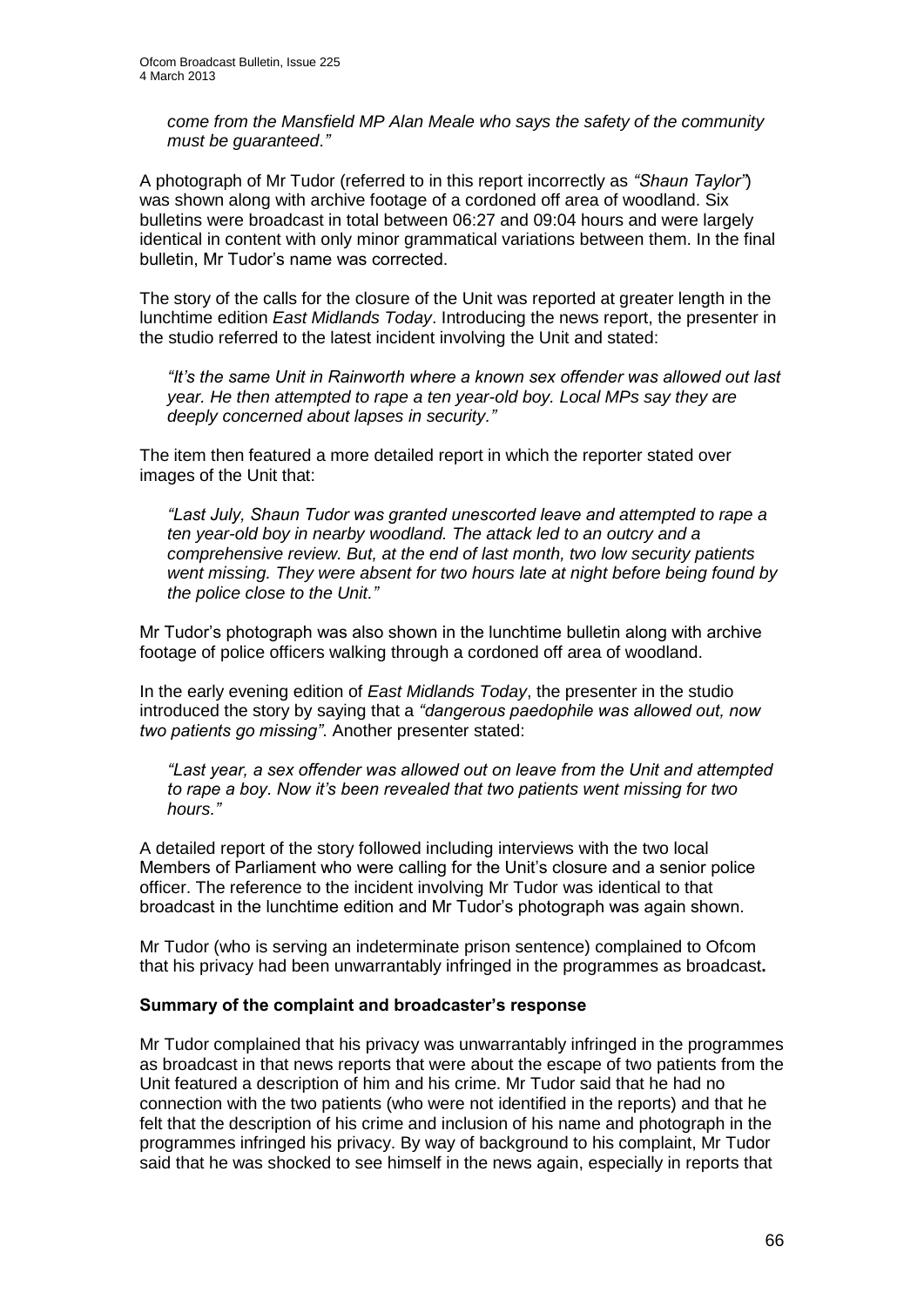*come from the Mansfield MP Alan Meale who says the safety of the community must be guaranteed."*

A photograph of Mr Tudor (referred to in this report incorrectly as *"Shaun Taylor"*) was shown along with archive footage of a cordoned off area of woodland. Six bulletins were broadcast in total between 06:27 and 09:04 hours and were largely identical in content with only minor grammatical variations between them. In the final bulletin, Mr Tudor's name was corrected.

The story of the calls for the closure of the Unit was reported at greater length in the lunchtime edition *East Midlands Today*. Introducing the news report, the presenter in the studio referred to the latest incident involving the Unit and stated:

> *"It's the same Unit in Rainworth where a known sex offender was allowed out last year. He then attempted to rape a ten year-old boy. Local MPs say they are deeply concerned about lapses in security."*

The item then featured a more detailed report in which the reporter stated over images of the Unit that:

> *"Last July, Shaun Tudor was granted unescorted leave and attempted to rape a ten year-old boy in nearby woodland. The attack led to an outcry and a comprehensive review. But, at the end of last month, two low security patients went missing. They were absent for two hours late at night before being found by the police close to the Unit."*

Mr Tudor's photograph was also shown in the lunchtime bulletin along with archive footage of police officers walking through a cordoned off area of woodland.

In the early evening edition of *East Midlands Today*, the presenter in the studio introduced the story by saying that a *"dangerous paedophile was allowed out, now two patients go missing"*. Another presenter stated:

> *"Last year, a sex offender was allowed out on leave from the Unit and attempted to rape a boy. Now it's been revealed that two patients went missing for two hours."*

A detailed report of the story followed including interviews with the two local Members of Parliament who were calling for the Unit's closure and a senior police officer. The reference to the incident involving Mr Tudor was identical to that broadcast in the lunchtime edition and Mr Tudor's photograph was again shown.

Mr Tudor (who is serving an indeterminate prison sentence) complained to Ofcom that his privacy had been unwarrantably infringed in the programmes as broadcast**.**

### Summary of the complaint and broadcaster's response

Mr Tudor complained that his privacy was unwarrantably infringed in the programmes as broadcast in that news reports that were about the escape of two patients from the Unit featured a description of him and his crime. Mr Tudor said that he had no connection with the two patients (who were not identified in the reports) and that he felt that the description of his crime and inclusion of his name and photograph in the programmes infringed his privacy. By way of background to his complaint, Mr Tudor said that he was shocked to see himself in the news again, especially in reports that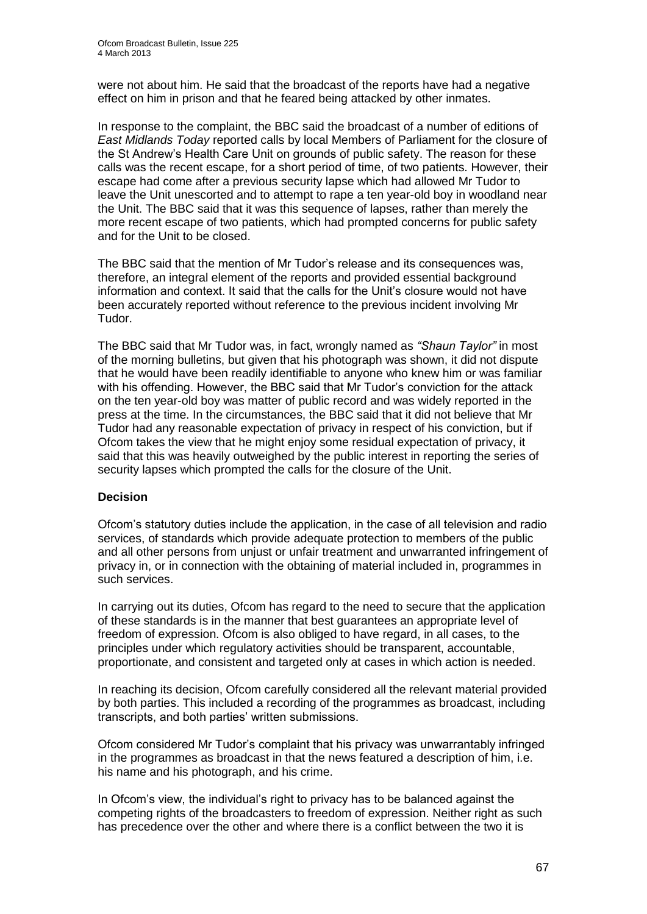were not about him. He said that the broadcast of the reports have had a negative effect on him in prison and that he feared being attacked by other inmates.

In response to the complaint, the BBC said the broadcast of a number of editions of *East Midlands Today* reported calls by local Members of Parliament for the closure of the St Andrew's Health Care Unit on grounds of public safety. The reason for these calls was the recent escape, for a short period of time, of two patients. However, their escape had come after a previous security lapse which had allowed Mr Tudor to leave the Unit unescorted and to attempt to rape a ten year-old boy in woodland near the Unit. The BBC said that it was this sequence of lapses, rather than merely the more recent escape of two patients, which had prompted concerns for public safety and for the Unit to be closed.

The BBC said that the mention of Mr Tudor's release and its consequences was, therefore, an integral element of the reports and provided essential background information and context. It said that the calls for the Unit's closure would not have been accurately reported without reference to the previous incident involving Mr Tudor.

The BBC said that Mr Tudor was, in fact, wrongly named as *"Shaun Taylor"* in most of the morning bulletins, but given that his photograph was shown, it did not dispute that he would have been readily identifiable to anyone who knew him or was familiar with his offending. However, the BBC said that Mr Tudor's conviction for the attack on the ten year-old boy was matter of public record and was widely reported in the press at the time. In the circumstances, the BBC said that it did not believe that Mr Tudor had any reasonable expectation of privacy in respect of his conviction, but if Ofcom takes the view that he might enjoy some residual expectation of privacy, it said that this was heavily outweighed by the public interest in reporting the series of security lapses which prompted the calls for the closure of the Unit.

**Decision**

Ofcom's statutory duties include the application, in the case of all television and radio services, of standards which provide adequate protection to members of the public and all other persons from unjust or unfair treatment and unwarranted infringement of privacy in, or in connection with the obtaining of material included in, programmes in such services.

In carrying out its duties, Ofcom has regard to the need to secure that the application of these standards is in the manner that best guarantees an appropriate level of freedom of expression. Ofcom is also obliged to have regard, in all cases, to the principles under which regulatory activities should be transparent, accountable, proportionate, and consistent and targeted only at cases in which action is needed.

In reaching its decision, Ofcom carefully considered all the relevant material provided by both parties. This included a recording of the programmes as broadcast, including transcripts, and both parties' written submissions.

Ofcom considered Mr Tudor's complaint that his privacy was unwarrantably infringed in the programmes as broadcast in that the news featured a description of him, i.e. his name and his photograph, and his crime.

In Ofcom's view, the individual's right to privacy has to be balanced against the competing rights of the broadcasters to freedom of expression. Neither right as such has precedence over the other and where there is a conflict between the two it is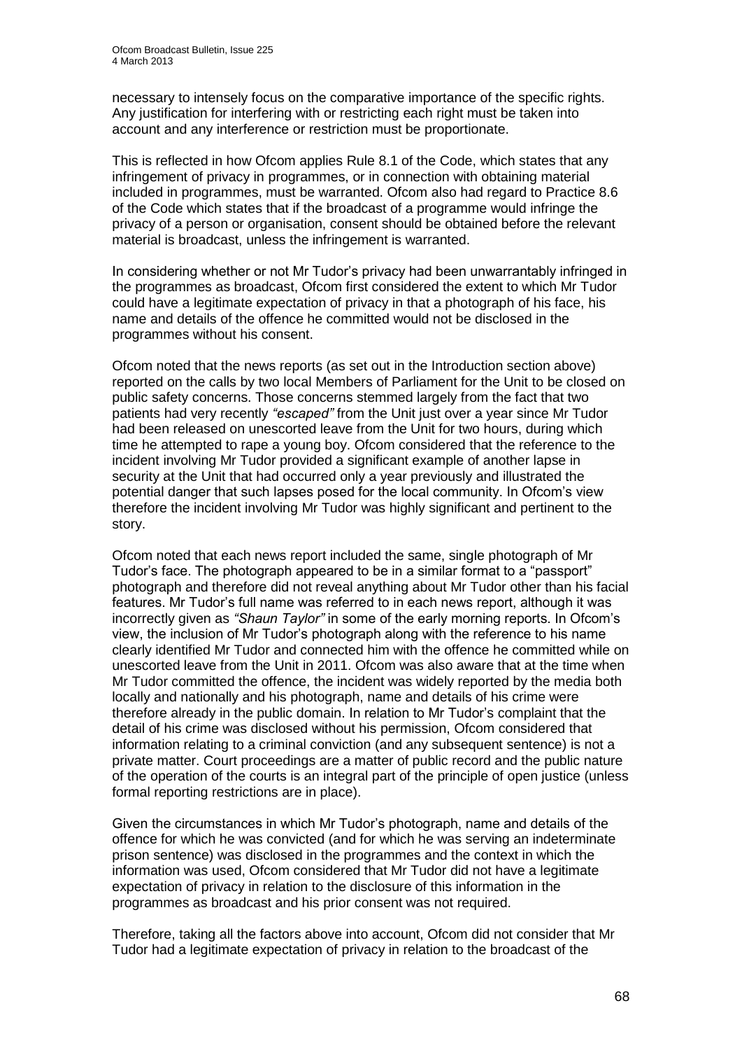necessary to intensely focus on the comparative importance of the specific rights. Any justification for interfering with or restricting each right must be taken into account and any interference or restriction must be proportionate.

This is reflected in how Ofcom applies Rule 8.1 of the Code, which states that any infringement of privacy in programmes, or in connection with obtaining material included in programmes, must be warranted. Ofcom also had regard to Practice 8.6 of the Code which states that if the broadcast of a programme would infringe the privacy of a person or organisation, consent should be obtained before the relevant material is broadcast, unless the infringement is warranted.

In considering whether or not Mr Tudor's privacy had been unwarrantably infringed in the programmes as broadcast, Ofcom first considered the extent to which Mr Tudor could have a legitimate expectation of privacy in that a photograph of his face, his name and details of the offence he committed would not be disclosed in the programmes without his consent.

Ofcom noted that the news reports (as set out in the Introduction section above) reported on the calls by two local Members of Parliament for the Unit to be closed on public safety concerns. Those concerns stemmed largely from the fact that two patients had very recently *"escaped"* from the Unit just over a year since Mr Tudor had been released on unescorted leave from the Unit for two hours, during which time he attempted to rape a young boy. Ofcom considered that the reference to the incident involving Mr Tudor provided a significant example of another lapse in security at the Unit that had occurred only a year previously and illustrated the potential danger that such lapses posed for the local community. In Ofcom's view therefore the incident involving Mr Tudor was highly significant and pertinent to the story.

Ofcom noted that each news report included the same, single photograph of Mr Tudor's face. The photograph appeared to be in a similar format to a "passport" photograph and therefore did not reveal anything about Mr Tudor other than his facial features. Mr Tudor's full name was referred to in each news report, although it was incorrectly given as *"Shaun Taylor"* in some of the early morning reports. In Ofcom's view, the inclusion of Mr Tudor's photograph along with the reference to his name clearly identified Mr Tudor and connected him with the offence he committed while on unescorted leave from the Unit in 2011. Ofcom was also aware that at the time when Mr Tudor committed the offence, the incident was widely reported by the media both locally and nationally and his photograph, name and details of his crime were therefore already in the public domain. In relation to Mr Tudor's complaint that the detail of his crime was disclosed without his permission, Ofcom considered that information relating to a criminal conviction (and any subsequent sentence) is not a private matter. Court proceedings are a matter of public record and the public nature of the operation of the courts is an integral part of the principle of open justice (unless formal reporting restrictions are in place).

Given the circumstances in which Mr Tudor's photograph, name and details of the offence for which he was convicted (and for which he was serving an indeterminate prison sentence) was disclosed in the programmes and the context in which the information was used, Ofcom considered that Mr Tudor did not have a legitimate expectation of privacy in relation to the disclosure of this information in the programmes as broadcast and his prior consent was not required.

Therefore, taking all the factors above into account, Ofcom did not consider that Mr Tudor had a legitimate expectation of privacy in relation to the broadcast of the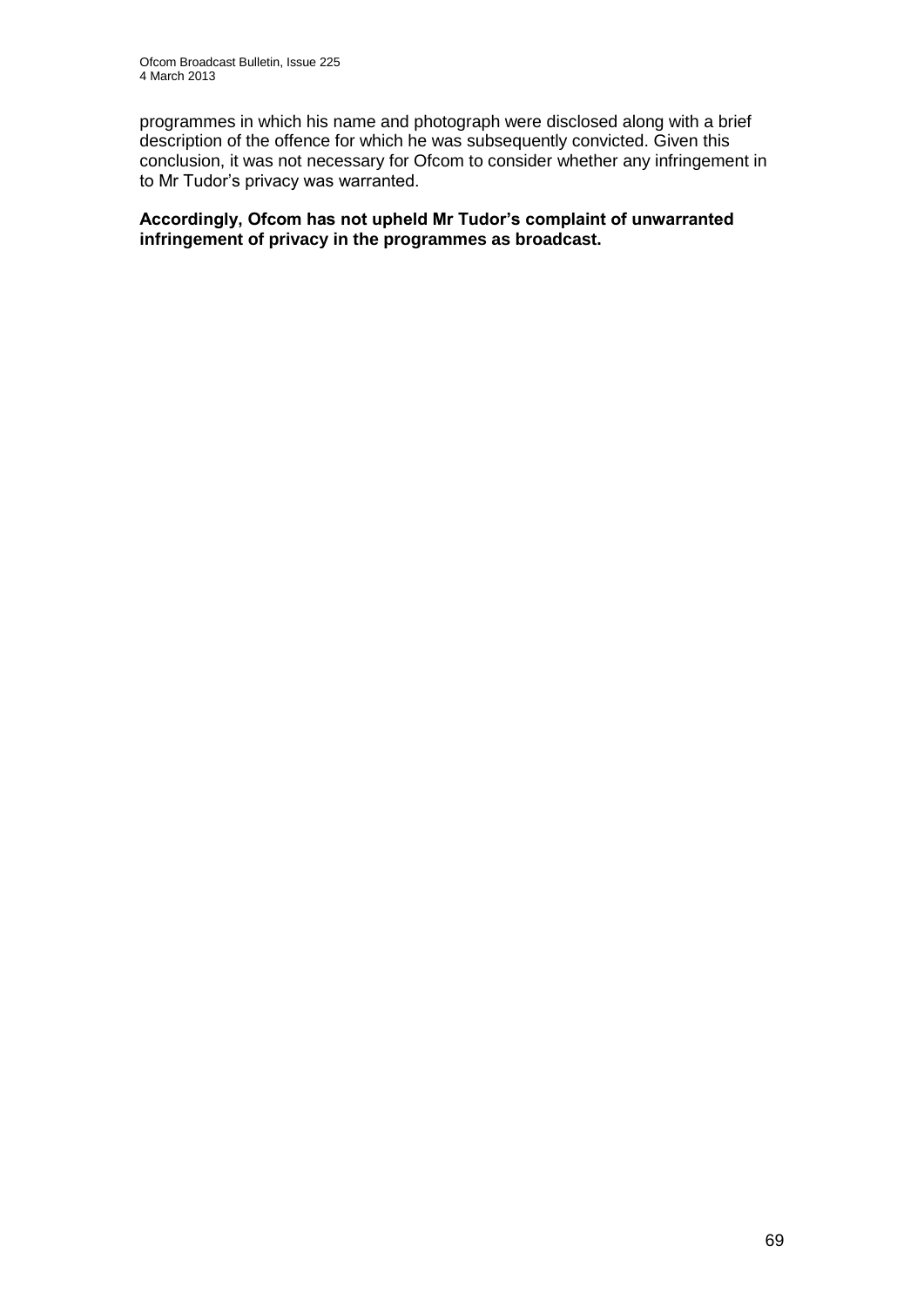programmes in which his name and photograph were disclosed along with a brief description of the offence for which he was subsequently convicted. Given this conclusion, it was not necessary for Ofcom to consider whether any infringement in to Mr Tudor's privacy was warranted.

**Accordingly, Ofcom has not upheld Mr Tudor's complaint of unwarranted infringement of privacy in the programmes as broadcast.**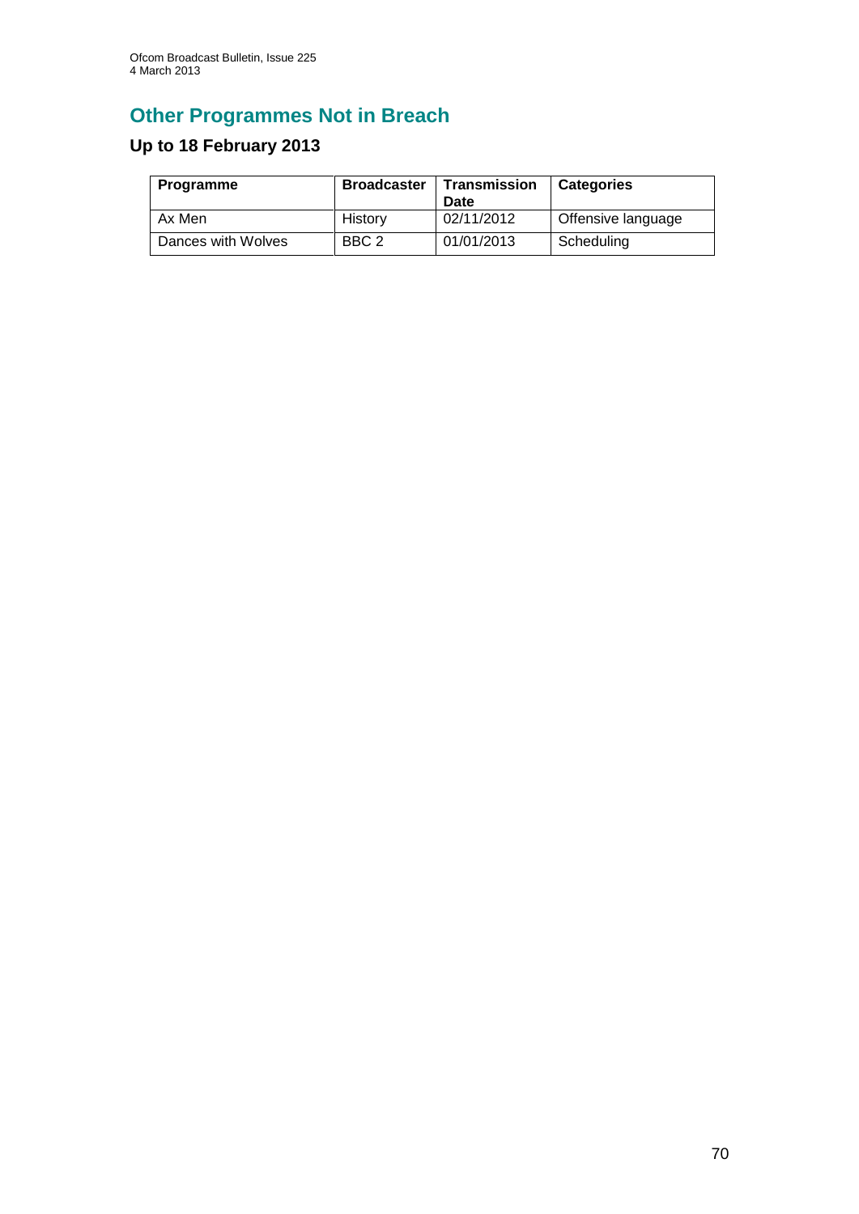## Other Programmes Not in Breach

### Up to 18 February 2013

| Programme | Broadcaster | Transmission Date | Categories |
|---|---|---|---|
| Ax Men | History | 02/11/2012 | Offensive language |
| Dances with Wolves | BBC 2 | 01/01/2013 | Scheduling |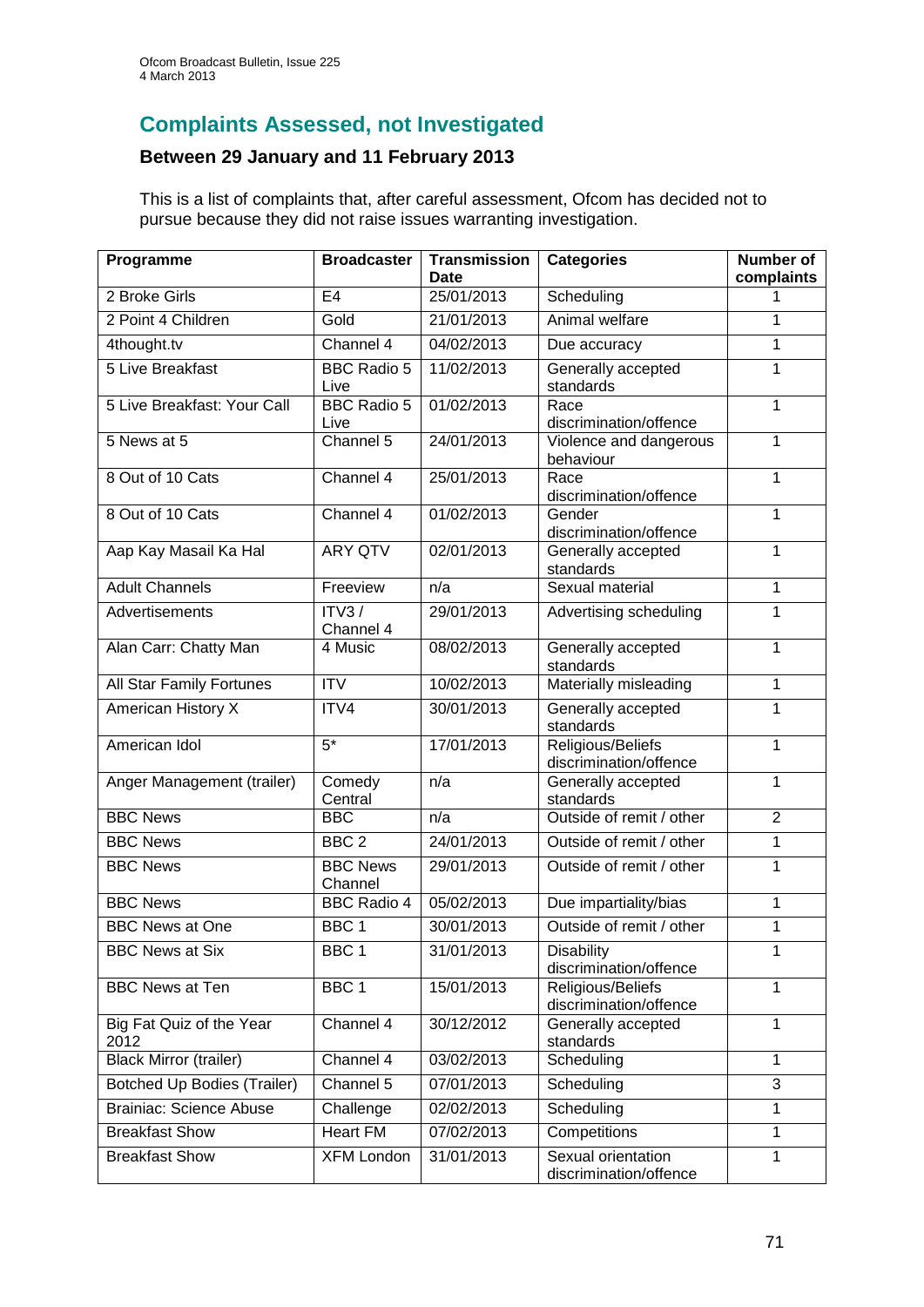## Complaints Assessed, not Investigated

### Between 29 January and 11 February 2013

This is a list of complaints that, after careful assessment, Ofcom has decided not to pursue because they did not raise issues warranting investigation.

| Programme | Broadcaster | Transmission Date | Categories | Number of complaints |
|---|---|---|---|---|
| 2 Broke Girls | E4 | 25/01/2013 | Scheduling | 1 |
| 2 Point 4 Children | Gold | 21/01/2013 | Animal welfare | 1 |
| 4thought.tv | Channel 4 | 04/02/2013 | Due accuracy | 1 |
| 5 Live Breakfast | BBC Radio 5 Live | 11/02/2013 | Generally accepted standards | 1 |
| 5 Live Breakfast: Your Call | BBC Radio 5 Live | 01/02/2013 | Race discrimination/offence | 1 |
| 5 News at 5 | Channel 5 | 24/01/2013 | Violence and dangerous behaviour | 1 |
| 8 Out of 10 Cats | Channel 4 | 25/01/2013 | Race discrimination/offence | 1 |
| 8 Out of 10 Cats | Channel 4 | 01/02/2013 | Gender discrimination/offence | 1 |
| Aap Kay Masail Ka Hal | ARY QTV | 02/01/2013 | Generally accepted standards | 1 |
| Adult Channels | Freeview | n/a | Sexual material | 1 |
| Advertisements | ITV3 / Channel 4 | 29/01/2013 | Advertising scheduling | 1 |
| Alan Carr: Chatty Man | 4 Music | 08/02/2013 | Generally accepted standards | 1 |
| All Star Family Fortunes | ITV | 10/02/2013 | Materially misleading | 1 |
| American History X | ITV4 | 30/01/2013 | Generally accepted standards | 1 |
| American Idol | 5* | 17/01/2013 | Religious/Beliefs discrimination/offence | 1 |
| Anger Management (trailer) | Comedy Central | n/a | Generally accepted standards | 1 |
| BBC News | BBC | n/a | Outside of remit / other | 2 |
| BBC News | BBC 2 | 24/01/2013 | Outside of remit / other | 1 |
| BBC News | BBC News Channel | 29/01/2013 | Outside of remit / other | 1 |
| BBC News | BBC Radio 4 | 05/02/2013 | Due impartiality/bias | 1 |
| BBC News at One | BBC 1 | 30/01/2013 | Outside of remit / other | 1 |
| BBC News at Six | BBC 1 | 31/01/2013 | Disability discrimination/offence | 1 |
| BBC News at Ten | BBC 1 | 15/01/2013 | Religious/Beliefs discrimination/offence | 1 |
| Big Fat Quiz of the Year 2012 | Channel 4 | 30/12/2012 | Generally accepted standards | 1 |
| Black Mirror (trailer) | Channel 4 | 03/02/2013 | Scheduling | 1 |
| Botched Up Bodies (Trailer) | Channel 5 | 07/01/2013 | Scheduling | 3 |
| Brainiac: Science Abuse | Challenge | 02/02/2013 | Scheduling | 1 |
| Breakfast Show | Heart FM | 07/02/2013 | Competitions | 1 |
| Breakfast Show | XFM London | 31/01/2013 | Sexual orientation discrimination/offence | 1 |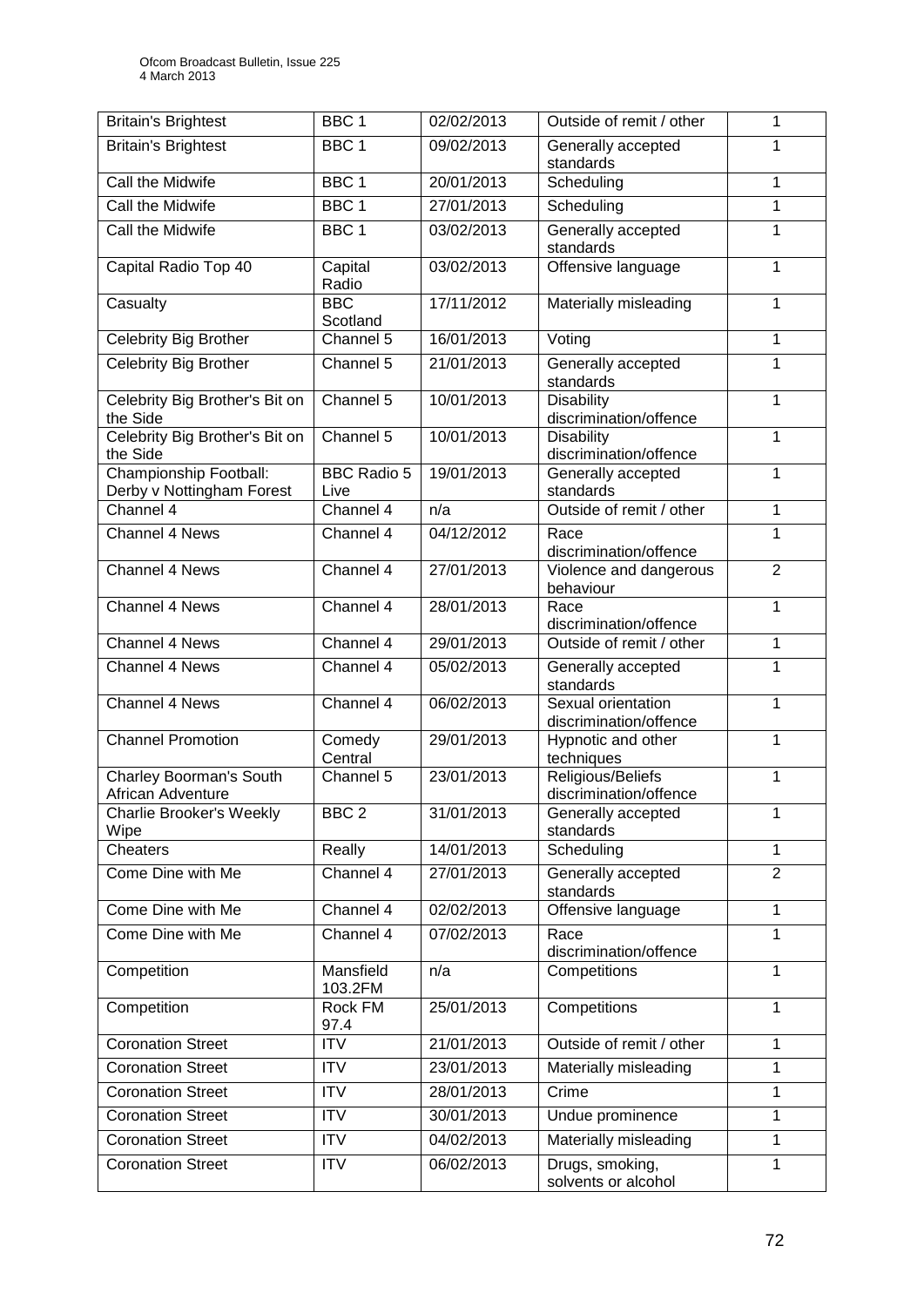| Britain's Brightest | BBC 1 | 02/02/2013 | Outside of remit / other | 1 |
|---|---|---|---|---|
| Britain's Brightest | BBC 1 | 09/02/2013 | Generally accepted standards | 1 |
| Call the Midwife | BBC 1 | 20/01/2013 | Scheduling | 1 |
| Call the Midwife | BBC 1 | 27/01/2013 | Scheduling | 1 |
| Call the Midwife | BBC 1 | 03/02/2013 | Generally accepted standards | 1 |
| Capital Radio Top 40 | Capital Radio | 03/02/2013 | Offensive language | 1 |
| Casualty | BBC Scotland | 17/11/2012 | Materially misleading | 1 |
| Celebrity Big Brother | Channel 5 | 16/01/2013 | Voting | 1 |
| Celebrity Big Brother | Channel 5 | 21/01/2013 | Generally accepted standards | 1 |
| Celebrity Big Brother's Bit on the Side | Channel 5 | 10/01/2013 | Disability discrimination/offence | 1 |
| Celebrity Big Brother's Bit on the Side | Channel 5 | 10/01/2013 | Disability discrimination/offence | 1 |
| Championship Football: Derby v Nottingham Forest | BBC Radio 5 Live | 19/01/2013 | Generally accepted standards | 1 |
| Channel 4 | Channel 4 | n/a | Outside of remit / other | 1 |
| Channel 4 News | Channel 4 | 04/12/2012 | Race discrimination/offence | 1 |
| Channel 4 News | Channel 4 | 27/01/2013 | Violence and dangerous behaviour | 2 |
| Channel 4 News | Channel 4 | 28/01/2013 | Race discrimination/offence | 1 |
| Channel 4 News | Channel 4 | 29/01/2013 | Outside of remit / other | 1 |
| Channel 4 News | Channel 4 | 05/02/2013 | Generally accepted standards | 1 |
| Channel 4 News | Channel 4 | 06/02/2013 | Sexual orientation discrimination/offence | 1 |
| Channel Promotion | Comedy Central | 29/01/2013 | Hypnotic and other techniques | 1 |
| Charley Boorman's South African Adventure | Channel 5 | 23/01/2013 | Religious/Beliefs discrimination/offence | 1 |
| Charlie Brooker's Weekly Wipe | BBC 2 | 31/01/2013 | Generally accepted standards | 1 |
| Cheaters | Really | 14/01/2013 | Scheduling | 1 |
| Come Dine with Me | Channel 4 | 27/01/2013 | Generally accepted standards | 2 |
| Come Dine with Me | Channel 4 | 02/02/2013 | Offensive language | 1 |
| Come Dine with Me | Channel 4 | 07/02/2013 | Race discrimination/offence | 1 |
| Competition | Mansfield 103.2FM | n/a | Competitions | 1 |
| Competition | Rock FM 97.4 | 25/01/2013 | Competitions | 1 |
| Coronation Street | ITV | 21/01/2013 | Outside of remit / other | 1 |
| Coronation Street | ITV | 23/01/2013 | Materially misleading | 1 |
| Coronation Street | ITV | 28/01/2013 | Crime | 1 |
| Coronation Street | ITV | 30/01/2013 | Undue prominence | 1 |
| Coronation Street | ITV | 04/02/2013 | Materially misleading | 1 |
| Coronation Street | ITV | 06/02/2013 | Drugs, smoking, solvents or alcohol | 1 |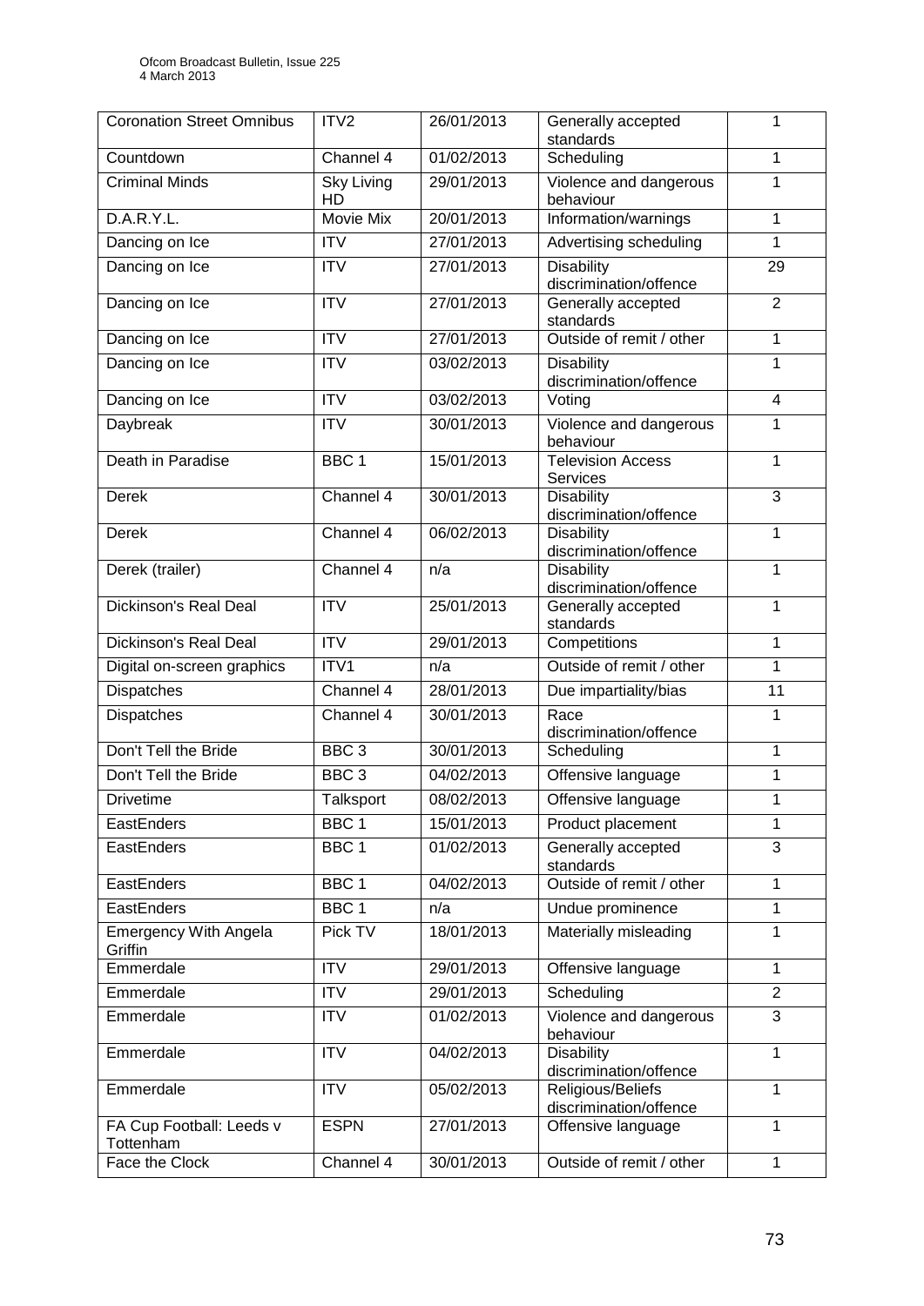| Coronation Street Omnibus | ITV2 | 26/01/2013 | Generally accepted standards | 1 |
|---|---|---|---|---|
| Countdown | Channel 4 | 01/02/2013 | Scheduling | 1 |
| Criminal Minds | Sky Living HD | 29/01/2013 | Violence and dangerous behaviour | 1 |
| D.A.R.Y.L. | Movie Mix | 20/01/2013 | Information/warnings | 1 |
| Dancing on Ice | ITV | 27/01/2013 | Advertising scheduling | 1 |
| Dancing on Ice | ITV | 27/01/2013 | Disability discrimination/offence | 29 |
| Dancing on Ice | ITV | 27/01/2013 | Generally accepted standards | 2 |
| Dancing on Ice | ITV | 27/01/2013 | Outside of remit / other | 1 |
| Dancing on Ice | ITV | 03/02/2013 | Disability discrimination/offence | 1 |
| Dancing on Ice | ITV | 03/02/2013 | Voting | 4 |
| Daybreak | ITV | 30/01/2013 | Violence and dangerous behaviour | 1 |
| Death in Paradise | BBC 1 | 15/01/2013 | Television Access Services | 1 |
| Derek | Channel 4 | 30/01/2013 | Disability discrimination/offence | 3 |
| Derek | Channel 4 | 06/02/2013 | Disability discrimination/offence | 1 |
| Derek (trailer) | Channel 4 | n/a | Disability discrimination/offence | 1 |
| Dickinson's Real Deal | ITV | 25/01/2013 | Generally accepted standards | 1 |
| Dickinson's Real Deal | ITV | 29/01/2013 | Competitions | 1 |
| Digital on-screen graphics | ITV1 | n/a | Outside of remit / other | 1 |
| Dispatches | Channel 4 | 28/01/2013 | Due impartiality/bias | 11 |
| Dispatches | Channel 4 | 30/01/2013 | Race discrimination/offence | 1 |
| Don't Tell the Bride | BBC 3 | 30/01/2013 | Scheduling | 1 |
| Don't Tell the Bride | BBC 3 | 04/02/2013 | Offensive language | 1 |
| Drivetime | Talksport | 08/02/2013 | Offensive language | 1 |
| EastEnders | BBC 1 | 15/01/2013 | Product placement | 1 |
| EastEnders | BBC 1 | 01/02/2013 | Generally accepted standards | 3 |
| EastEnders | BBC 1 | 04/02/2013 | Outside of remit / other | 1 |
| EastEnders | BBC 1 | n/a | Undue prominence | 1 |
| Emergency With Angela Griffin | Pick TV | 18/01/2013 | Materially misleading | 1 |
| Emmerdale | ITV | 29/01/2013 | Offensive language | 1 |
| Emmerdale | ITV | 29/01/2013 | Scheduling | 2 |
| Emmerdale | ITV | 01/02/2013 | Violence and dangerous behaviour | 3 |
| Emmerdale | ITV | 04/02/2013 | Disability discrimination/offence | 1 |
| Emmerdale | ITV | 05/02/2013 | Religious/Beliefs discrimination/offence | 1 |
| FA Cup Football: Leeds v Tottenham | ESPN | 27/01/2013 | Offensive language | 1 |
| Face the Clock | Channel 4 | 30/01/2013 | Outside of remit / other | 1 |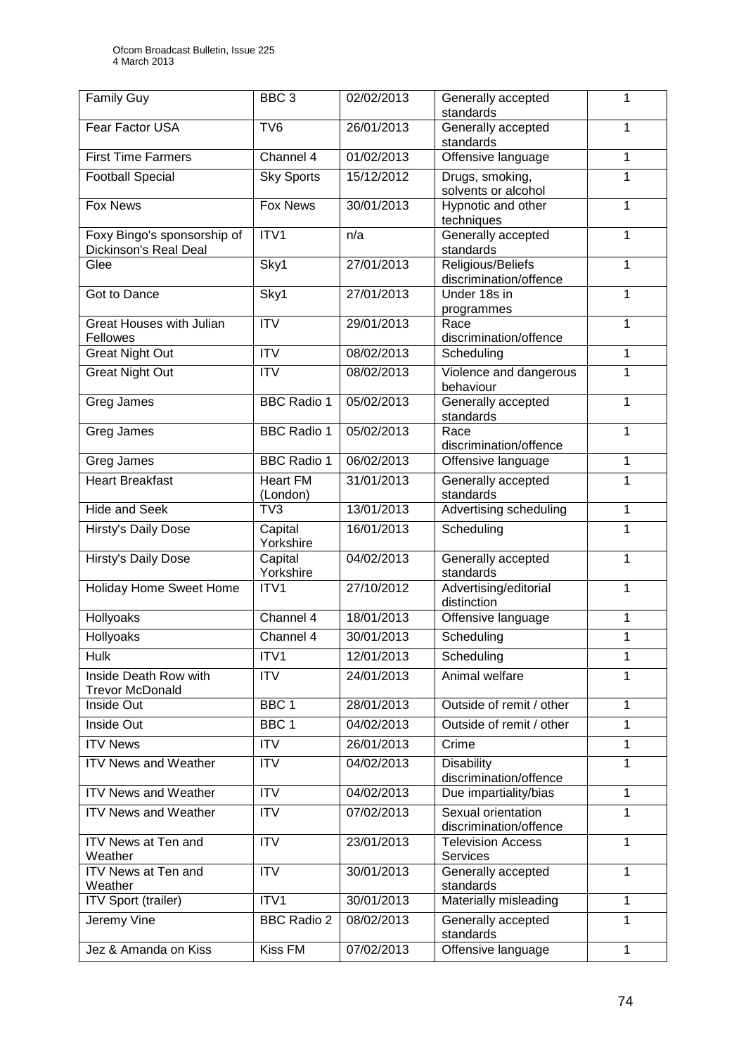| Family Guy | BBC 3 | 02/02/2013 | Generally accepted standards | 1 |
|---|---|---|---|---|
| Fear Factor USA | TV6 | 26/01/2013 | Generally accepted standards | 1 |
| First Time Farmers | Channel 4 | 01/02/2013 | Offensive language | 1 |
| Football Special | Sky Sports | 15/12/2012 | Drugs, smoking, solvents or alcohol | 1 |
| Fox News | Fox News | 30/01/2013 | Hypnotic and other techniques | 1 |
| Foxy Bingo's sponsorship of Dickinson's Real Deal | ITV1 | n/a | Generally accepted standards | 1 |
| Glee | Sky1 | 27/01/2013 | Religious/Beliefs discrimination/offence | 1 |
| Got to Dance | Sky1 | 27/01/2013 | Under 18s in programmes | 1 |
| Great Houses with Julian Fellowes | ITV | 29/01/2013 | Race discrimination/offence | 1 |
| Great Night Out | ITV | 08/02/2013 | Scheduling | 1 |
| Great Night Out | ITV | 08/02/2013 | Violence and dangerous behaviour | 1 |
| Greg James | BBC Radio 1 | 05/02/2013 | Generally accepted standards | 1 |
| Greg James | BBC Radio 1 | 05/02/2013 | Race discrimination/offence | 1 |
| Greg James | BBC Radio 1 | 06/02/2013 | Offensive language | 1 |
| Heart Breakfast | Heart FM (London) | 31/01/2013 | Generally accepted standards | 1 |
| Hide and Seek | TV3 | 13/01/2013 | Advertising scheduling | 1 |
| Hirsty's Daily Dose | Capital Yorkshire | 16/01/2013 | Scheduling | 1 |
| Hirsty's Daily Dose | Capital Yorkshire | 04/02/2013 | Generally accepted standards | 1 |
| Holiday Home Sweet Home | ITV1 | 27/10/2012 | Advertising/editorial distinction | 1 |
| Hollyoaks | Channel 4 | 18/01/2013 | Offensive language | 1 |
| Hollyoaks | Channel 4 | 30/01/2013 | Scheduling | 1 |
| Hulk | ITV1 | 12/01/2013 | Scheduling | 1 |
| Inside Death Row with Trevor McDonald | ITV | 24/01/2013 | Animal welfare | 1 |
| Inside Out | BBC 1 | 28/01/2013 | Outside of remit / other | 1 |
| Inside Out | BBC 1 | 04/02/2013 | Outside of remit / other | 1 |
| ITV News | ITV | 26/01/2013 | Crime | 1 |
| ITV News and Weather | ITV | 04/02/2013 | Disability discrimination/offence | 1 |
| ITV News and Weather | ITV | 04/02/2013 | Due impartiality/bias | 1 |
| ITV News and Weather | ITV | 07/02/2013 | Sexual orientation discrimination/offence | 1 |
| ITV News at Ten and Weather | ITV | 23/01/2013 | Television Access Services | 1 |
| ITV News at Ten and Weather | ITV | 30/01/2013 | Generally accepted standards | 1 |
| ITV Sport (trailer) | ITV1 | 30/01/2013 | Materially misleading | 1 |
| Jeremy Vine | BBC Radio 2 | 08/02/2013 | Generally accepted standards | 1 |
| Jez & Amanda on Kiss | Kiss FM | 07/02/2013 | Offensive language | 1 |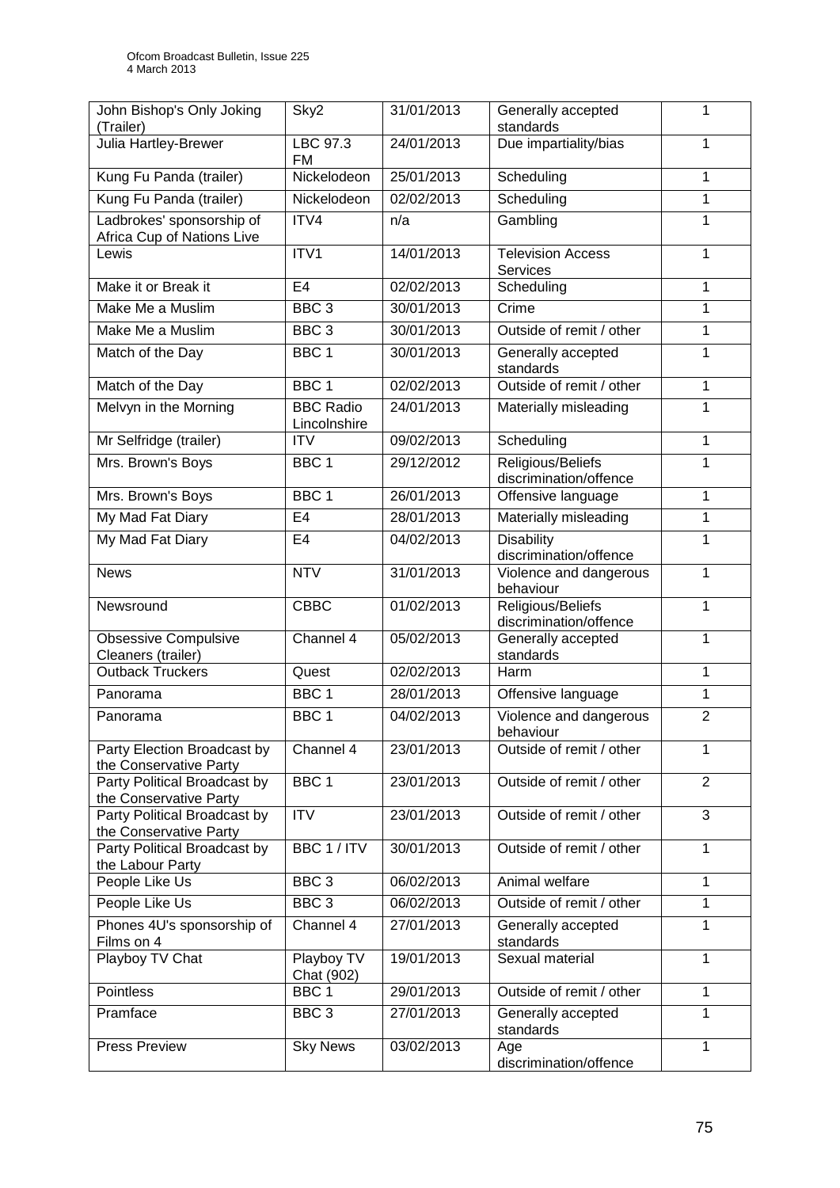| John Bishop's Only Joking (Trailer) | Sky2 | 31/01/2013 | Generally accepted standards | 1 |
|---|---|---|---|---|
| Julia Hartley-Brewer | LBC 97.3 FM | 24/01/2013 | Due impartiality/bias | 1 |
| Kung Fu Panda (trailer) | Nickelodeon | 25/01/2013 | Scheduling | 1 |
| Kung Fu Panda (trailer) | Nickelodeon | 02/02/2013 | Scheduling | 1 |
| Ladbrokes' sponsorship of Africa Cup of Nations Live | ITV4 | n/a | Gambling | 1 |
| Lewis | ITV1 | 14/01/2013 | Television Access Services | 1 |
| Make it or Break it | E4 | 02/02/2013 | Scheduling | 1 |
| Make Me a Muslim | BBC 3 | 30/01/2013 | Crime | 1 |
| Make Me a Muslim | BBC 3 | 30/01/2013 | Outside of remit / other | 1 |
| Match of the Day | BBC 1 | 30/01/2013 | Generally accepted standards | 1 |
| Match of the Day | BBC 1 | 02/02/2013 | Outside of remit / other | 1 |
| Melvyn in the Morning | BBC Radio Lincolnshire | 24/01/2013 | Materially misleading | 1 |
| Mr Selfridge (trailer) | ITV | 09/02/2013 | Scheduling | 1 |
| Mrs. Brown's Boys | BBC 1 | 29/12/2012 | Religious/Beliefs discrimination/offence | 1 |
| Mrs. Brown's Boys | BBC 1 | 26/01/2013 | Offensive language | 1 |
| My Mad Fat Diary | E4 | 28/01/2013 | Materially misleading | 1 |
| My Mad Fat Diary | E4 | 04/02/2013 | Disability discrimination/offence | 1 |
| News | NTV | 31/01/2013 | Violence and dangerous behaviour | 1 |
| Newsround | CBBC | 01/02/2013 | Religious/Beliefs discrimination/offence | 1 |
| Obsessive Compulsive Cleaners (trailer) | Channel 4 | 05/02/2013 | Generally accepted standards | 1 |
| Outback Truckers | Quest | 02/02/2013 | Harm | 1 |
| Panorama | BBC 1 | 28/01/2013 | Offensive language | 1 |
| Panorama | BBC 1 | 04/02/2013 | Violence and dangerous behaviour | 2 |
| Party Election Broadcast by the Conservative Party | Channel 4 | 23/01/2013 | Outside of remit / other | 1 |
| Party Political Broadcast by the Conservative Party | BBC 1 | 23/01/2013 | Outside of remit / other | 2 |
| Party Political Broadcast by the Conservative Party | ITV | 23/01/2013 | Outside of remit / other | 3 |
| Party Political Broadcast by the Labour Party | BBC 1 / ITV | 30/01/2013 | Outside of remit / other | 1 |
| People Like Us | BBC 3 | 06/02/2013 | Animal welfare | 1 |
| People Like Us | BBC 3 | 06/02/2013 | Outside of remit / other | 1 |
| Phones 4U's sponsorship of Films on 4 | Channel 4 | 27/01/2013 | Generally accepted standards | 1 |
| Playboy TV Chat | Playboy TV Chat (902) | 19/01/2013 | Sexual material | 1 |
| Pointless | BBC 1 | 29/01/2013 | Outside of remit / other | 1 |
| Pramface | BBC 3 | 27/01/2013 | Generally accepted standards | 1 |
| Press Preview | Sky News | 03/02/2013 | Age discrimination/offence | 1 |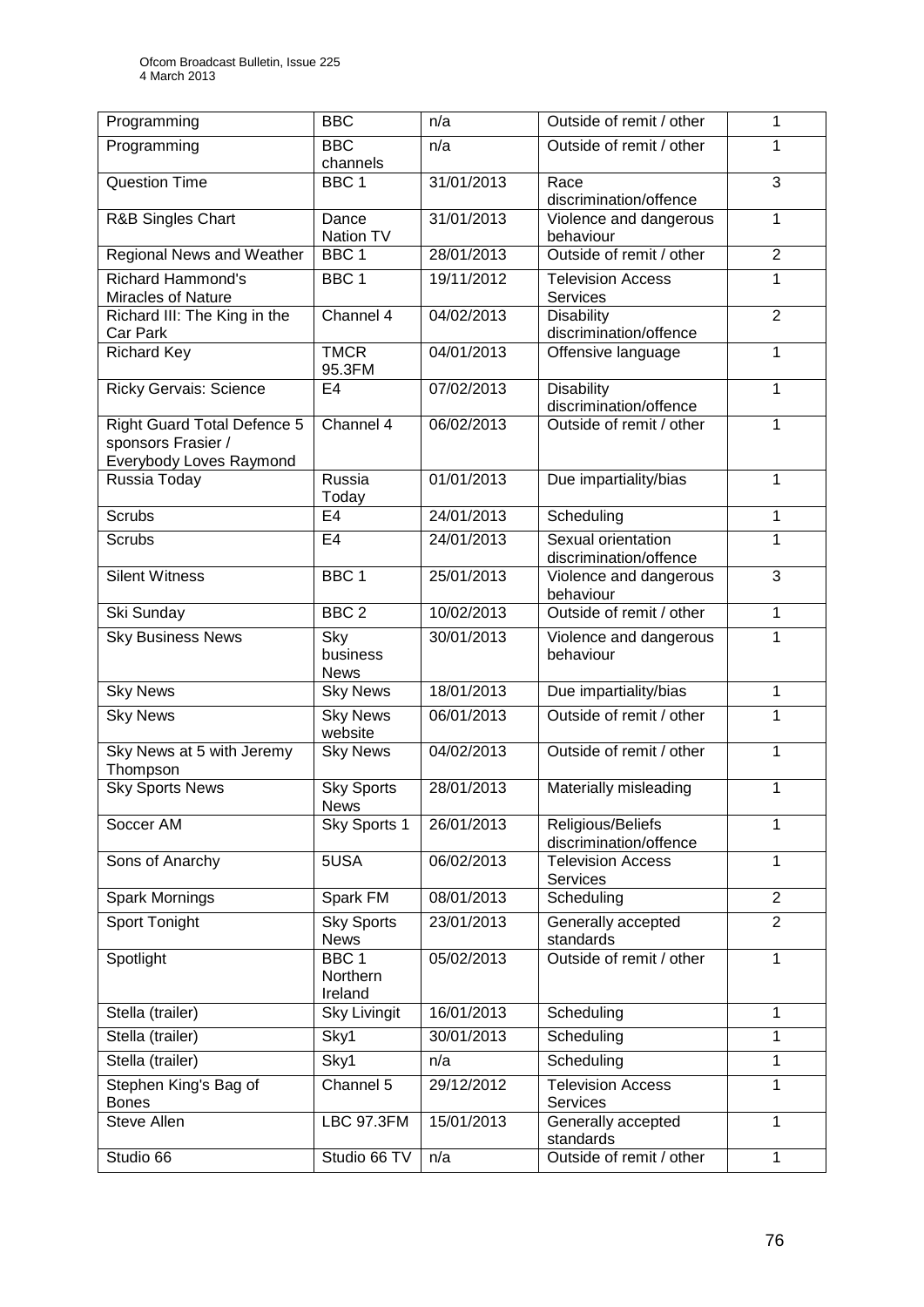| Programming | BBC | n/a | Outside of remit / other | 1 |
|---|---|---|---|---|
| Programming | BBC channels | n/a | Outside of remit / other | 1 |
| Question Time | BBC 1 | 31/01/2013 | Race discrimination/offence | 3 |
| R&B Singles Chart | Dance Nation TV | 31/01/2013 | Violence and dangerous behaviour | 1 |
| Regional News and Weather | BBC 1 | 28/01/2013 | Outside of remit / other | 2 |
| Richard Hammond's Miracles of Nature | BBC 1 | 19/11/2012 | Television Access Services | 1 |
| Richard III: The King in the Car Park | Channel 4 | 04/02/2013 | Disability discrimination/offence | 2 |
| Richard Key | TMCR 95.3FM | 04/01/2013 | Offensive language | 1 |
| Ricky Gervais: Science | E4 | 07/02/2013 | Disability discrimination/offence | 1 |
| Right Guard Total Defence 5 sponsors Frasier / Everybody Loves Raymond | Channel 4 | 06/02/2013 | Outside of remit / other | 1 |
| Russia Today | Russia Today | 01/01/2013 | Due impartiality/bias | 1 |
| Scrubs | E4 | 24/01/2013 | Scheduling | 1 |
| Scrubs | E4 | 24/01/2013 | Sexual orientation discrimination/offence | 1 |
| Silent Witness | BBC 1 | 25/01/2013 | Violence and dangerous behaviour | 3 |
| Ski Sunday | BBC 2 | 10/02/2013 | Outside of remit / other | 1 |
| Sky Business News | Sky business News | 30/01/2013 | Violence and dangerous behaviour | 1 |
| Sky News | Sky News | 18/01/2013 | Due impartiality/bias | 1 |
| Sky News | Sky News website | 06/01/2013 | Outside of remit / other | 1 |
| Sky News at 5 with Jeremy Thompson | Sky News | 04/02/2013 | Outside of remit / other | 1 |
| Sky Sports News | Sky Sports News | 28/01/2013 | Materially misleading | 1 |
| Soccer AM | Sky Sports 1 | 26/01/2013 | Religious/Beliefs discrimination/offence | 1 |
| Sons of Anarchy | 5USA | 06/02/2013 | Television Access Services | 1 |
| Spark Mornings | Spark FM | 08/01/2013 | Scheduling | 2 |
| Sport Tonight | Sky Sports News | 23/01/2013 | Generally accepted standards | 2 |
| Spotlight | BBC 1 Northern Ireland | 05/02/2013 | Outside of remit / other | 1 |
| Stella (trailer) | Sky Livingit | 16/01/2013 | Scheduling | 1 |
| Stella (trailer) | Sky1 | 30/01/2013 | Scheduling | 1 |
| Stella (trailer) | Sky1 | n/a | Scheduling | 1 |
| Stephen King's Bag of Bones | Channel 5 | 29/12/2012 | Television Access Services | 1 |
| Steve Allen | LBC 97.3FM | 15/01/2013 | Generally accepted standards | 1 |
| Studio 66 | Studio 66 TV | n/a | Outside of remit / other | 1 |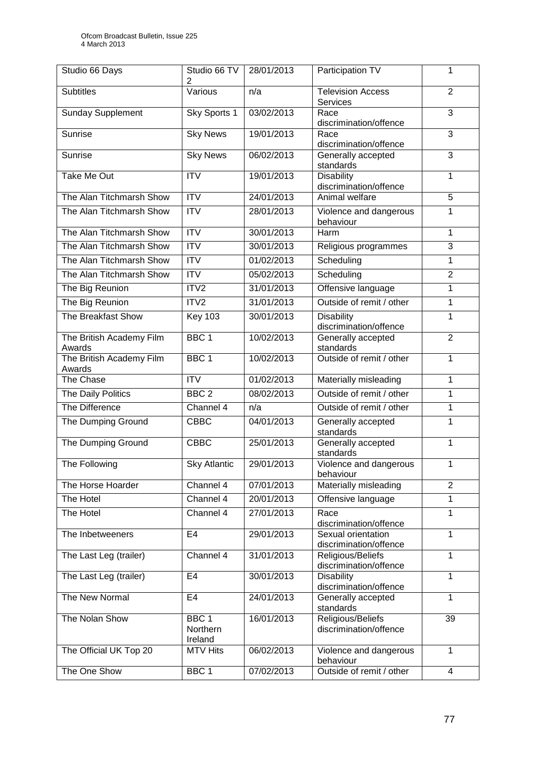| Studio 66 Days | Studio 66 TV 2 | 28/01/2013 | Participation TV | 1 |
|---|---|---|---|---|
| Subtitles | Various | n/a | Television Access Services | 2 |
| Sunday Supplement | Sky Sports 1 | 03/02/2013 | Race discrimination/offence | 3 |
| Sunrise | Sky News | 19/01/2013 | Race discrimination/offence | 3 |
| Sunrise | Sky News | 06/02/2013 | Generally accepted standards | 3 |
| Take Me Out | ITV | 19/01/2013 | Disability discrimination/offence | 1 |
| The Alan Titchmarsh Show | ITV | 24/01/2013 | Animal welfare | 5 |
| The Alan Titchmarsh Show | ITV | 28/01/2013 | Violence and dangerous behaviour | 1 |
| The Alan Titchmarsh Show | ITV | 30/01/2013 | Harm | 1 |
| The Alan Titchmarsh Show | ITV | 30/01/2013 | Religious programmes | 3 |
| The Alan Titchmarsh Show | ITV | 01/02/2013 | Scheduling | 1 |
| The Alan Titchmarsh Show | ITV | 05/02/2013 | Scheduling | 2 |
| The Big Reunion | ITV2 | 31/01/2013 | Offensive language | 1 |
| The Big Reunion | ITV2 | 31/01/2013 | Outside of remit / other | 1 |
| The Breakfast Show | Key 103 | 30/01/2013 | Disability discrimination/offence | 1 |
| The British Academy Film Awards | BBC 1 | 10/02/2013 | Generally accepted standards | 2 |
| The British Academy Film Awards | BBC 1 | 10/02/2013 | Outside of remit / other | 1 |
| The Chase | ITV | 01/02/2013 | Materially misleading | 1 |
| The Daily Politics | BBC 2 | 08/02/2013 | Outside of remit / other | 1 |
| The Difference | Channel 4 | n/a | Outside of remit / other | 1 |
| The Dumping Ground | CBBC | 04/01/2013 | Generally accepted standards | 1 |
| The Dumping Ground | CBBC | 25/01/2013 | Generally accepted standards | 1 |
| The Following | Sky Atlantic | 29/01/2013 | Violence and dangerous behaviour | 1 |
| The Horse Hoarder | Channel 4 | 07/01/2013 | Materially misleading | 2 |
| The Hotel | Channel 4 | 20/01/2013 | Offensive language | 1 |
| The Hotel | Channel 4 | 27/01/2013 | Race discrimination/offence | 1 |
| The Inbetweeners | E4 | 29/01/2013 | Sexual orientation discrimination/offence | 1 |
| The Last Leg (trailer) | Channel 4 | 31/01/2013 | Religious/Beliefs discrimination/offence | 1 |
| The Last Leg (trailer) | E4 | 30/01/2013 | Disability discrimination/offence | 1 |
| The New Normal | E4 | 24/01/2013 | Generally accepted standards | 1 |
| The Nolan Show | BBC 1 Northern Ireland | 16/01/2013 | Religious/Beliefs discrimination/offence | 39 |
| The Official UK Top 20 | MTV Hits | 06/02/2013 | Violence and dangerous behaviour | 1 |
| The One Show | BBC 1 | 07/02/2013 | Outside of remit / other | 4 |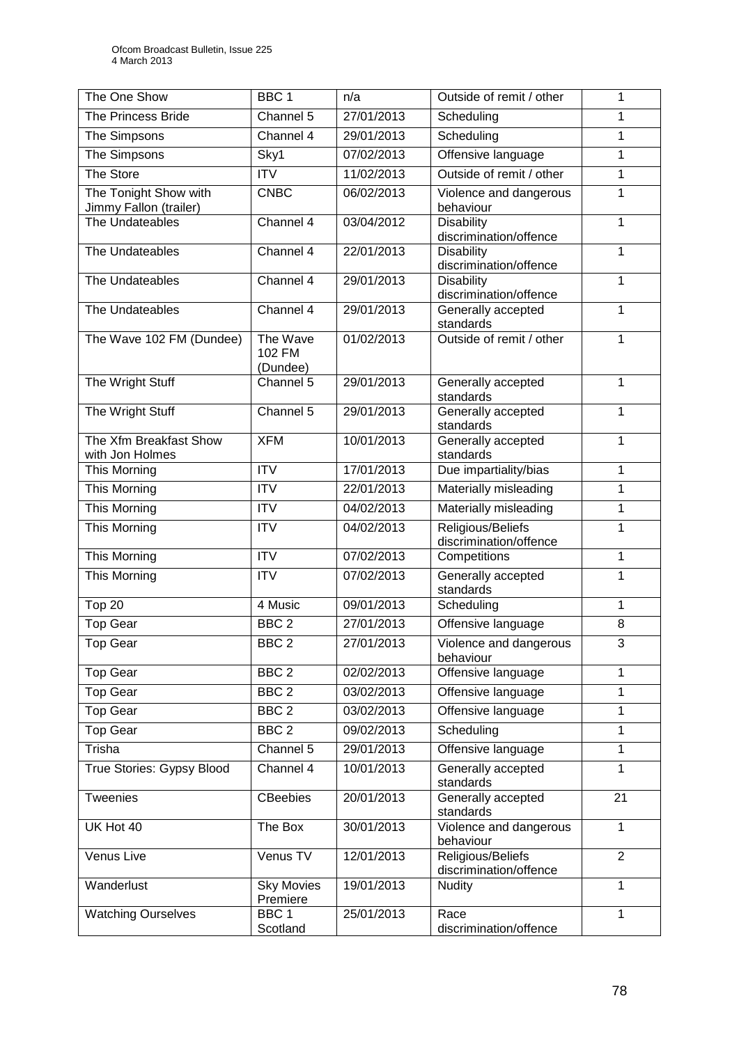| The One Show | BBC 1 | n/a | Outside of remit / other | 1 |
|---|---|---|---|---|
| The Princess Bride | Channel 5 | 27/01/2013 | Scheduling | 1 |
| The Simpsons | Channel 4 | 29/01/2013 | Scheduling | 1 |
| The Simpsons | Sky1 | 07/02/2013 | Offensive language | 1 |
| The Store | ITV | 11/02/2013 | Outside of remit / other | 1 |
| The Tonight Show with Jimmy Fallon (trailer) | CNBC | 06/02/2013 | Violence and dangerous behaviour | 1 |
| The Undateables | Channel 4 | 03/04/2012 | Disability discrimination/offence | 1 |
| The Undateables | Channel 4 | 22/01/2013 | Disability discrimination/offence | 1 |
| The Undateables | Channel 4 | 29/01/2013 | Disability discrimination/offence | 1 |
| The Undateables | Channel 4 | 29/01/2013 | Generally accepted standards | 1 |
| The Wave 102 FM (Dundee) | The Wave 102 FM (Dundee) | 01/02/2013 | Outside of remit / other | 1 |
| The Wright Stuff | Channel 5 | 29/01/2013 | Generally accepted standards | 1 |
| The Wright Stuff | Channel 5 | 29/01/2013 | Generally accepted standards | 1 |
| The Xfm Breakfast Show with Jon Holmes | XFM | 10/01/2013 | Generally accepted standards | 1 |
| This Morning | ITV | 17/01/2013 | Due impartiality/bias | 1 |
| This Morning | ITV | 22/01/2013 | Materially misleading | 1 |
| This Morning | ITV | 04/02/2013 | Materially misleading | 1 |
| This Morning | ITV | 04/02/2013 | Religious/Beliefs discrimination/offence | 1 |
| This Morning | ITV | 07/02/2013 | Competitions | 1 |
| This Morning | ITV | 07/02/2013 | Generally accepted standards | 1 |
| Top 20 | 4 Music | 09/01/2013 | Scheduling | 1 |
| Top Gear | BBC 2 | 27/01/2013 | Offensive language | 8 |
| Top Gear | BBC 2 | 27/01/2013 | Violence and dangerous behaviour | 3 |
| Top Gear | BBC 2 | 02/02/2013 | Offensive language | 1 |
| Top Gear | BBC 2 | 03/02/2013 | Offensive language | 1 |
| Top Gear | BBC 2 | 03/02/2013 | Offensive language | 1 |
| Top Gear | BBC 2 | 09/02/2013 | Scheduling | 1 |
| Trisha | Channel 5 | 29/01/2013 | Offensive language | 1 |
| True Stories: Gypsy Blood | Channel 4 | 10/01/2013 | Generally accepted standards | 1 |
| Tweenies | CBeebies | 20/01/2013 | Generally accepted standards | 21 |
| UK Hot 40 | The Box | 30/01/2013 | Violence and dangerous behaviour | 1 |
| Venus Live | Venus TV | 12/01/2013 | Religious/Beliefs discrimination/offence | 2 |
| Wanderlust | Sky Movies Premiere | 19/01/2013 | Nudity | 1 |
| Watching Ourselves | BBC 1 Scotland | 25/01/2013 | Race discrimination/offence | 1 |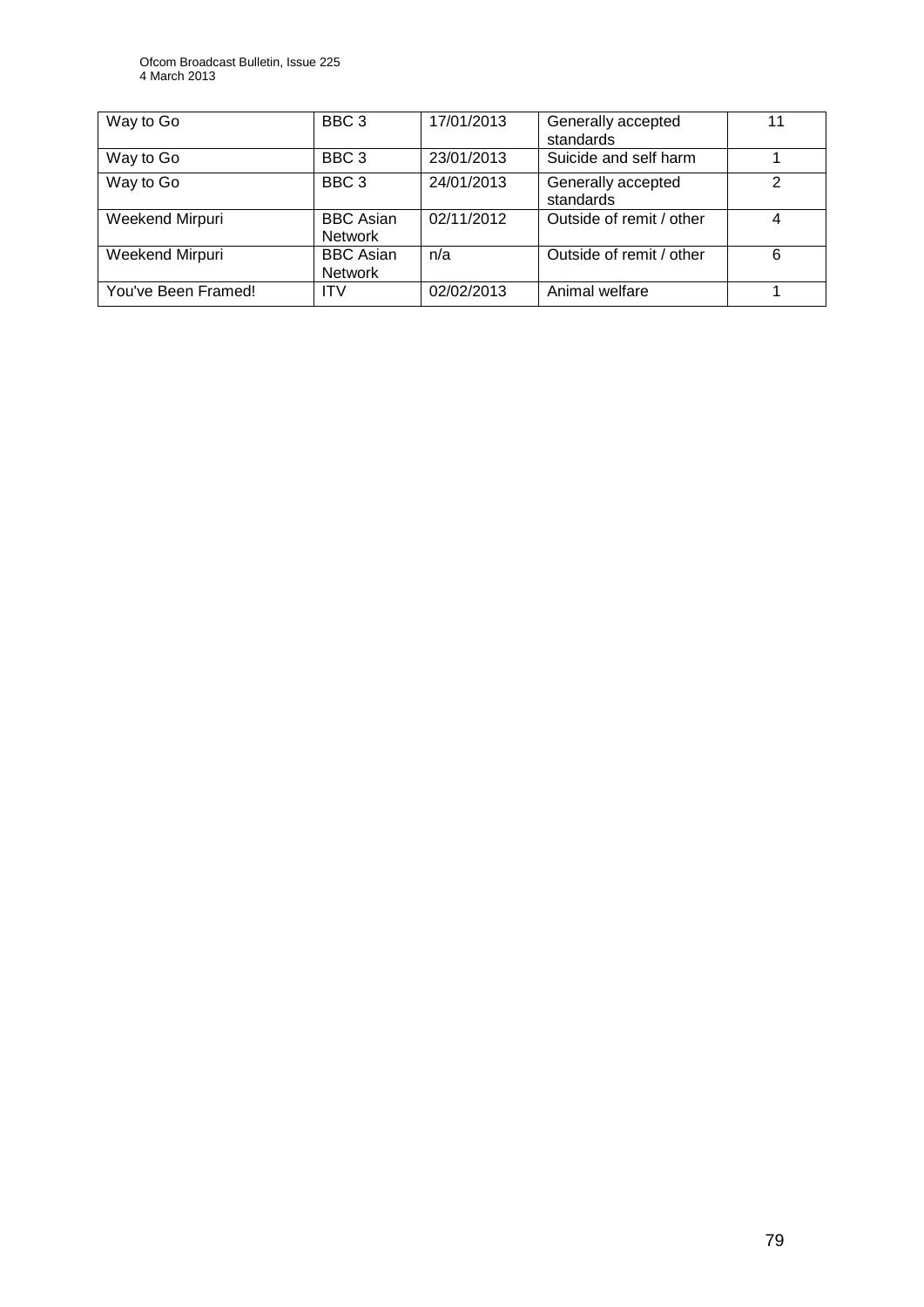| Way to Go | BBC 3 | 17/01/2013 | Generally accepted standards | 11 |
|---|---|---|---|---|
| Way to Go | BBC 3 | 23/01/2013 | Suicide and self harm | 1 |
| Way to Go | BBC 3 | 24/01/2013 | Generally accepted standards | 2 |
| Weekend Mirpuri | BBC Asian Network | 02/11/2012 | Outside of remit / other | 4 |
| Weekend Mirpuri | BBC Asian Network | n/a | Outside of remit / other | 6 |
| You've Been Framed! | ITV | 02/02/2013 | Animal welfare | 1 |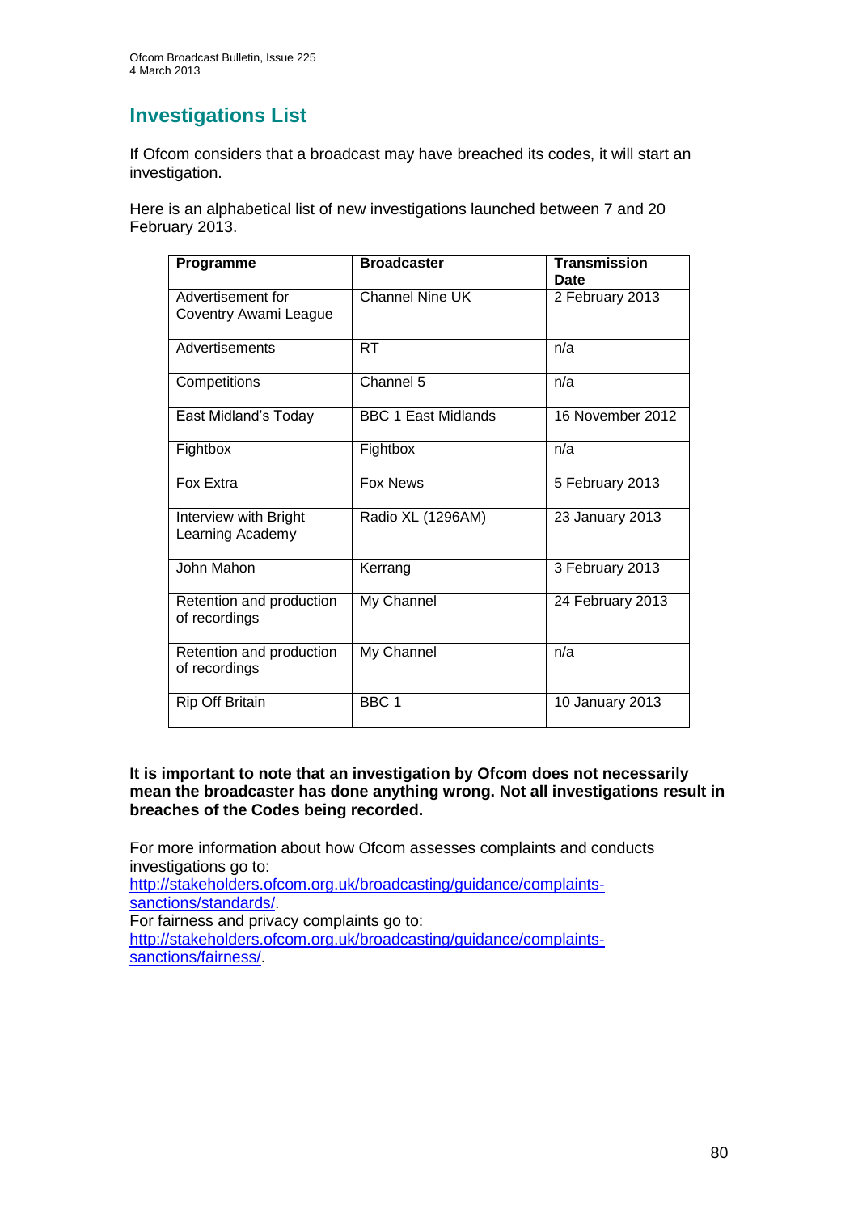## Investigations List

If Ofcom considers that a broadcast may have breached its codes, it will start an investigation.

Here is an alphabetical list of new investigations launched between 7 and 20 February 2013.

| Programme | Broadcaster | Transmission Date |
|---|---|---|
| Advertisement for Coventry Awami League | Channel Nine UK | 2 February 2013 |
| Advertisements | RT | n/a |
| Competitions | Channel 5 | n/a |
| East Midland's Today | BBC 1 East Midlands | 16 November 2012 |
| Fightbox | Fightbox | n/a |
| Fox Extra | Fox News | 5 February 2013 |
| Interview with Bright Learning Academy | Radio XL (1296AM) | 23 January 2013 |
| John Mahon | Kerrang | 3 February 2013 |
| Retention and production of recordings | My Channel | 24 February 2013 |
| Retention and production of recordings | My Channel | n/a |
| Rip Off Britain | BBC 1 | 10 January 2013 |

**It is important to note that an investigation by Ofcom does not necessarily mean the broadcaster has done anything wrong. Not all investigations result in breaches of the Codes being recorded.**

For more information about how Ofcom assesses complaints and conducts investigations go to:
http://stakeholders.ofcom.org.uk/broadcasting/guidance/complaints-sanctions/standards/.
For fairness and privacy complaints go to:
http://stakeholders.ofcom.org.uk/broadcasting/guidance/complaints-sanctions/fairness/.